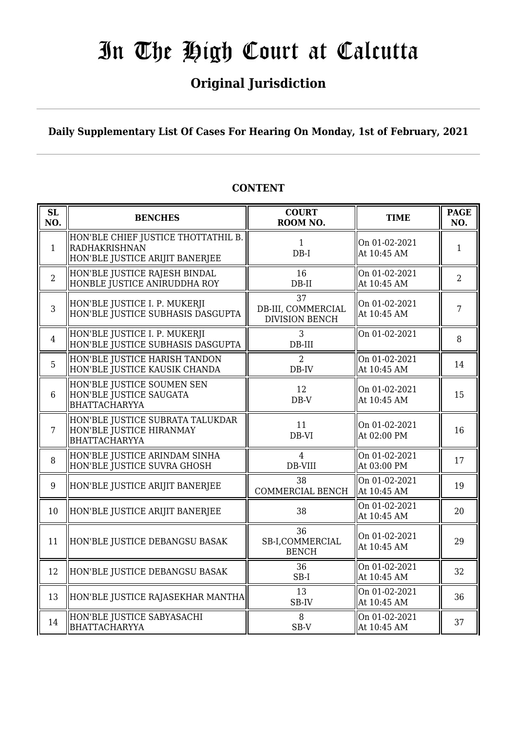# In The High Court at Calcutta

## Original Jurisdiction

**Daily Supplementary List Of Cases For Hearing On Monday, 1st of February, 2021**

### CONTENT

| SL NO. | BENCHES | COURT ROOM NO. | TIME | PAGE NO. |
|---|---|---|---|---|
| 1 | HON'BLE CHIEF JUSTICE THOTTATHIL B. RADHAKRISHNAN<br>HON'BLE JUSTICE ARIJIT BANERJEE | 1<br>DB-I | On 01-02-2021<br>At 10:45 AM | 1 |
| 2 | HON'BLE JUSTICE RAJESH BINDAL<br>HONBLE JUSTICE ANIRUDDHA ROY | 16<br>DB-II | On 01-02-2021<br>At 10:45 AM | 2 |
| 3 | HON'BLE JUSTICE I. P. MUKERJI<br>HON'BLE JUSTICE SUBHASIS DASGUPTA | 37<br>DB-III, COMMERCIAL DIVISION BENCH | On 01-02-2021<br>At 10:45 AM | 7 |
| 4 | HON'BLE JUSTICE I. P. MUKERJI<br>HON'BLE JUSTICE SUBHASIS DASGUPTA | 3<br>DB-III | On 01-02-2021 | 8 |
| 5 | HON'BLE JUSTICE HARISH TANDON<br>HON'BLE JUSTICE KAUSIK CHANDA | 2<br>DB-IV | On 01-02-2021<br>At 10:45 AM | 14 |
| 6 | HON'BLE JUSTICE SOUMEN SEN<br>HON'BLE JUSTICE SAUGATA BHATTACHARYYA | 12<br>DB-V | On 01-02-2021<br>At 10:45 AM | 15 |
| 7 | HON'BLE JUSTICE SUBRATA TALUKDAR<br>HON'BLE JUSTICE HIRANMAY BHATTACHARYYA | 11<br>DB-VI | On 01-02-2021<br>At 02:00 PM | 16 |
| 8 | HON'BLE JUSTICE ARINDAM SINHA<br>HON'BLE JUSTICE SUVRA GHOSH | 4<br>DB-VIII | On 01-02-2021<br>At 03:00 PM | 17 |
| 9 | HON'BLE JUSTICE ARIJIT BANERJEE | 38<br>COMMERCIAL BENCH | On 01-02-2021<br>At 10:45 AM | 19 |
| 10 | HON'BLE JUSTICE ARIJIT BANERJEE | 38 | On 01-02-2021<br>At 10:45 AM | 20 |
| 11 | HON'BLE JUSTICE DEBANGSU BASAK | 36<br>SB-I,COMMERCIAL BENCH | On 01-02-2021<br>At 10:45 AM | 29 |
| 12 | HON'BLE JUSTICE DEBANGSU BASAK | 36<br>SB-I | On 01-02-2021<br>At 10:45 AM | 32 |
| 13 | HON'BLE JUSTICE RAJASEKHAR MANTHA | 13<br>SB-IV | On 01-02-2021<br>At 10:45 AM | 36 |
| 14 | HON'BLE JUSTICE SABYASACHI BHATTACHARYYA | 8<br>SB-V | On 01-02-2021<br>At 10:45 AM | 37 |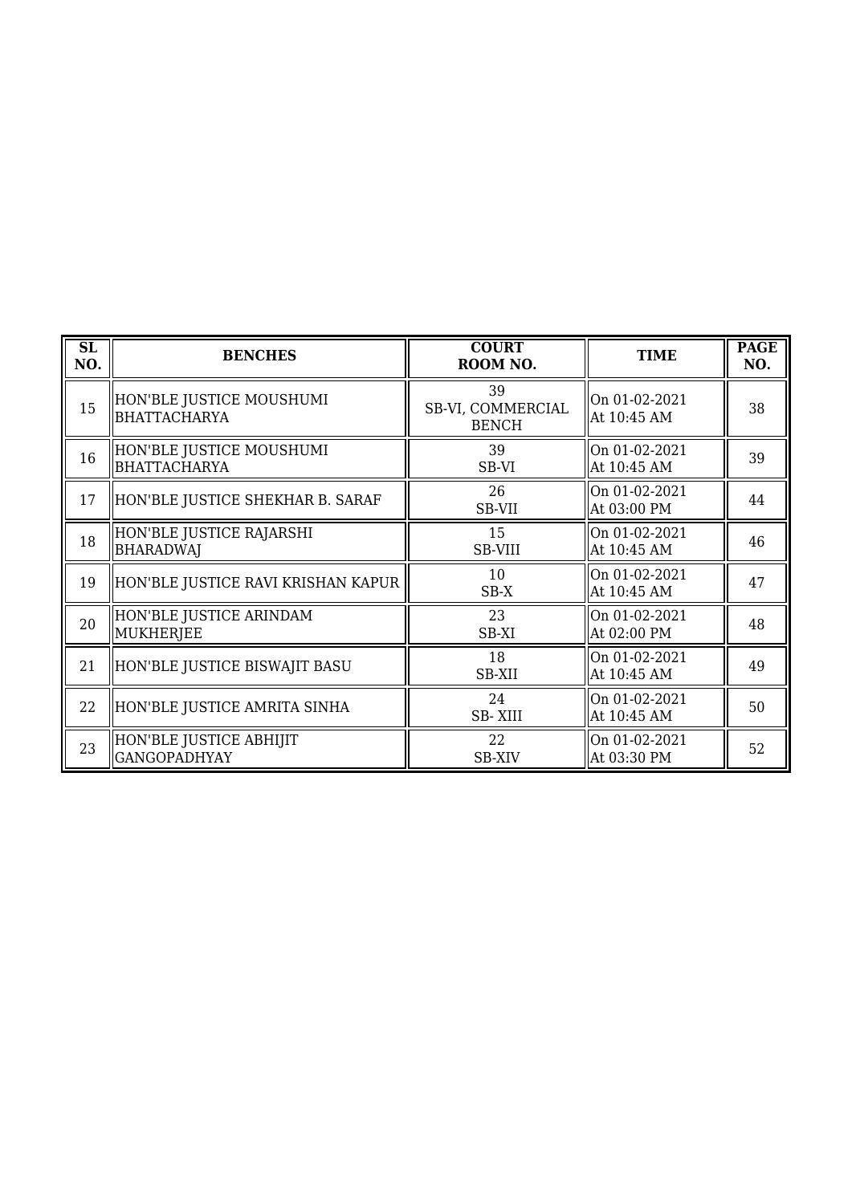| SL NO. | BENCHES | COURT ROOM NO. | TIME | PAGE NO. |
|---|---|---|---|---|
| 15 | HON'BLE JUSTICE MOUSHUMI BHATTACHARYA | 39 SB-VI, COMMERCIAL BENCH | On 01-02-2021 At 10:45 AM | 38 |
| 16 | HON'BLE JUSTICE MOUSHUMI BHATTACHARYA | 39 SB-VI | On 01-02-2021 At 10:45 AM | 39 |
| 17 | HON'BLE JUSTICE SHEKHAR B. SARAF | 26 SB-VII | On 01-02-2021 At 03:00 PM | 44 |
| 18 | HON'BLE JUSTICE RAJARSHI BHARADWAJ | 15 SB-VIII | On 01-02-2021 At 10:45 AM | 46 |
| 19 | HON'BLE JUSTICE RAVI KRISHAN KAPUR | 10 SB-X | On 01-02-2021 At 10:45 AM | 47 |
| 20 | HON'BLE JUSTICE ARINDAM MUKHERJEE | 23 SB-XI | On 01-02-2021 At 02:00 PM | 48 |
| 21 | HON'BLE JUSTICE BISWAJIT BASU | 18 SB-XII | On 01-02-2021 At 10:45 AM | 49 |
| 22 | HON'BLE JUSTICE AMRITA SINHA | 24 SB- XIII | On 01-02-2021 At 10:45 AM | 50 |
| 23 | HON'BLE JUSTICE ABHIJIT GANGOPADHYAY | 22 SB-XIV | On 01-02-2021 At 03:30 PM | 52 |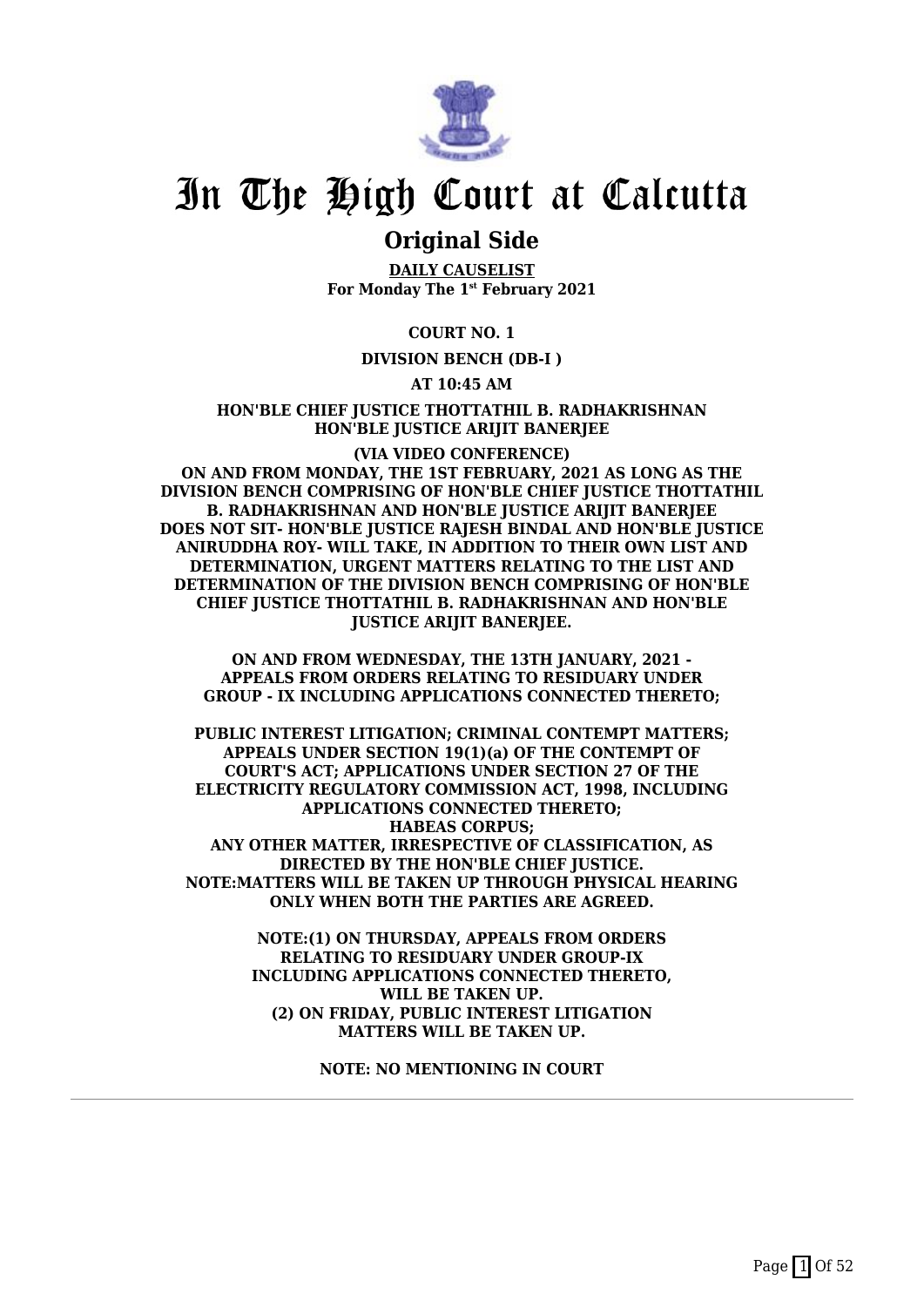# In The High Court at Calcutta

## Original Side

**DAILY CAUSELIST**
**For Monday The 1st February 2021**

**COURT NO. 1**

**DIVISION BENCH (DB-I )**

**AT 10:45 AM**

**HON'BLE CHIEF JUSTICE THOTTATHIL B. RADHAKRISHNAN**
**HON'BLE JUSTICE ARIJIT BANERJEE**

**(VIA VIDEO CONFERENCE)**

**ON AND FROM MONDAY, THE 1ST FEBRUARY, 2021 AS LONG AS THE DIVISION BENCH COMPRISING OF HON'BLE CHIEF JUSTICE THOTTATHIL B. RADHAKRISHNAN AND HON'BLE JUSTICE ARIJIT BANERJEE DOES NOT SIT- HON'BLE JUSTICE RAJESH BINDAL AND HON'BLE JUSTICE ANIRUDDHA ROY- WILL TAKE, IN ADDITION TO THEIR OWN LIST AND DETERMINATION, URGENT MATTERS RELATING TO THE LIST AND DETERMINATION OF THE DIVISION BENCH COMPRISING OF HON'BLE CHIEF JUSTICE THOTTATHIL B. RADHAKRISHNAN AND HON'BLE JUSTICE ARIJIT BANERJEE.**

**ON AND FROM WEDNESDAY, THE 13TH JANUARY, 2021 - APPEALS FROM ORDERS RELATING TO RESIDUARY UNDER GROUP - IX INCLUDING APPLICATIONS CONNECTED THERETO;**

**PUBLIC INTEREST LITIGATION; CRIMINAL CONTEMPT MATTERS; APPEALS UNDER SECTION 19(1)(a) OF THE CONTEMPT OF COURT'S ACT; APPLICATIONS UNDER SECTION 27 OF THE ELECTRICITY REGULATORY COMMISSION ACT, 1998, INCLUDING APPLICATIONS CONNECTED THERETO;**
**HABEAS CORPUS;**
**ANY OTHER MATTER, IRRESPECTIVE OF CLASSIFICATION, AS DIRECTED BY THE HON'BLE CHIEF JUSTICE.**
**NOTE:MATTERS WILL BE TAKEN UP THROUGH PHYSICAL HEARING ONLY WHEN BOTH THE PARTIES ARE AGREED.**

**NOTE:(1) ON THURSDAY, APPEALS FROM ORDERS RELATING TO RESIDUARY UNDER GROUP-IX INCLUDING APPLICATIONS CONNECTED THERETO, WILL BE TAKEN UP.**
**(2) ON FRIDAY, PUBLIC INTEREST LITIGATION MATTERS WILL BE TAKEN UP.**

**NOTE: NO MENTIONING IN COURT**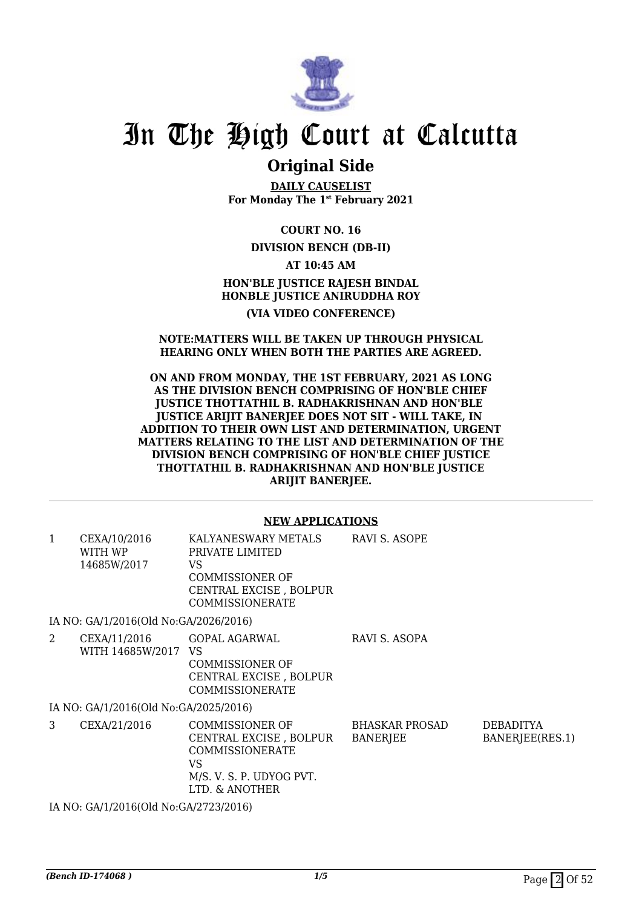# In The High Court at Calcutta

## Original Side

**DAILY CAUSELIST**
**For Monday The 1st February 2021**

**COURT NO. 16**

**DIVISION BENCH (DB-II)**

**AT 10:45 AM**

**HON'BLE JUSTICE RAJESH BINDAL**
**HONBLE JUSTICE ANIRUDDHA ROY**

**(VIA VIDEO CONFERENCE)**

**NOTE:MATTERS WILL BE TAKEN UP THROUGH PHYSICAL HEARING ONLY WHEN BOTH THE PARTIES ARE AGREED.**

**ON AND FROM MONDAY, THE 1ST FEBRUARY, 2021 AS LONG AS THE DIVISION BENCH COMPRISING OF HON'BLE CHIEF JUSTICE THOTTATHIL B. RADHAKRISHNAN AND HON'BLE JUSTICE ARIJIT BANERJEE DOES NOT SIT - WILL TAKE, IN ADDITION TO THEIR OWN LIST AND DETERMINATION, URGENT MATTERS RELATING TO THE LIST AND DETERMINATION OF THE DIVISION BENCH COMPRISING OF HON'BLE CHIEF JUSTICE THOTTATHIL B. RADHAKRISHNAN AND HON'BLE JUSTICE ARIJIT BANERJEE.**

**NEW APPLICATIONS**

| | | | | |
|---|---|---|---|---|
| 1 | CEXA/10/2016 WITH WP 14685W/2017 | KALYANESWARY METALS PRIVATE LIMITED VS COMMISSIONER OF CENTRAL EXCISE , BOLPUR COMMISSIONERATE | RAVI S. ASOPE | |
| | IA NO: GA/1/2016(Old No:GA/2026/2016) | | | |
| 2 | CEXA/11/2016 WITH 14685W/2017 | GOPAL AGARWAL VS COMMISSIONER OF CENTRAL EXCISE , BOLPUR COMMISSIONERATE | RAVI S. ASOPA | |
| | IA NO: GA/1/2016(Old No:GA/2025/2016) | | | |
| 3 | CEXA/21/2016 | COMMISSIONER OF CENTRAL EXCISE , BOLPUR COMMISSIONERATE VS M/S. V. S. P. UDYOG PVT. LTD. & ANOTHER | BHASKAR PROSAD BANERJEE | DEBADITYA BANERJEE(RES.1) |
| | IA NO: GA/1/2016(Old No:GA/2723/2016) | | | |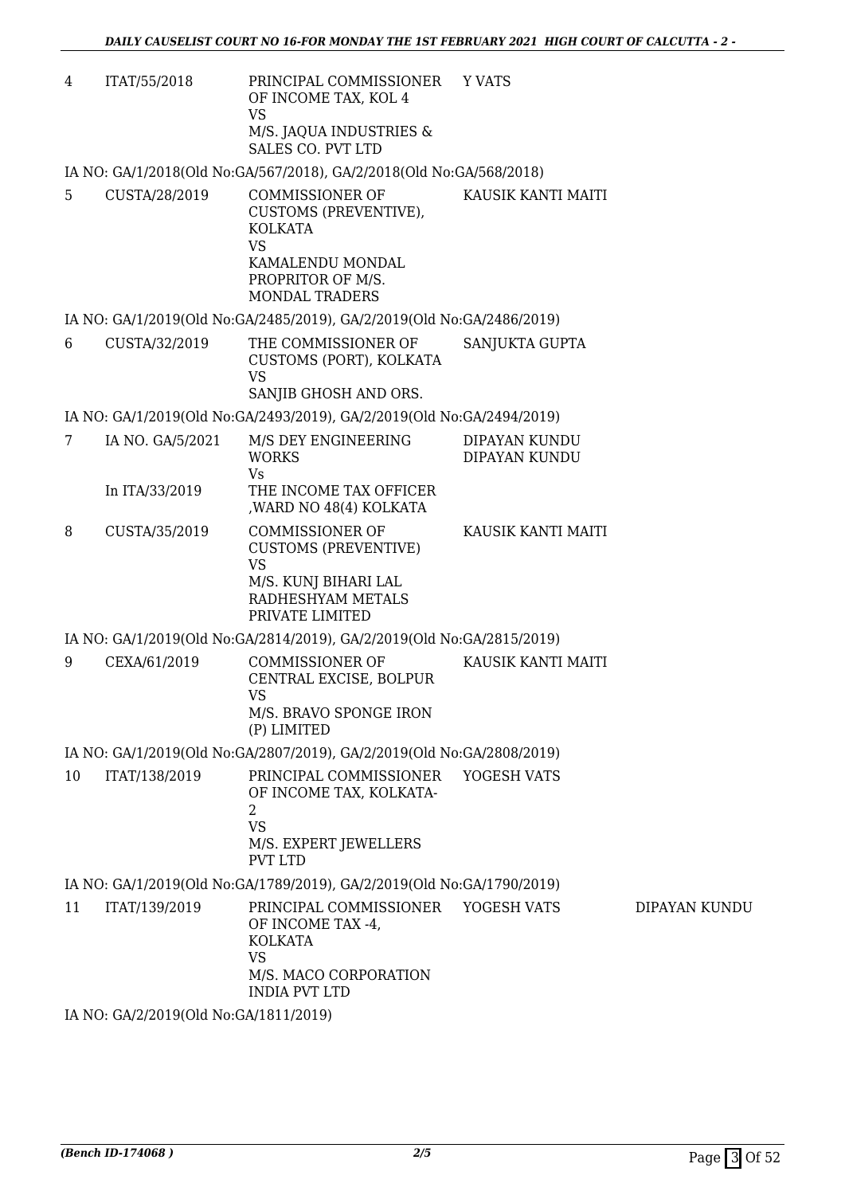| | | | | |
|---|---|---|---|---|
| 4 | ITAT/55/2018 | PRINCIPAL COMMISSIONER OF INCOME TAX, KOL 4<br>VS<br>M/S. JAQUA INDUSTRIES & SALES CO. PVT LTD | Y VATS | |

IA NO: GA/1/2018(Old No:GA/567/2018), GA/2/2018(Old No:GA/568/2018)

| | | | | |
|---|---|---|---|---|
| 5 | CUSTA/28/2019 | COMMISSIONER OF CUSTOMS (PREVENTIVE), KOLKATA<br>VS<br>KAMALENDU MONDAL PROPRITOR OF M/S. MONDAL TRADERS | KAUSIK KANTI MAITI | |

IA NO: GA/1/2019(Old No:GA/2485/2019), GA/2/2019(Old No:GA/2486/2019)

| | | | | |
|---|---|---|---|---|
| 6 | CUSTA/32/2019 | THE COMMISSIONER OF CUSTOMS (PORT), KOLKATA<br>VS<br>SANJIB GHOSH AND ORS. | SANJUKTA GUPTA | |

IA NO: GA/1/2019(Old No:GA/2493/2019), GA/2/2019(Old No:GA/2494/2019)

| | | | | |
|---|---|---|---|---|
| 7 | IA NO. GA/5/2021<br><br>In ITA/33/2019 | M/S DEY ENGINEERING WORKS<br>Vs<br>THE INCOME TAX OFFICER ,WARD NO 48(4) KOLKATA | DIPAYAN KUNDU<br>DIPAYAN KUNDU | |
| 8 | CUSTA/35/2019 | COMMISSIONER OF CUSTOMS (PREVENTIVE)<br>VS<br>M/S. KUNJ BIHARI LAL RADHESHYAM METALS PRIVATE LIMITED | KAUSIK KANTI MAITI | |

IA NO: GA/1/2019(Old No:GA/2814/2019), GA/2/2019(Old No:GA/2815/2019)

| | | | | |
|---|---|---|---|---|
| 9 | CEXA/61/2019 | COMMISSIONER OF CENTRAL EXCISE, BOLPUR<br>VS<br>M/S. BRAVO SPONGE IRON (P) LIMITED | KAUSIK KANTI MAITI | |

IA NO: GA/1/2019(Old No:GA/2807/2019), GA/2/2019(Old No:GA/2808/2019)

| | | | | |
|---|---|---|---|---|
| 10 | ITAT/138/2019 | PRINCIPAL COMMISSIONER OF INCOME TAX, KOLKATA-2<br>VS<br>M/S. EXPERT JEWELLERS PVT LTD | YOGESH VATS | |

IA NO: GA/1/2019(Old No:GA/1789/2019), GA/2/2019(Old No:GA/1790/2019)

| | | | | |
|---|---|---|---|---|
| 11 | ITAT/139/2019 | PRINCIPAL COMMISSIONER OF INCOME TAX -4, KOLKATA<br>VS<br>M/S. MACO CORPORATION INDIA PVT LTD | YOGESH VATS | DIPAYAN KUNDU |

IA NO: GA/2/2019(Old No:GA/1811/2019)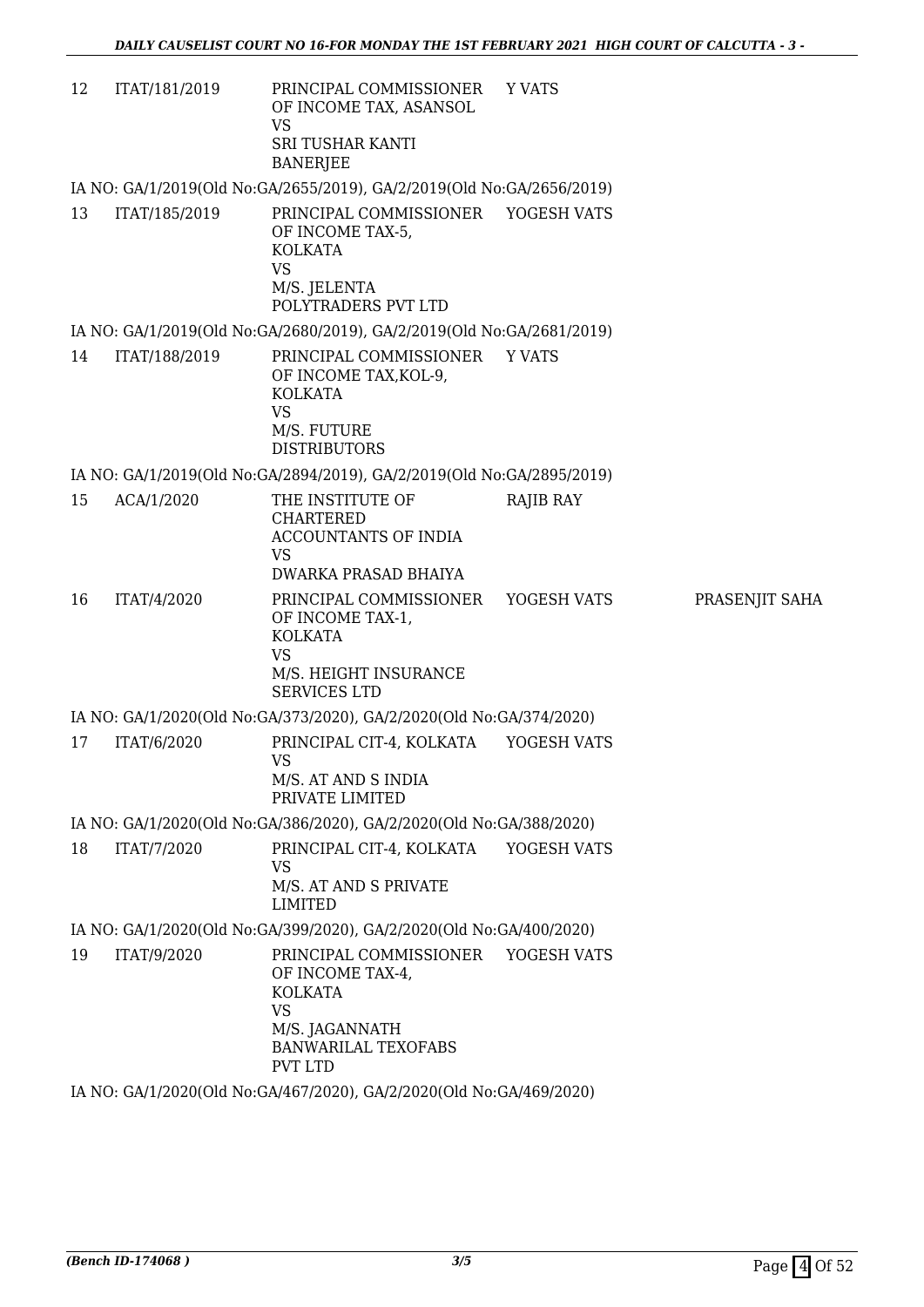| 12 | ITAT/181/2019 | PRINCIPAL COMMISSIONER OF INCOME TAX, ASANSOL VS SRI TUSHAR KANTI BANERJEE | Y VATS | |
|---|---|---|---|---|

IA NO: GA/1/2019(Old No:GA/2655/2019), GA/2/2019(Old No:GA/2656/2019)

| 13 | ITAT/185/2019 | PRINCIPAL COMMISSIONER OF INCOME TAX-5, KOLKATA VS M/S. JELENTA POLYTRADERS PVT LTD | YOGESH VATS | |
|---|---|---|---|---|

IA NO: GA/1/2019(Old No:GA/2680/2019), GA/2/2019(Old No:GA/2681/2019)

| 14 | ITAT/188/2019 | PRINCIPAL COMMISSIONER OF INCOME TAX,KOL-9, KOLKATA VS M/S. FUTURE DISTRIBUTORS | Y VATS | |
|---|---|---|---|---|

IA NO: GA/1/2019(Old No:GA/2894/2019), GA/2/2019(Old No:GA/2895/2019)

| 15 | ACA/1/2020 | THE INSTITUTE OF CHARTERED ACCOUNTANTS OF INDIA VS DWARKA PRASAD BHAIYA | RAJIB RAY | |
|---|---|---|---|---|
| 16 | ITAT/4/2020 | PRINCIPAL COMMISSIONER OF INCOME TAX-1, KOLKATA VS M/S. HEIGHT INSURANCE SERVICES LTD | YOGESH VATS | PRASENJIT SAHA |

IA NO: GA/1/2020(Old No:GA/373/2020), GA/2/2020(Old No:GA/374/2020)

| 17 | ITAT/6/2020 | PRINCIPAL CIT-4, KOLKATA VS M/S. AT AND S INDIA PRIVATE LIMITED | YOGESH VATS | |
|---|---|---|---|---|

IA NO: GA/1/2020(Old No:GA/386/2020), GA/2/2020(Old No:GA/388/2020)

| 18 | ITAT/7/2020 | PRINCIPAL CIT-4, KOLKATA VS M/S. AT AND S PRIVATE LIMITED | YOGESH VATS | |
|---|---|---|---|---|

IA NO: GA/1/2020(Old No:GA/399/2020), GA/2/2020(Old No:GA/400/2020)

| 19 | ITAT/9/2020 | PRINCIPAL COMMISSIONER OF INCOME TAX-4, KOLKATA VS M/S. JAGANNATH BANWARILAL TEXOFABS PVT LTD | YOGESH VATS | |
|---|---|---|---|---|

IA NO: GA/1/2020(Old No:GA/467/2020), GA/2/2020(Old No:GA/469/2020)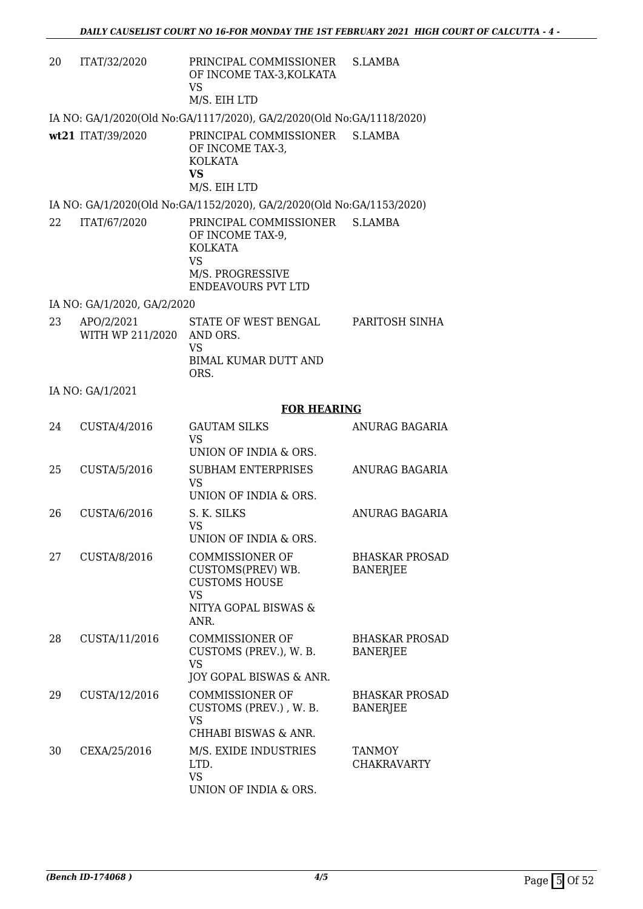| | | | |
|---|---|---|---|
| 20 | ITAT/32/2020 | PRINCIPAL COMMISSIONER OF INCOME TAX-3,KOLKATA VS M/S. EIH LTD | S.LAMBA |

IA NO: GA/1/2020(Old No:GA/1117/2020), GA/2/2020(Old No:GA/1118/2020)

| | | | |
|---|---|---|---|
| **wt21** | ITAT/39/2020 | PRINCIPAL COMMISSIONER OF INCOME TAX-3, KOLKATA **VS** M/S. EIH LTD | S.LAMBA |

IA NO: GA/1/2020(Old No:GA/1152/2020), GA/2/2020(Old No:GA/1153/2020)

| | | | |
|---|---|---|---|
| 22 | ITAT/67/2020 | PRINCIPAL COMMISSIONER OF INCOME TAX-9, KOLKATA VS M/S. PROGRESSIVE ENDEAVOURS PVT LTD | S.LAMBA |

IA NO: GA/1/2020, GA/2/2020

| | | | |
|---|---|---|---|
| 23 | APO/2/2021 WITH WP 211/2020 | STATE OF WEST BENGAL AND ORS. VS BIMAL KUMAR DUTT AND ORS. | PARITOSH SINHA |

IA NO: GA/1/2021

## FOR HEARING

| | | | |
|---|---|---|---|
| 24 | CUSTA/4/2016 | GAUTAM SILKS VS UNION OF INDIA & ORS. | ANURAG BAGARIA |
| 25 | CUSTA/5/2016 | SUBHAM ENTERPRISES VS UNION OF INDIA & ORS. | ANURAG BAGARIA |
| 26 | CUSTA/6/2016 | S. K. SILKS VS UNION OF INDIA & ORS. | ANURAG BAGARIA |
| 27 | CUSTA/8/2016 | COMMISSIONER OF CUSTOMS(PREV) WB. CUSTOMS HOUSE VS NITYA GOPAL BISWAS & ANR. | BHASKAR PROSAD BANERJEE |
| 28 | CUSTA/11/2016 | COMMISSIONER OF CUSTOMS (PREV.), W. B. VS JOY GOPAL BISWAS & ANR. | BHASKAR PROSAD BANERJEE |
| 29 | CUSTA/12/2016 | COMMISSIONER OF CUSTOMS (PREV.) , W. B. VS CHHABI BISWAS & ANR. | BHASKAR PROSAD BANERJEE |
| 30 | CEXA/25/2016 | M/S. EXIDE INDUSTRIES LTD. VS UNION OF INDIA & ORS. | TANMOY CHAKRAVARTY |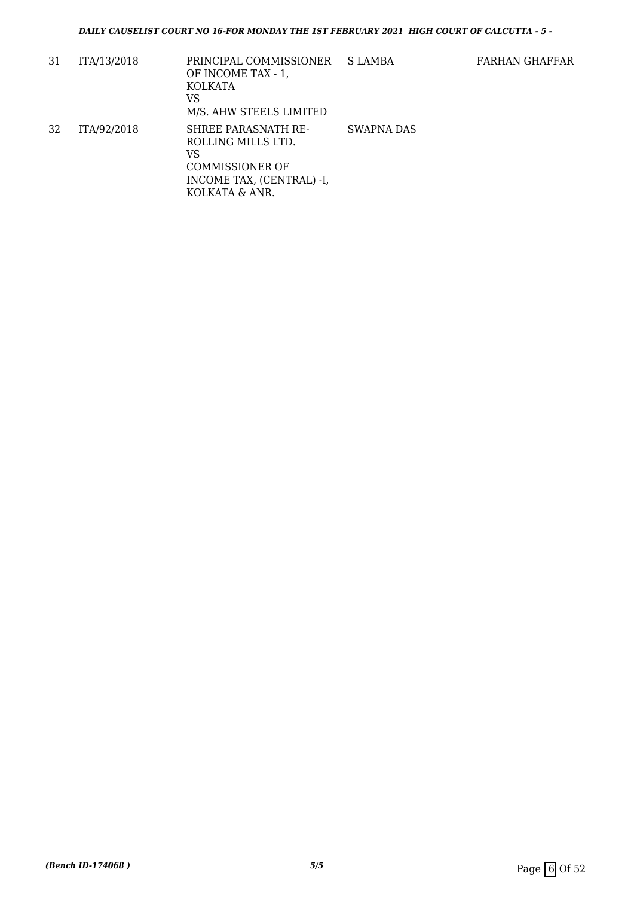| | | | | |
|---|---|---|---|---|
| 31 | ITA/13/2018 | PRINCIPAL COMMISSIONER OF INCOME TAX - 1, KOLKATA<br>VS<br>M/S. AHW STEELS LIMITED | S LAMBA | FARHAN GHAFFAR |
| 32 | ITA/92/2018 | SHREE PARASNATH RE-ROLLING MILLS LTD.<br>VS<br>COMMISSIONER OF INCOME TAX, (CENTRAL) -I, KOLKATA & ANR. | SWAPNA DAS | |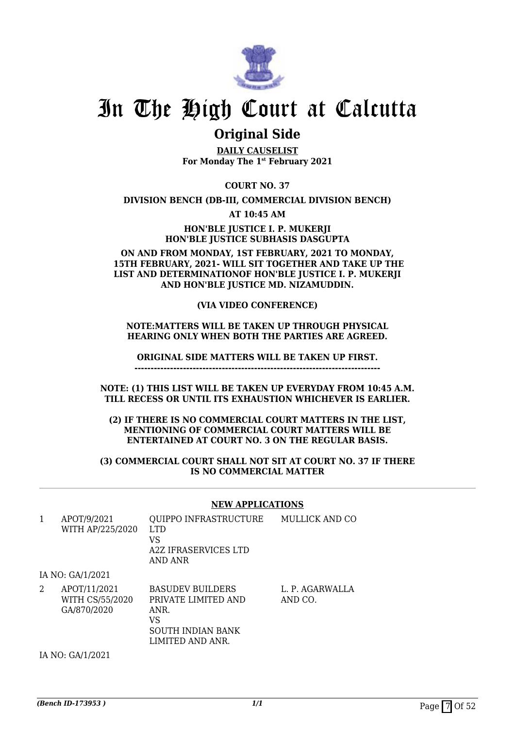# In The High Court at Calcutta

## Original Side

**DAILY CAUSELIST**
**For Monday The 1st February 2021**

**COURT NO. 37**

**DIVISION BENCH (DB-III, COMMERCIAL DIVISION BENCH)**

**AT 10:45 AM**

**HON'BLE JUSTICE I. P. MUKERJI**
**HON'BLE JUSTICE SUBHASIS DASGUPTA**

**ON AND FROM MONDAY, 1ST FEBRUARY, 2021 TO MONDAY, 15TH FEBRUARY, 2021- WILL SIT TOGETHER AND TAKE UP THE LIST AND DETERMINATIONOF HON'BLE JUSTICE I. P. MUKERJI AND HON'BLE JUSTICE MD. NIZAMUDDIN.**

**(VIA VIDEO CONFERENCE)**

**NOTE:MATTERS WILL BE TAKEN UP THROUGH PHYSICAL HEARING ONLY WHEN BOTH THE PARTIES ARE AGREED.**

**ORIGINAL SIDE MATTERS WILL BE TAKEN UP FIRST.**
**---------------------------------------------------------------------------**

**NOTE: (1) THIS LIST WILL BE TAKEN UP EVERYDAY FROM 10:45 A.M. TILL RECESS OR UNTIL ITS EXHAUSTION WHICHEVER IS EARLIER.**

**(2) IF THERE IS NO COMMERCIAL COURT MATTERS IN THE LIST, MENTIONING OF COMMERCIAL COURT MATTERS WILL BE ENTERTAINED AT COURT NO. 3 ON THE REGULAR BASIS.**

**(3) COMMERCIAL COURT SHALL NOT SIT AT COURT NO. 37 IF THERE IS NO COMMERCIAL MATTER**

**NEW APPLICATIONS**

| | | | |
|---|---|---|---|
| 1 | APOT/9/2021 WITH AP/225/2020 | QUIPPO INFRASTRUCTURE LTD VS A2Z IFRASERVICES LTD AND ANR | MULLICK AND CO |
| | IA NO: GA/1/2021 | | |
| 2 | APOT/11/2021 WITH CS/55/2020 GA/870/2020 | BASUDEV BUILDERS PRIVATE LIMITED AND ANR. VS SOUTH INDIAN BANK LIMITED AND ANR. | L. P. AGARWALLA AND CO. |
| | IA NO: GA/1/2021 | | |

*(Bench ID-173953 )* 1/1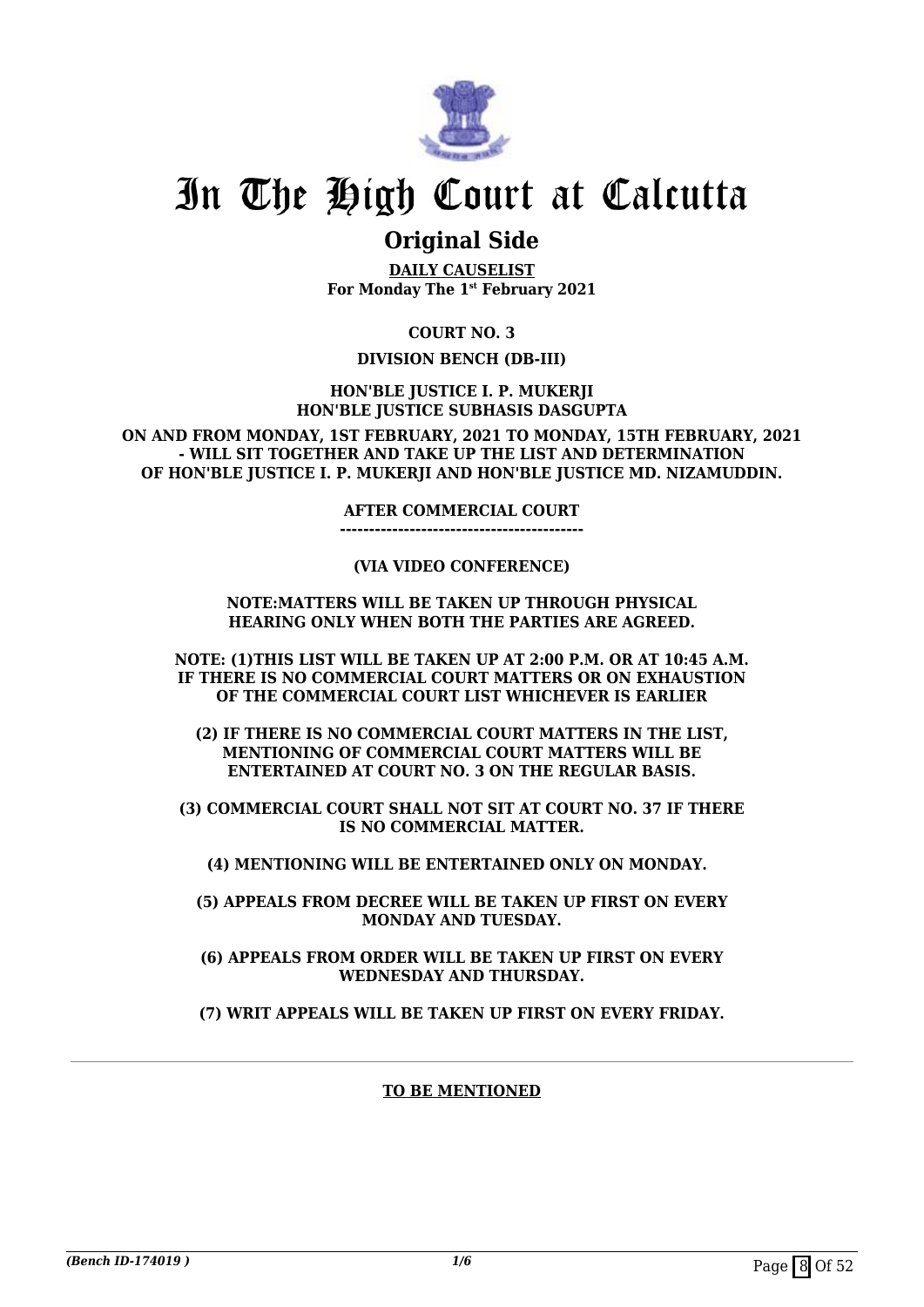# In The High Court at Calcutta

## Original Side

**DAILY CAUSELIST**
**For Monday The 1st February 2021**

**COURT NO. 3**

**DIVISION BENCH (DB-III)**

**HON'BLE JUSTICE I. P. MUKERJI**
**HON'BLE JUSTICE SUBHASIS DASGUPTA**

**ON AND FROM MONDAY, 1ST FEBRUARY, 2021 TO MONDAY, 15TH FEBRUARY, 2021 - WILL SIT TOGETHER AND TAKE UP THE LIST AND DETERMINATION OF HON'BLE JUSTICE I. P. MUKERJI AND HON'BLE JUSTICE MD. NIZAMUDDIN.**

**AFTER COMMERCIAL COURT**
**------------------------------------------**

**(VIA VIDEO CONFERENCE)**

**NOTE:MATTERS WILL BE TAKEN UP THROUGH PHYSICAL HEARING ONLY WHEN BOTH THE PARTIES ARE AGREED.**

**NOTE: (1)THIS LIST WILL BE TAKEN UP AT 2:00 P.M. OR AT 10:45 A.M. IF THERE IS NO COMMERCIAL COURT MATTERS OR ON EXHAUSTION OF THE COMMERCIAL COURT LIST WHICHEVER IS EARLIER**

**(2) IF THERE IS NO COMMERCIAL COURT MATTERS IN THE LIST, MENTIONING OF COMMERCIAL COURT MATTERS WILL BE ENTERTAINED AT COURT NO. 3 ON THE REGULAR BASIS.**

**(3) COMMERCIAL COURT SHALL NOT SIT AT COURT NO. 37 IF THERE IS NO COMMERCIAL MATTER.**

**(4) MENTIONING WILL BE ENTERTAINED ONLY ON MONDAY.**

**(5) APPEALS FROM DECREE WILL BE TAKEN UP FIRST ON EVERY MONDAY AND TUESDAY.**

**(6) APPEALS FROM ORDER WILL BE TAKEN UP FIRST ON EVERY WEDNESDAY AND THURSDAY.**

**(7) WRIT APPEALS WILL BE TAKEN UP FIRST ON EVERY FRIDAY.**

---

**TO BE MENTIONED**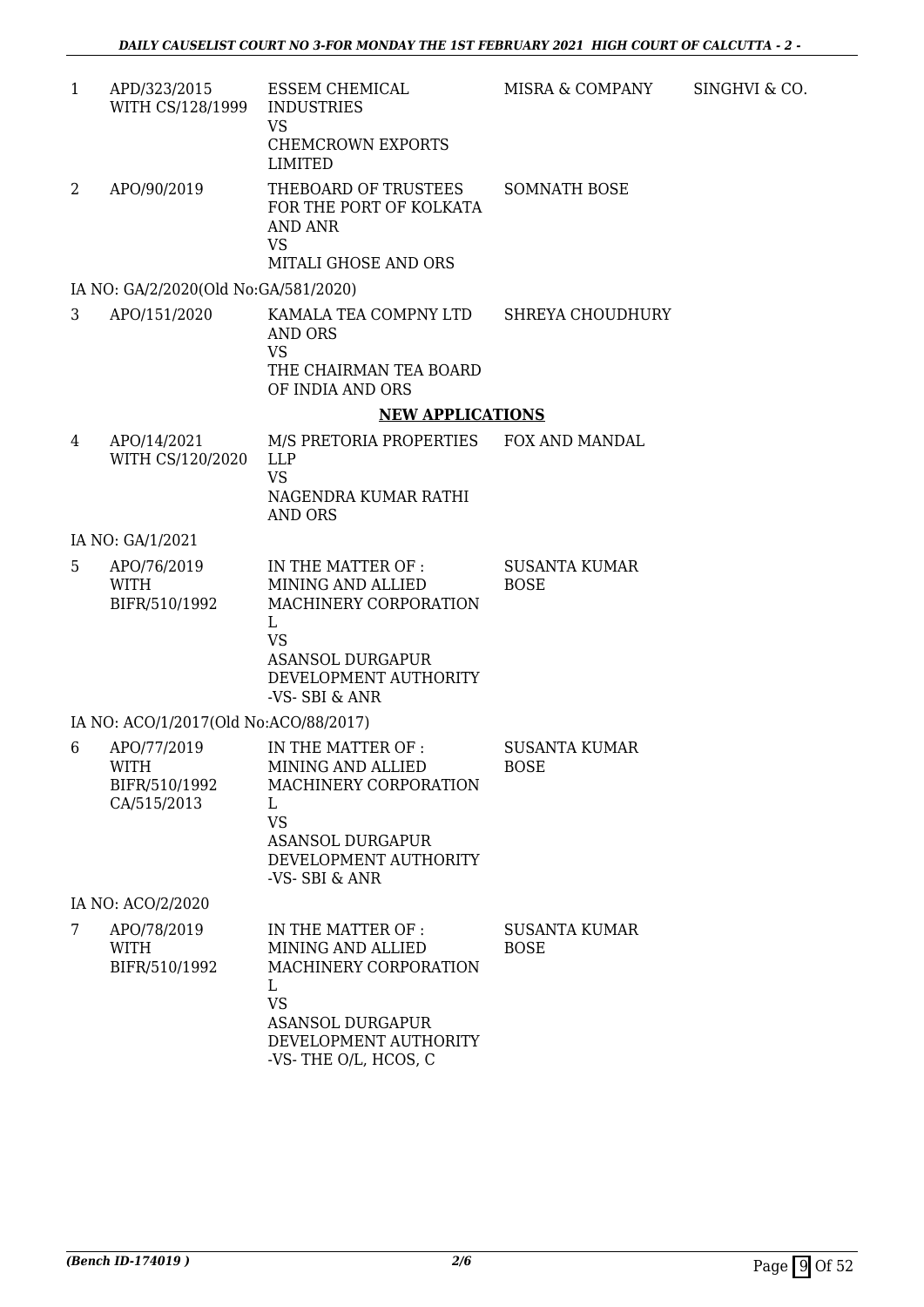| | | | | |
|---|---|---|---|---|
| 1 | APD/323/2015 WITH CS/128/1999 | ESSEM CHEMICAL INDUSTRIES VS CHEMCROWN EXPORTS LIMITED | MISRA & COMPANY | SINGHVI & CO. |
| 2 | APO/90/2019 | THEBOARD OF TRUSTEES FOR THE PORT OF KOLKATA AND ANR VS MITALI GHOSE AND ORS | SOMNATH BOSE | |
| IA NO: GA/2/2020(Old No:GA/581/2020) | | | | |
| 3 | APO/151/2020 | KAMALA TEA COMPNY LTD AND ORS VS THE CHAIRMAN TEA BOARD OF INDIA AND ORS | SHREYA CHOUDHURY | |

**NEW APPLICATIONS**

| | | | | |
|---|---|---|---|---|
| 4 | APO/14/2021 WITH CS/120/2020 | M/S PRETORIA PROPERTIES LLP VS NAGENDRA KUMAR RATHI AND ORS | FOX AND MANDAL | |
| IA NO: GA/1/2021 | | | | |
| 5 | APO/76/2019 WITH BIFR/510/1992 | IN THE MATTER OF : MINING AND ALLIED MACHINERY CORPORATION L VS ASANSOL DURGAPUR DEVELOPMENT AUTHORITY -VS- SBI & ANR | SUSANTA KUMAR BOSE | |
| IA NO: ACO/1/2017(Old No:ACO/88/2017) | | | | |
| 6 | APO/77/2019 WITH BIFR/510/1992 CA/515/2013 | IN THE MATTER OF : MINING AND ALLIED MACHINERY CORPORATION L VS ASANSOL DURGAPUR DEVELOPMENT AUTHORITY -VS- SBI & ANR | SUSANTA KUMAR BOSE | |
| IA NO: ACO/2/2020 | | | | |
| 7 | APO/78/2019 WITH BIFR/510/1992 | IN THE MATTER OF : MINING AND ALLIED MACHINERY CORPORATION L VS ASANSOL DURGAPUR DEVELOPMENT AUTHORITY -VS- THE O/L, HCOS, C | SUSANTA KUMAR BOSE | |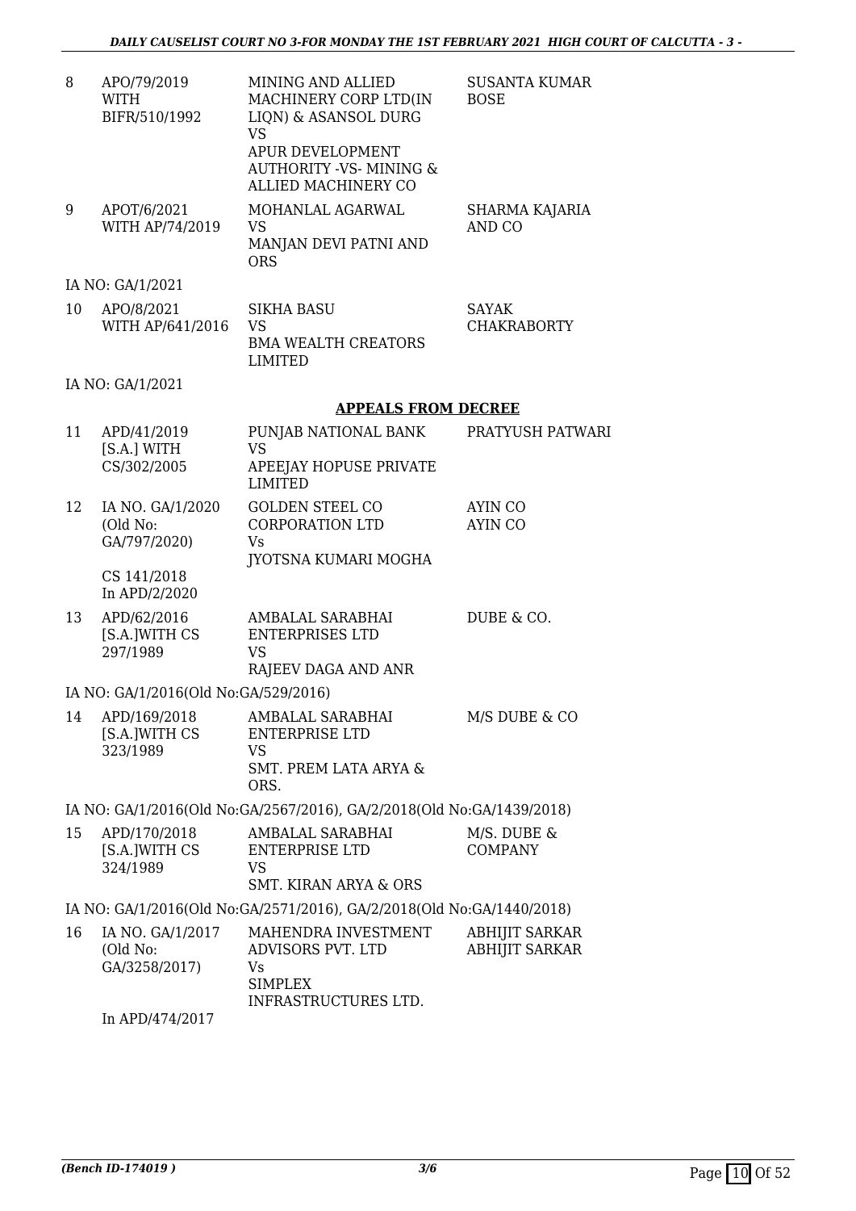| | | | |
|---|---|---|---|
| 8 | APO/79/2019 WITH BIFR/510/1992 | MINING AND ALLIED MACHINERY CORP LTD(IN LIQN) & ASANSOL DURG VS APUR DEVELOPMENT AUTHORITY -VS- MINING & ALLIED MACHINERY CO | SUSANTA KUMAR BOSE |
| 9 | APOT/6/2021 WITH AP/74/2019 | MOHANLAL AGARWAL VS MANJAN DEVI PATNI AND ORS | SHARMA KAJARIA AND CO |

IA NO: GA/1/2021

| | | | |
|---|---|---|---|
| 10 | APO/8/2021 WITH AP/641/2016 | SIKHA BASU VS BMA WEALTH CREATORS LIMITED | SAYAK CHAKRABORTY |

IA NO: GA/1/2021

## APPEALS FROM DECREE

| | | | |
|---|---|---|---|
| 11 | APD/41/2019 [S.A.] WITH CS/302/2005 | PUNJAB NATIONAL BANK VS APEEJAY HOPUSE PRIVATE LIMITED | PRATYUSH PATWARI |
| 12 | IA NO. GA/1/2020 (Old No: GA/797/2020) CS 141/2018 In APD/2/2020 | GOLDEN STEEL CO CORPORATION LTD Vs JYOTSNA KUMARI MOGHA | AYIN CO AYIN CO |
| 13 | APD/62/2016 [S.A.]WITH CS 297/1989 | AMBALAL SARABHAI ENTERPRISES LTD VS RAJEEV DAGA AND ANR | DUBE & CO. |

IA NO: GA/1/2016(Old No:GA/529/2016)

| | | | |
|---|---|---|---|
| 14 | APD/169/2018 [S.A.]WITH CS 323/1989 | AMBALAL SARABHAI ENTERPRISE LTD VS SMT. PREM LATA ARYA & ORS. | M/S DUBE & CO |

IA NO: GA/1/2016(Old No:GA/2567/2016), GA/2/2018(Old No:GA/1439/2018)

| | | | |
|---|---|---|---|
| 15 | APD/170/2018 [S.A.]WITH CS 324/1989 | AMBALAL SARABHAI ENTERPRISE LTD VS SMT. KIRAN ARYA & ORS | M/S. DUBE & COMPANY |

IA NO: GA/1/2016(Old No:GA/2571/2016), GA/2/2018(Old No:GA/1440/2018)

| | | | |
|---|---|---|---|
| 16 | IA NO. GA/1/2017 (Old No: GA/3258/2017) In APD/474/2017 | MAHENDRA INVESTMENT ADVISORS PVT. LTD Vs SIMPLEX INFRASTRUCTURES LTD. | ABHIJIT SARKAR ABHIJIT SARKAR |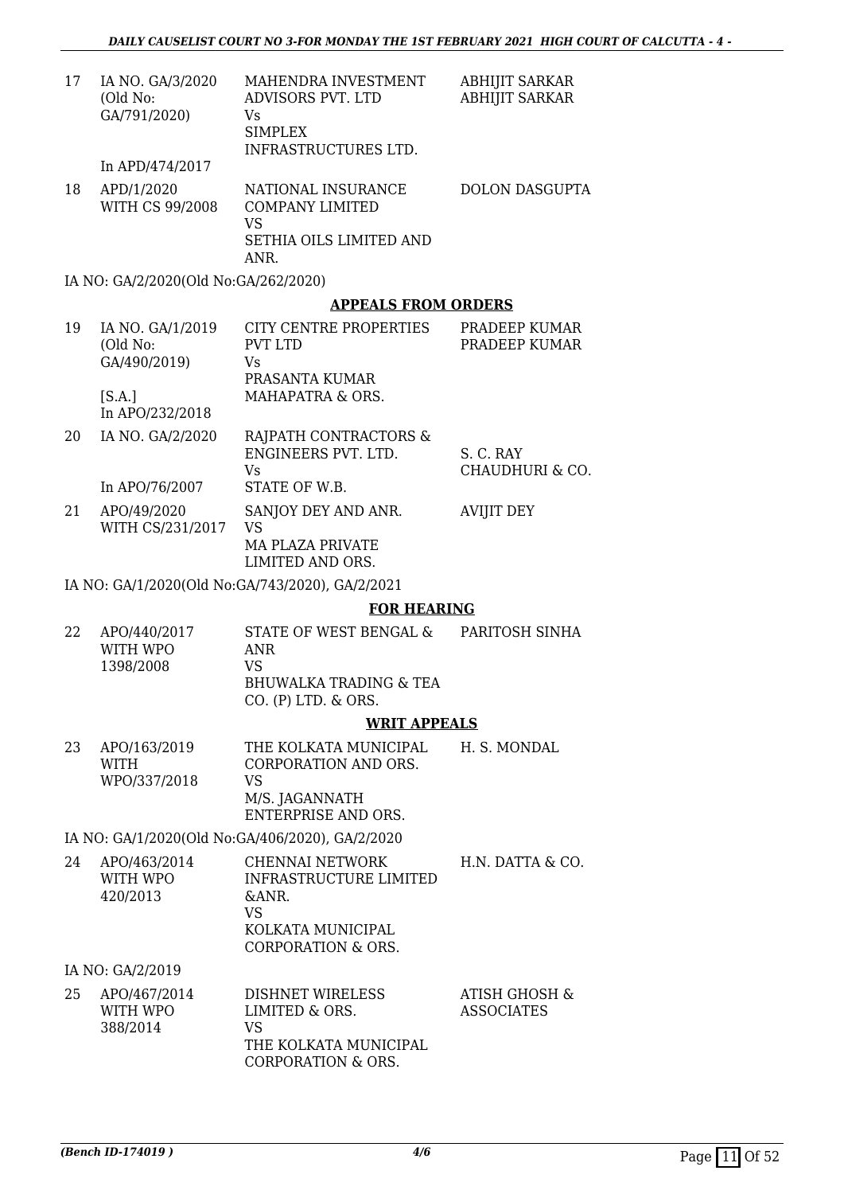| | | | |
|---|---|---|---|
| 17 | IA NO. GA/3/2020 (Old No: GA/791/2020)<br><br>In APD/474/2017 | MAHENDRA INVESTMENT ADVISORS PVT. LTD<br>Vs<br>SIMPLEX INFRASTRUCTURES LTD. | ABHIJIT SARKAR<br>ABHIJIT SARKAR |
| 18 | APD/1/2020<br>WITH CS 99/2008 | NATIONAL INSURANCE COMPANY LIMITED<br>VS<br>SETHIA OILS LIMITED AND ANR. | DOLON DASGUPTA |

IA NO: GA/2/2020(Old No:GA/262/2020)

## APPEALS FROM ORDERS

| | | | |
|---|---|---|---|
| 19 | IA NO. GA/1/2019 (Old No: GA/490/2019)<br><br>[S.A.]<br>In APO/232/2018 | CITY CENTRE PROPERTIES PVT LTD<br>Vs<br>PRASANTA KUMAR MAHAPATRA & ORS. | PRADEEP KUMAR<br>PRADEEP KUMAR |
| 20 | IA NO. GA/2/2020<br><br>In APO/76/2007 | RAJPATH CONTRACTORS & ENGINEERS PVT. LTD.<br>Vs<br>STATE OF W.B. | S. C. RAY CHAUDHURI & CO. |
| 21 | APO/49/2020<br>WITH CS/231/2017 | SANJOY DEY AND ANR.<br>VS<br>MA PLAZA PRIVATE LIMITED AND ORS. | AVIJIT DEY |

IA NO: GA/1/2020(Old No:GA/743/2020), GA/2/2021

## FOR HEARING

| | | | |
|---|---|---|---|
| 22 | APO/440/2017<br>WITH WPO 1398/2008 | STATE OF WEST BENGAL & ANR<br>VS<br>BHUWALKA TRADING & TEA CO. (P) LTD. & ORS. | PARITOSH SINHA |

## WRIT APPEALS

| | | | |
|---|---|---|---|
| 23 | APO/163/2019<br>WITH WPO/337/2018 | THE KOLKATA MUNICIPAL CORPORATION AND ORS.<br>VS<br>M/S. JAGANNATH ENTERPRISE AND ORS. | H. S. MONDAL |

IA NO: GA/1/2020(Old No:GA/406/2020), GA/2/2020

| | | | |
|---|---|---|---|
| 24 | APO/463/2014<br>WITH WPO 420/2013 | CHENNAI NETWORK INFRASTRUCTURE LIMITED &ANR.<br>VS<br>KOLKATA MUNICIPAL CORPORATION & ORS. | H.N. DATTA & CO. |

IA NO: GA/2/2019

| | | | |
|---|---|---|---|
| 25 | APO/467/2014<br>WITH WPO 388/2014 | DISHNET WIRELESS LIMITED & ORS.<br>VS<br>THE KOLKATA MUNICIPAL CORPORATION & ORS. | ATISH GHOSH & ASSOCIATES |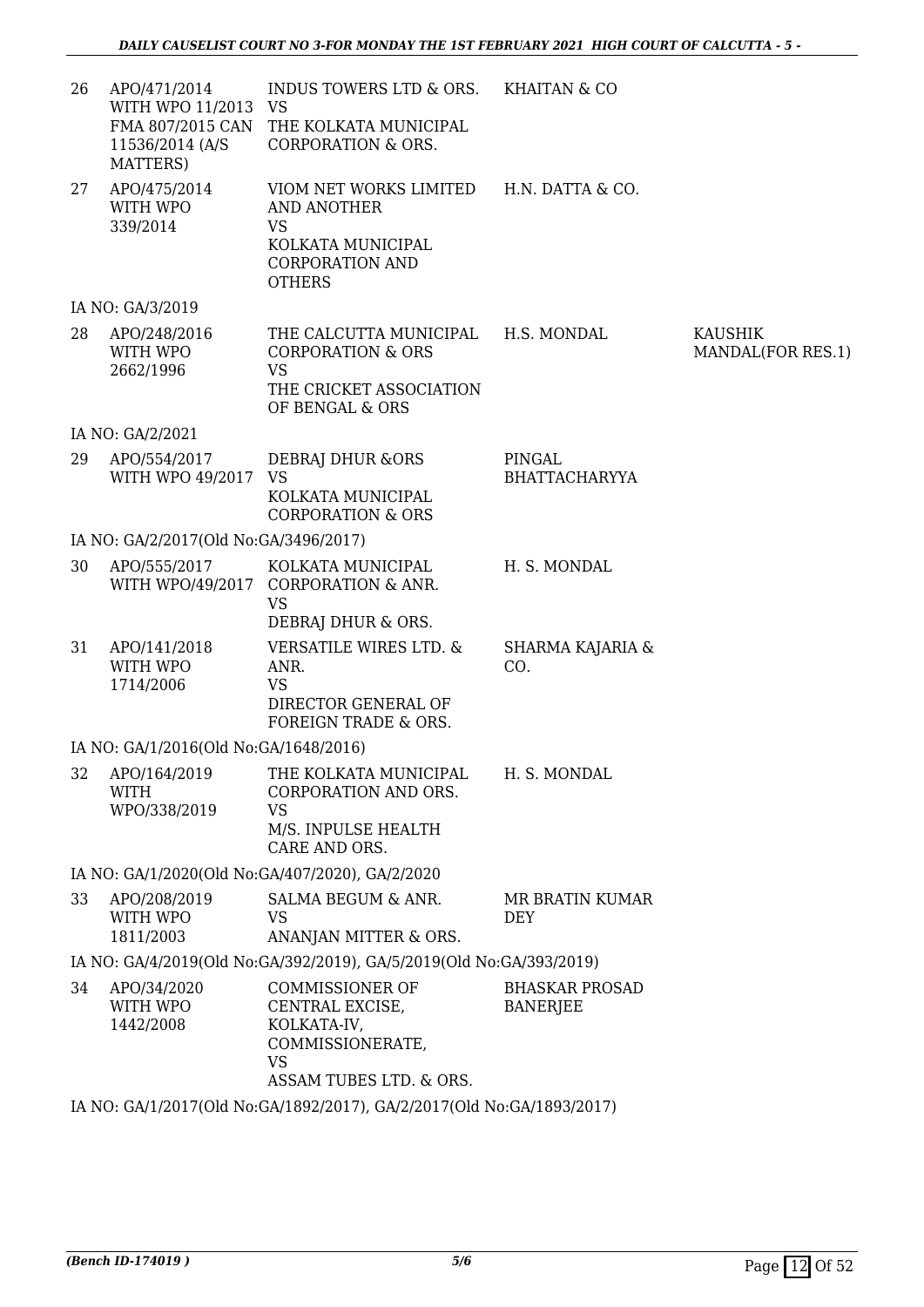| | | | | |
|---|---|---|---|---|
| 26 | APO/471/2014 WITH WPO 11/2013 FMA 807/2015 CAN 11536/2014 (A/S MATTERS) | INDUS TOWERS LTD & ORS. VS THE KOLKATA MUNICIPAL CORPORATION & ORS. | KHAITAN & CO | |
| 27 | APO/475/2014 WITH WPO 339/2014 | VIOM NET WORKS LIMITED AND ANOTHER VS KOLKATA MUNICIPAL CORPORATION AND OTHERS | H.N. DATTA & CO. | |
| IA NO: GA/3/2019 | | | | |
| 28 | APO/248/2016 WITH WPO 2662/1996 | THE CALCUTTA MUNICIPAL CORPORATION & ORS VS THE CRICKET ASSOCIATION OF BENGAL & ORS | H.S. MONDAL | KAUSHIK MANDAL(FOR RES.1) |
| IA NO: GA/2/2021 | | | | |
| 29 | APO/554/2017 WITH WPO 49/2017 | DEBRAJ DHUR &ORS VS KOLKATA MUNICIPAL CORPORATION & ORS | PINGAL BHATTACHARYYA | |
| IA NO: GA/2/2017(Old No:GA/3496/2017) | | | | |
| 30 | APO/555/2017 WITH WPO/49/2017 | KOLKATA MUNICIPAL CORPORATION & ANR. VS DEBRAJ DHUR & ORS. | H. S. MONDAL | |
| 31 | APO/141/2018 WITH WPO 1714/2006 | VERSATILE WIRES LTD. & ANR. VS DIRECTOR GENERAL OF FOREIGN TRADE & ORS. | SHARMA KAJARIA & CO. | |
| IA NO: GA/1/2016(Old No:GA/1648/2016) | | | | |
| 32 | APO/164/2019 WITH WPO/338/2019 | THE KOLKATA MUNICIPAL CORPORATION AND ORS. VS M/S. INPULSE HEALTH CARE AND ORS. | H. S. MONDAL | |
| IA NO: GA/1/2020(Old No:GA/407/2020), GA/2/2020 | | | | |
| 33 | APO/208/2019 WITH WPO 1811/2003 | SALMA BEGUM & ANR. VS ANANJAN MITTER & ORS. | MR BRATIN KUMAR DEY | |
| IA NO: GA/4/2019(Old No:GA/392/2019), GA/5/2019(Old No:GA/393/2019) | | | | |
| 34 | APO/34/2020 WITH WPO 1442/2008 | COMMISSIONER OF CENTRAL EXCISE, KOLKATA-IV, COMMISSIONERATE, VS ASSAM TUBES LTD. & ORS. | BHASKAR PROSAD BANERJEE | |
| IA NO: GA/1/2017(Old No:GA/1892/2017), GA/2/2017(Old No:GA/1893/2017) | | | | |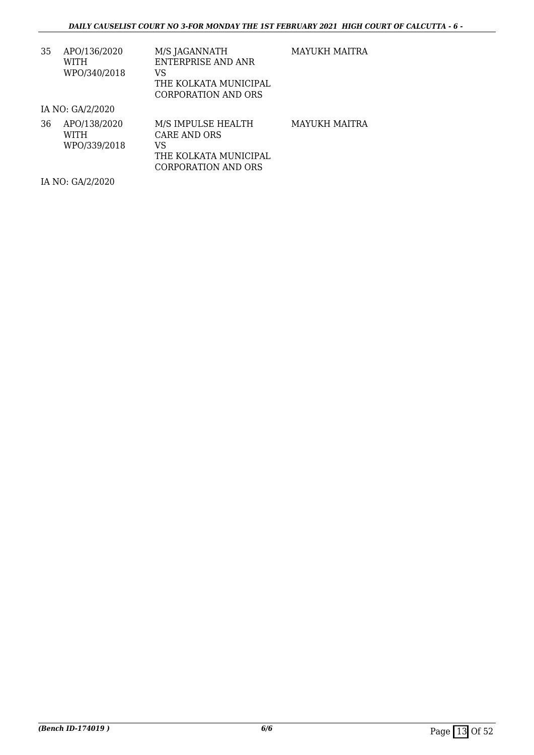| | | | |
|---|---|---|---|
| 35 | APO/136/2020 WITH WPO/340/2018 | M/S JAGANNATH ENTERPRISE AND ANR VS THE KOLKATA MUNICIPAL CORPORATION AND ORS | MAYUKH MAITRA |

IA NO: GA/2/2020

| | | | |
|---|---|---|---|
| 36 | APO/138/2020 WITH WPO/339/2018 | M/S IMPULSE HEALTH CARE AND ORS VS THE KOLKATA MUNICIPAL CORPORATION AND ORS | MAYUKH MAITRA |

IA NO: GA/2/2020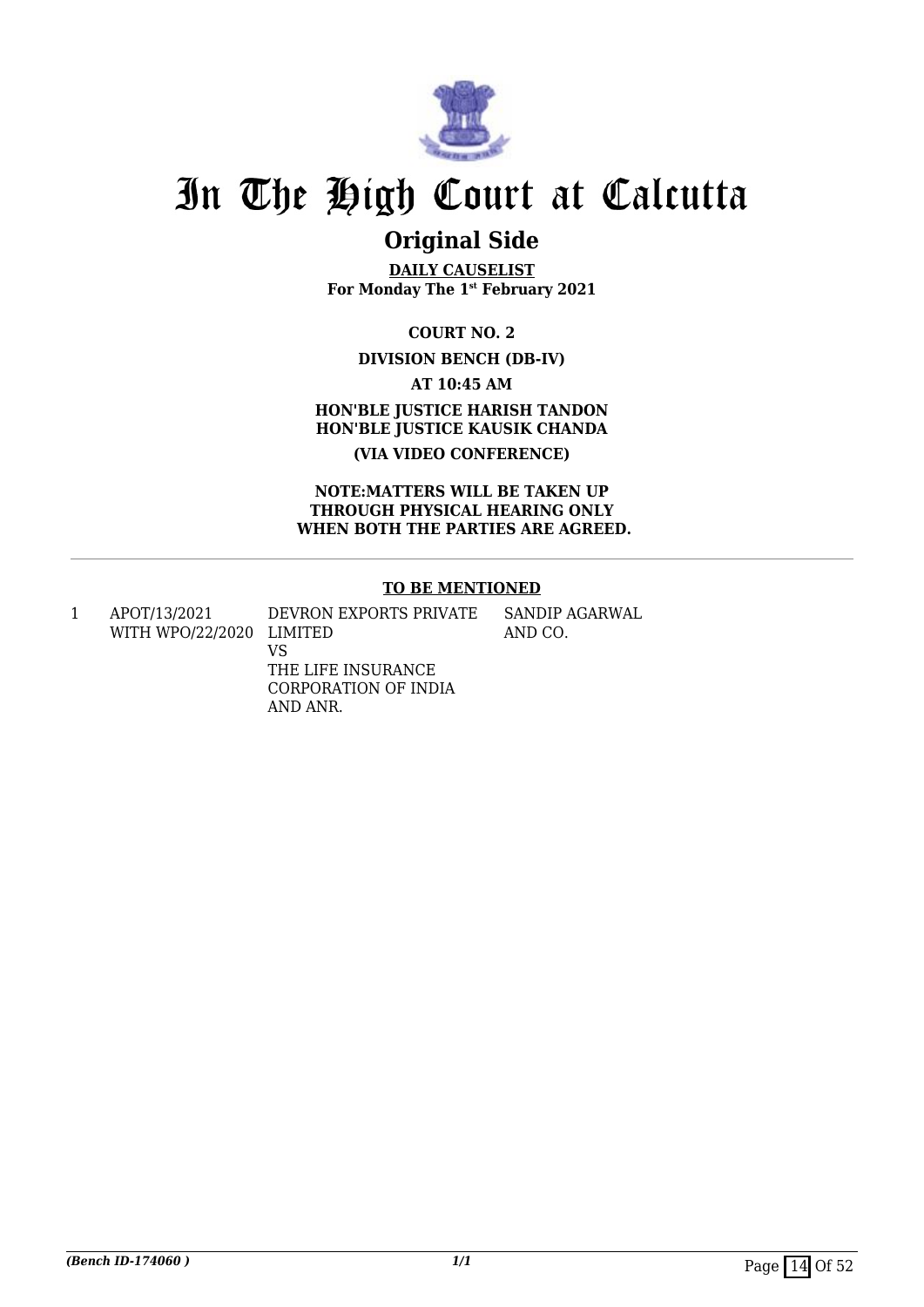# In The High Court at Calcutta

## Original Side

**DAILY CAUSELIST**
**For Monday The 1st February 2021**

**COURT NO. 2**

**DIVISION BENCH (DB-IV)**

**AT 10:45 AM**

**HON'BLE JUSTICE HARISH TANDON**
**HON'BLE JUSTICE KAUSIK CHANDA**

**(VIA VIDEO CONFERENCE)**

**NOTE:MATTERS WILL BE TAKEN UP THROUGH PHYSICAL HEARING ONLY WHEN BOTH THE PARTIES ARE AGREED.**

**TO BE MENTIONED**

| | | | |
|---|---|---|---|
| 1 | APOT/13/2021 WITH WPO/22/2020 | DEVRON EXPORTS PRIVATE LIMITED VS THE LIFE INSURANCE CORPORATION OF INDIA AND ANR. | SANDIP AGARWAL AND CO. |

*(Bench ID-174060 )*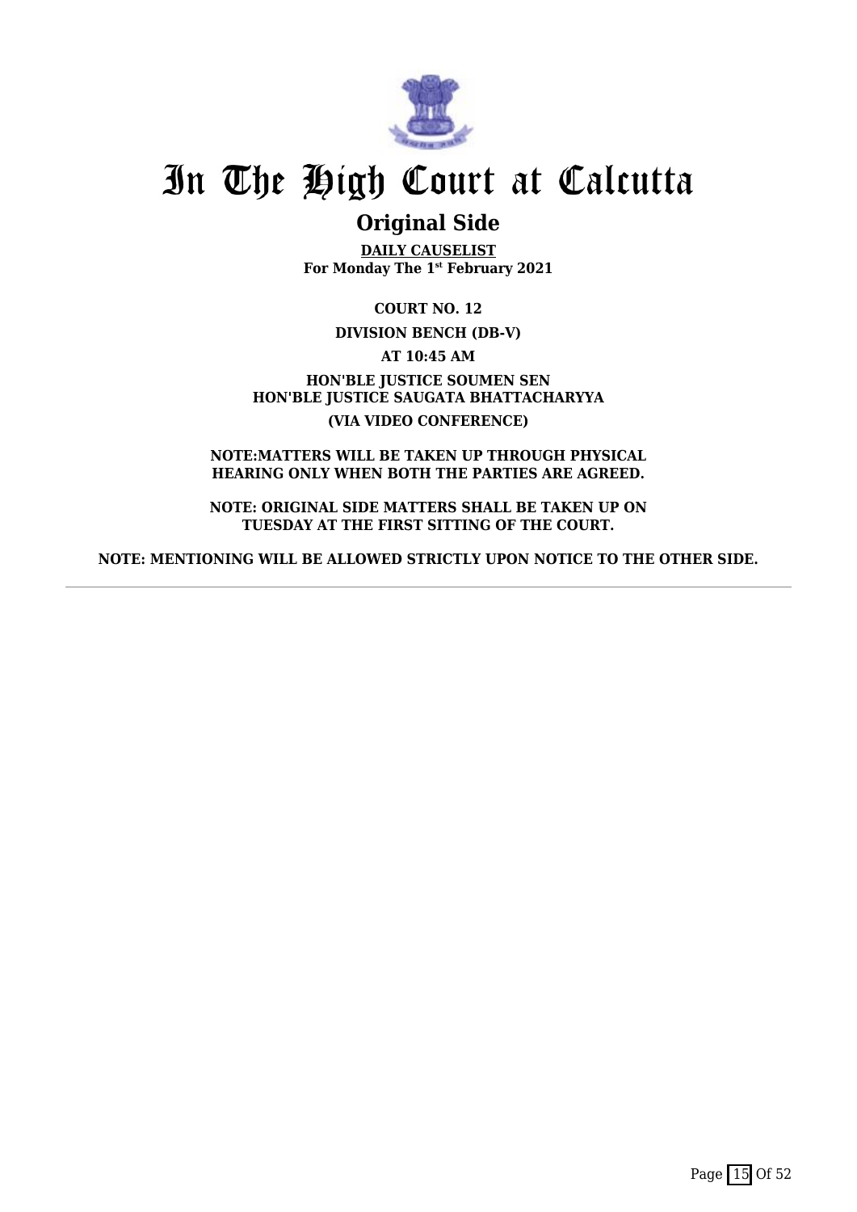# In The High Court at Calcutta

## Original Side

**DAILY CAUSELIST**
**For Monday The 1st February 2021**

**COURT NO. 12**

**DIVISION BENCH (DB-V)**

**AT 10:45 AM**

**HON'BLE JUSTICE SOUMEN SEN**
**HON'BLE JUSTICE SAUGATA BHATTACHARYYA**

**(VIA VIDEO CONFERENCE)**

**NOTE:MATTERS WILL BE TAKEN UP THROUGH PHYSICAL HEARING ONLY WHEN BOTH THE PARTIES ARE AGREED.**

**NOTE: ORIGINAL SIDE MATTERS SHALL BE TAKEN UP ON TUESDAY AT THE FIRST SITTING OF THE COURT.**

**NOTE: MENTIONING WILL BE ALLOWED STRICTLY UPON NOTICE TO THE OTHER SIDE.**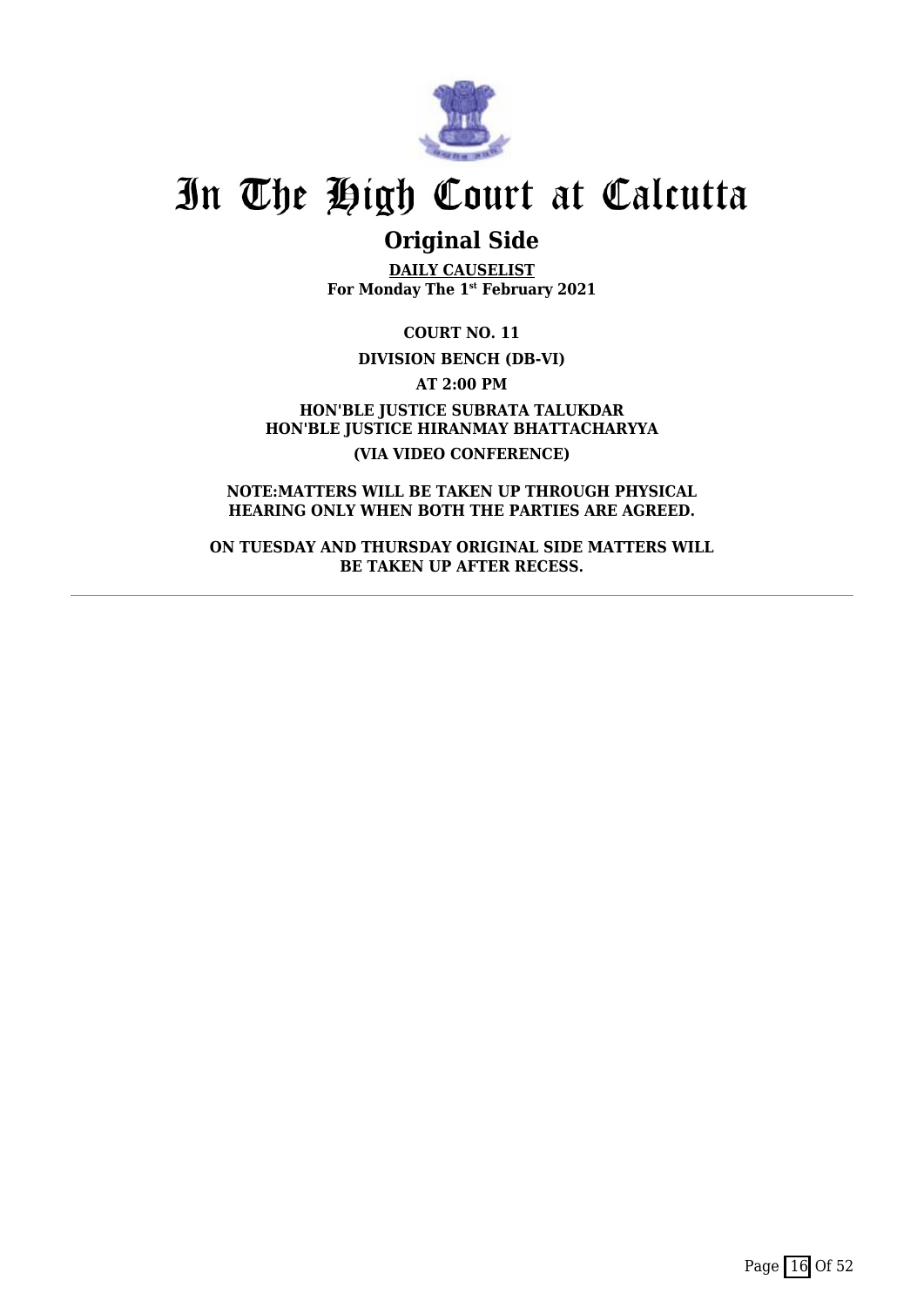# In The High Court at Calcutta

## Original Side

**DAILY CAUSELIST**
**For Monday The 1st February 2021**

**COURT NO. 11**

**DIVISION BENCH (DB-VI)**

**AT 2:00 PM**

**HON'BLE JUSTICE SUBRATA TALUKDAR**
**HON'BLE JUSTICE HIRANMAY BHATTACHARYYA**

**(VIA VIDEO CONFERENCE)**

**NOTE:MATTERS WILL BE TAKEN UP THROUGH PHYSICAL HEARING ONLY WHEN BOTH THE PARTIES ARE AGREED.**

**ON TUESDAY AND THURSDAY ORIGINAL SIDE MATTERS WILL BE TAKEN UP AFTER RECESS.**

---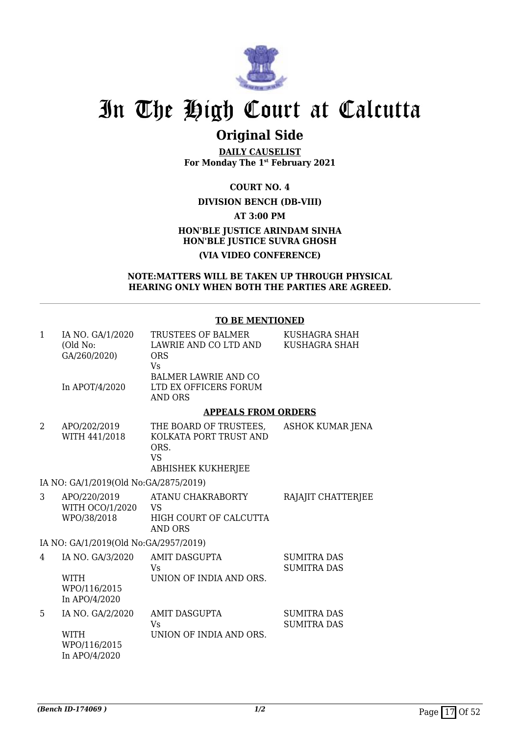# In The High Court at Calcutta

## Original Side

**DAILY CAUSELIST**
**For Monday The 1st February 2021**

**COURT NO. 4**

**DIVISION BENCH (DB-VIII)**

**AT 3:00 PM**

**HON'BLE JUSTICE ARINDAM SINHA**
**HON'BLE JUSTICE SUVRA GHOSH**

**(VIA VIDEO CONFERENCE)**

**NOTE:MATTERS WILL BE TAKEN UP THROUGH PHYSICAL HEARING ONLY WHEN BOTH THE PARTIES ARE AGREED.**

---

**TO BE MENTIONED**

| | | | |
|---|---|---|---|
| 1 | IA NO. GA/1/2020 (Old No: GA/260/2020)<br><br>In APOT/4/2020 | TRUSTEES OF BALMER LAWRIE AND CO LTD AND ORS<br>Vs<br>BALMER LAWRIE AND CO LTD EX OFFICERS FORUM AND ORS | KUSHAGRA SHAH<br>KUSHAGRA SHAH |

**APPEALS FROM ORDERS**

| | | | |
|---|---|---|---|
| 2 | APO/202/2019<br>WITH 441/2018 | THE BOARD OF TRUSTEES, KOLKATA PORT TRUST AND ORS.<br>VS<br>ABHISHEK KUKHERJEE | ASHOK KUMAR JENA |
| | IA NO: GA/1/2019(Old No:GA/2875/2019) | | |
| 3 | APO/220/2019<br>WITH OCO/1/2020<br>WPO/38/2018 | ATANU CHAKRABORTY<br>VS<br>HIGH COURT OF CALCUTTA AND ORS | RAJAJIT CHATTERJEE |
| | IA NO: GA/1/2019(Old No:GA/2957/2019) | | |
| 4 | IA NO. GA/3/2020<br><br>WITH<br>WPO/116/2015<br>In APO/4/2020 | AMIT DASGUPTA<br>Vs<br>UNION OF INDIA AND ORS. | SUMITRA DAS<br>SUMITRA DAS |
| 5 | IA NO. GA/2/2020<br><br>WITH<br>WPO/116/2015<br>In APO/4/2020 | AMIT DASGUPTA<br>Vs<br>UNION OF INDIA AND ORS. | SUMITRA DAS<br>SUMITRA DAS |

*(Bench ID-174069 )* 1/2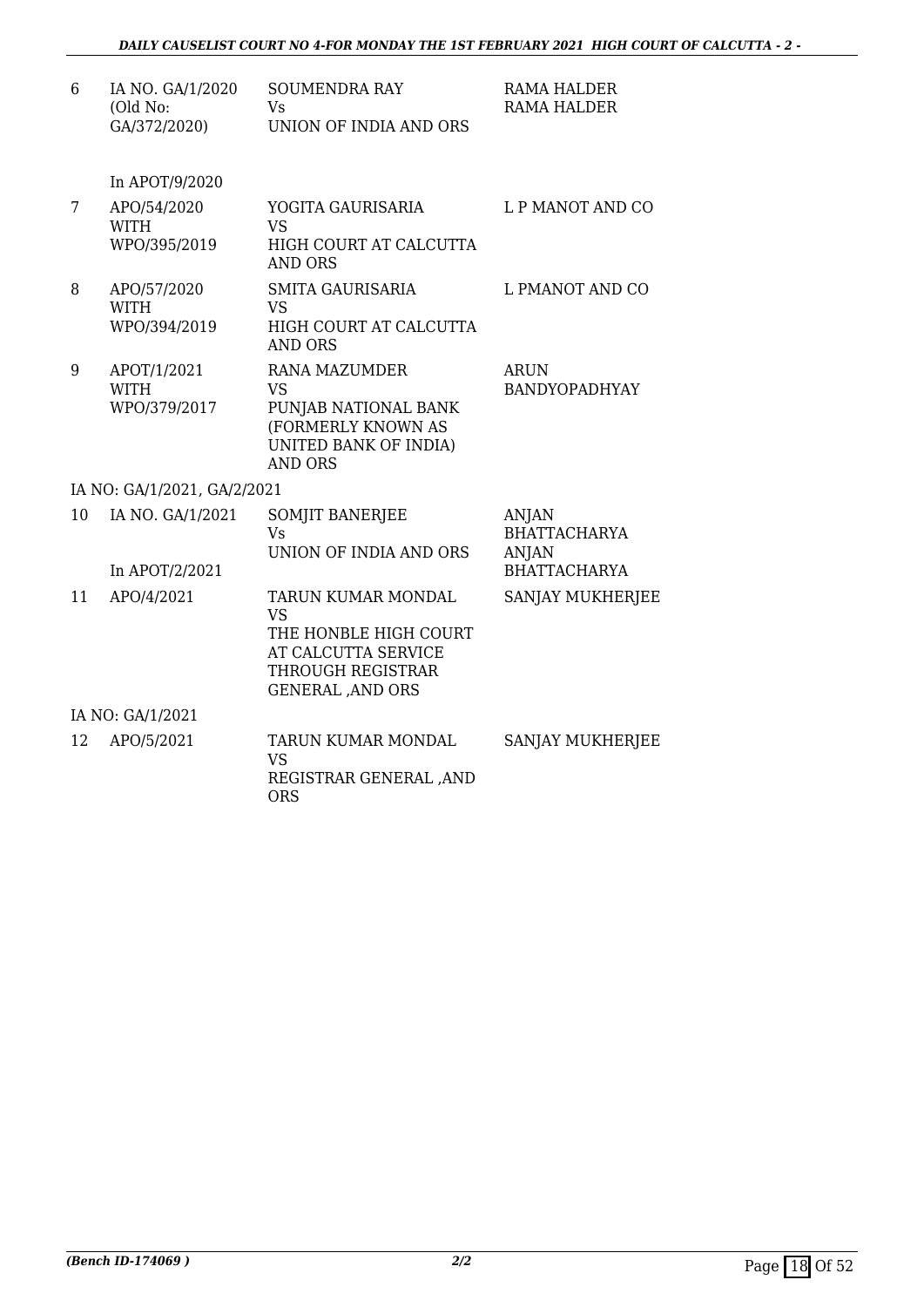| | | | |
|---|---|---|---|
| 6 | IA NO. GA/1/2020 (Old No: GA/372/2020)<br><br>In APOT/9/2020 | SOUMENDRA RAY<br>Vs<br>UNION OF INDIA AND ORS | RAMA HALDER<br>RAMA HALDER |
| 7 | APO/54/2020<br>WITH<br>WPO/395/2019 | YOGITA GAURISARIA<br>VS<br>HIGH COURT AT CALCUTTA AND ORS | L P MANOT AND CO |
| 8 | APO/57/2020<br>WITH<br>WPO/394/2019 | SMITA GAURISARIA<br>VS<br>HIGH COURT AT CALCUTTA AND ORS | L PMANOT AND CO |
| 9 | APOT/1/2021<br>WITH<br>WPO/379/2017 | RANA MAZUMDER<br>VS<br>PUNJAB NATIONAL BANK (FORMERLY KNOWN AS UNITED BANK OF INDIA) AND ORS | ARUN BANDYOPADHYAY |
| | IA NO: GA/1/2021, GA/2/2021 | | |
| 10 | IA NO. GA/1/2021<br><br>In APOT/2/2021 | SOMJIT BANERJEE<br>Vs<br>UNION OF INDIA AND ORS | ANJAN BHATTACHARYA<br>ANJAN BHATTACHARYA |
| 11 | APO/4/2021 | TARUN KUMAR MONDAL<br>VS<br>THE HONBLE HIGH COURT AT CALCUTTA SERVICE THROUGH REGISTRAR GENERAL ,AND ORS | SANJAY MUKHERJEE |
| | IA NO: GA/1/2021 | | |
| 12 | APO/5/2021 | TARUN KUMAR MONDAL<br>VS<br>REGISTRAR GENERAL ,AND ORS | SANJAY MUKHERJEE |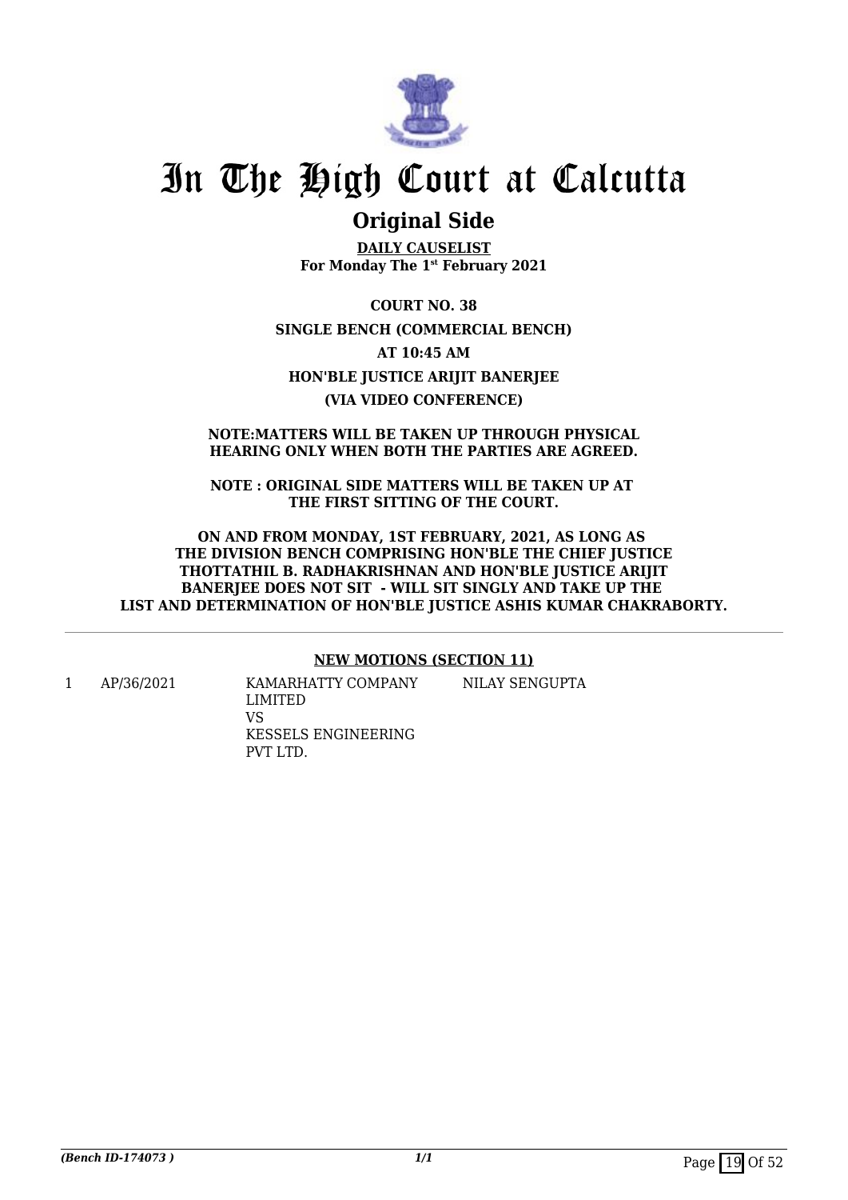# In The High Court at Calcutta

## Original Side

**DAILY CAUSELIST**
**For Monday The 1st February 2021**

**COURT NO. 38**

**SINGLE BENCH (COMMERCIAL BENCH)**

**AT 10:45 AM**

**HON'BLE JUSTICE ARIJIT BANERJEE**

**(VIA VIDEO CONFERENCE)**

**NOTE:MATTERS WILL BE TAKEN UP THROUGH PHYSICAL HEARING ONLY WHEN BOTH THE PARTIES ARE AGREED.**

**NOTE : ORIGINAL SIDE MATTERS WILL BE TAKEN UP AT THE FIRST SITTING OF THE COURT.**

**ON AND FROM MONDAY, 1ST FEBRUARY, 2021, AS LONG AS THE DIVISION BENCH COMPRISING HON'BLE THE CHIEF JUSTICE THOTTATHIL B. RADHAKRISHNAN AND HON'BLE JUSTICE ARIJIT BANERJEE DOES NOT SIT - WILL SIT SINGLY AND TAKE UP THE LIST AND DETERMINATION OF HON'BLE JUSTICE ASHIS KUMAR CHAKRABORTY.**

**NEW MOTIONS (SECTION 11)**

| | | | |
|---|---|---|---|
| 1 | AP/36/2021 | KAMARHATTY COMPANY LIMITED<br>VS<br>KESSELS ENGINEERING PVT LTD. | NILAY SENGUPTA |

*(Bench ID-174073 )*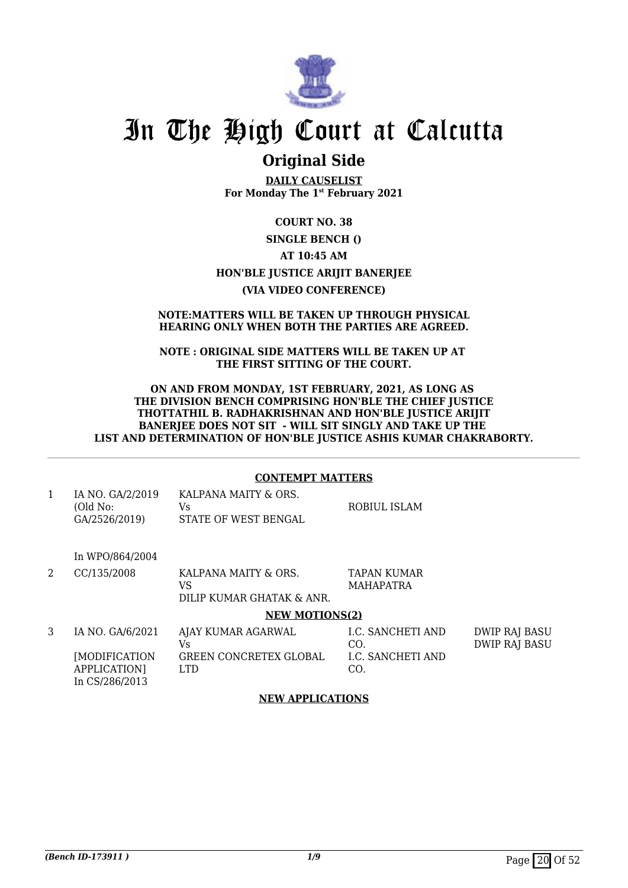# In The High Court at Calcutta

## Original Side

**DAILY CAUSELIST**
**For Monday The 1st February 2021**

**COURT NO. 38**

**SINGLE BENCH ()**

**AT 10:45 AM**

**HON'BLE JUSTICE ARIJIT BANERJEE**

**(VIA VIDEO CONFERENCE)**

**NOTE:MATTERS WILL BE TAKEN UP THROUGH PHYSICAL HEARING ONLY WHEN BOTH THE PARTIES ARE AGREED.**

**NOTE : ORIGINAL SIDE MATTERS WILL BE TAKEN UP AT THE FIRST SITTING OF THE COURT.**

**ON AND FROM MONDAY, 1ST FEBRUARY, 2021, AS LONG AS THE DIVISION BENCH COMPRISING HON'BLE THE CHIEF JUSTICE THOTTATHIL B. RADHAKRISHNAN AND HON'BLE JUSTICE ARIJIT BANERJEE DOES NOT SIT - WILL SIT SINGLY AND TAKE UP THE LIST AND DETERMINATION OF HON'BLE JUSTICE ASHIS KUMAR CHAKRABORTY.**

**CONTEMPT MATTERS**

| | | | | |
|---|---|---|---|---|
| 1 | IA NO. GA/2/2019 (Old No: GA/2526/2019) In WPO/864/2004 | KALPANA MAITY & ORS. Vs STATE OF WEST BENGAL | ROBIUL ISLAM | |
| 2 | CC/135/2008 | KALPANA MAITY & ORS. VS DILIP KUMAR GHATAK & ANR. | TAPAN KUMAR MAHAPATRA | |

**NEW MOTIONS(2)**

| | | | | |
|---|---|---|---|---|
| 3 | IA NO. GA/6/2021 [MODIFICATION APPLICATION] In CS/286/2013 | AJAY KUMAR AGARWAL Vs GREEN CONCRETEX GLOBAL LTD | I.C. SANCHETI AND CO. I.C. SANCHETI AND CO. | DWIP RAJ BASU DWIP RAJ BASU |

**NEW APPLICATIONS**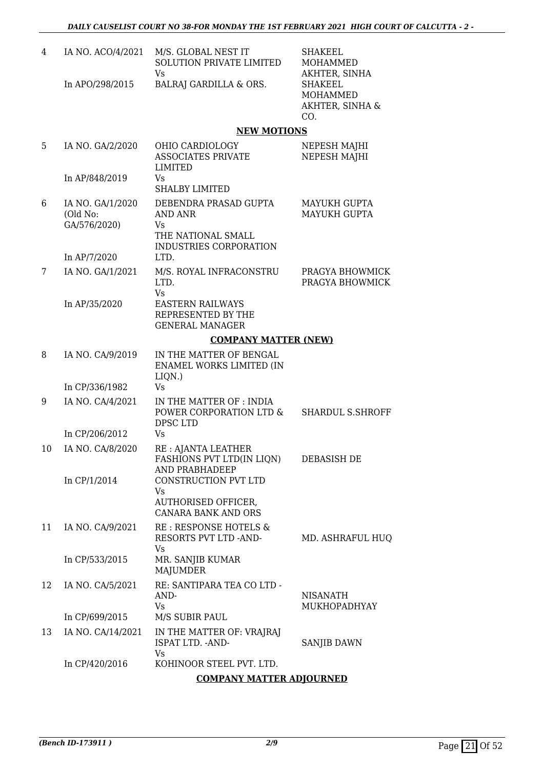| 4 | IA NO. ACO/4/2021<br>In APO/298/2015 | M/S. GLOBAL NEST IT SOLUTION PRIVATE LIMITED<br>Vs<br>BALRAJ GARDILLA & ORS. | SHAKEEL MOHAMMED AKHTER, SINHA<br>SHAKEEL MOHAMMED AKHTER, SINHA & CO. |
|---|---|---|---|

## NEW MOTIONS

| 5 | IA NO. GA/2/2020<br>In AP/848/2019 | OHIO CARDIOLOGY ASSOCIATES PRIVATE LIMITED<br>Vs<br>SHALBY LIMITED | NEPESH MAJHI<br>NEPESH MAJHI |
|---|---|---|---|
| 6 | IA NO. GA/1/2020<br>(Old No: GA/576/2020)<br>In AP/7/2020 | DEBENDRA PRASAD GUPTA AND ANR<br>Vs<br>THE NATIONAL SMALL INDUSTRIES CORPORATION LTD. | MAYUKH GUPTA<br>MAYUKH GUPTA |
| 7 | IA NO. GA/1/2021<br>In AP/35/2020 | M/S. ROYAL INFRACONSTRU LTD.<br>Vs<br>EASTERN RAILWAYS REPRESENTED BY THE GENERAL MANAGER | PRAGYA BHOWMICK<br>PRAGYA BHOWMICK |

## COMPANY MATTER (NEW)

| 8 | IA NO. CA/9/2019<br>In CP/336/1982 | IN THE MATTER OF BENGAL ENAMEL WORKS LIMITED (IN LIQN.)<br>Vs | |
|---|---|---|---|
| 9 | IA NO. CA/4/2021<br>In CP/206/2012 | IN THE MATTER OF : INDIA POWER CORPORATION LTD & DPSC LTD<br>Vs | SHARDUL S.SHROFF |
| 10 | IA NO. CA/8/2020<br>In CP/1/2014 | RE : AJANTA LEATHER FASHIONS PVT LTD(IN LIQN) AND PRABHADEEP CONSTRUCTION PVT LTD<br>Vs<br>AUTHORISED OFFICER, CANARA BANK AND ORS | DEBASISH DE |
| 11 | IA NO. CA/9/2021<br>In CP/533/2015 | RE : RESPONSE HOTELS & RESORTS PVT LTD -AND-<br>Vs<br>MR. SANJIB KUMAR MAJUMDER | MD. ASHRAFUL HUQ |
| 12 | IA NO. CA/5/2021<br>In CP/699/2015 | RE: SANTIPARA TEA CO LTD -AND-<br>Vs<br>M/S SUBIR PAUL | NISANATH MUKHOPADHYAY |
| 13 | IA NO. CA/14/2021<br>In CP/420/2016 | IN THE MATTER OF: VRAJRAJ ISPAT LTD. -AND-<br>Vs<br>KOHINOOR STEEL PVT. LTD. | SANJIB DAWN |

## COMPANY MATTER ADJOURNED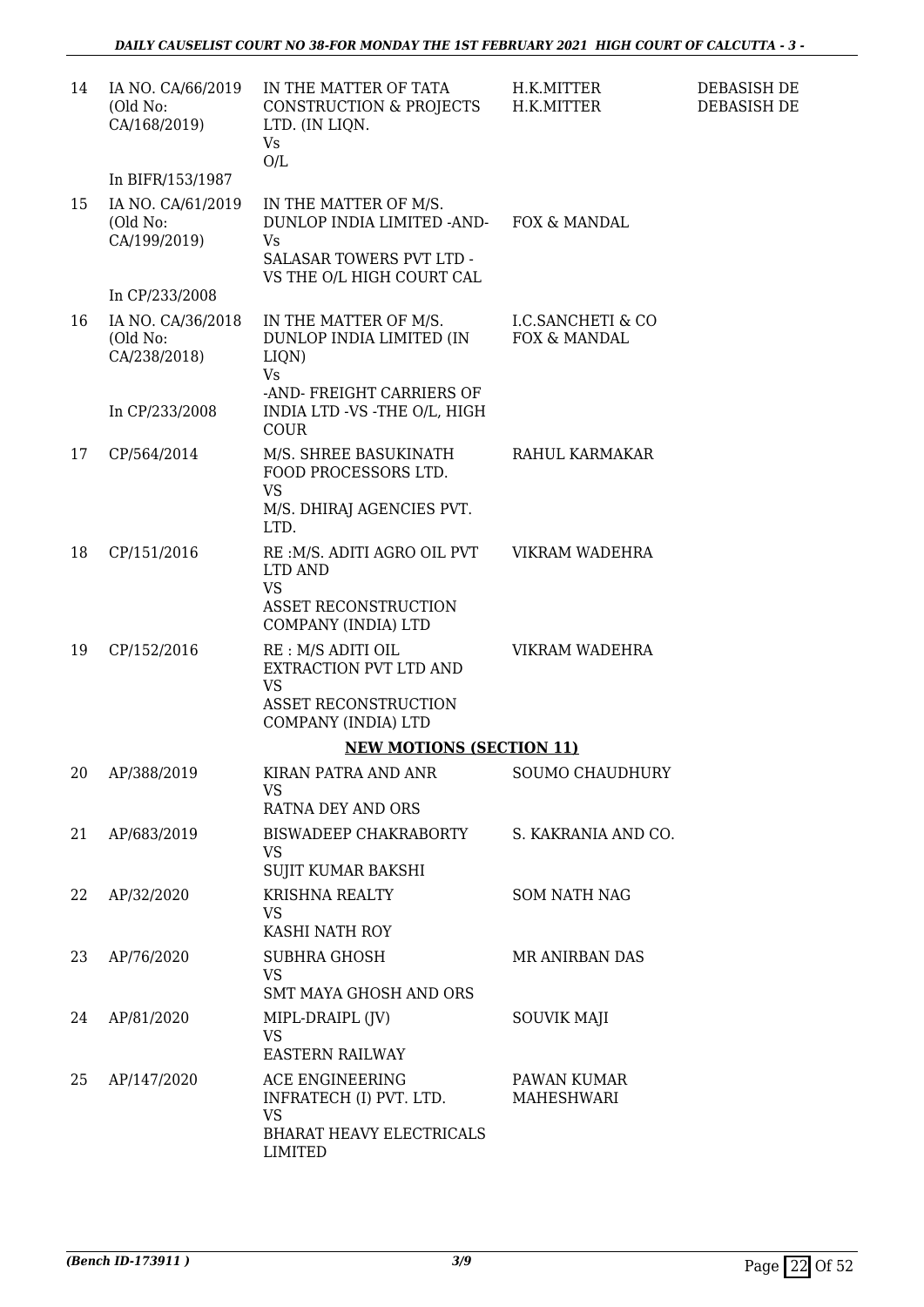| | | | | |
|---|---|---|---|---|
| 14 | IA NO. CA/66/2019 (Old No: CA/168/2019) In BIFR/153/1987 | IN THE MATTER OF TATA CONSTRUCTION & PROJECTS LTD. (IN LIQN. Vs O/L | H.K.MITTER H.K.MITTER | DEBASISH DE DEBASISH DE |
| 15 | IA NO. CA/61/2019 (Old No: CA/199/2019) In CP/233/2008 | IN THE MATTER OF M/S. DUNLOP INDIA LIMITED -AND- Vs SALASAR TOWERS PVT LTD -VS THE O/L HIGH COURT CAL | FOX & MANDAL | |
| 16 | IA NO. CA/36/2018 (Old No: CA/238/2018) In CP/233/2008 | IN THE MATTER OF M/S. DUNLOP INDIA LIMITED (IN LIQN) Vs -AND- FREIGHT CARRIERS OF INDIA LTD -VS -THE O/L, HIGH COUR | I.C.SANCHETI & CO FOX & MANDAL | |
| 17 | CP/564/2014 | M/S. SHREE BASUKINATH FOOD PROCESSORS LTD. VS M/S. DHIRAJ AGENCIES PVT. LTD. | RAHUL KARMAKAR | |
| 18 | CP/151/2016 | RE :M/S. ADITI AGRO OIL PVT LTD AND VS ASSET RECONSTRUCTION COMPANY (INDIA) LTD | VIKRAM WADEHRA | |
| 19 | CP/152/2016 | RE : M/S ADITI OIL EXTRACTION PVT LTD AND VS ASSET RECONSTRUCTION COMPANY (INDIA) LTD | VIKRAM WADEHRA | |

**NEW MOTIONS (SECTION 11)**

| | | | | |
|---|---|---|---|---|
| 20 | AP/388/2019 | KIRAN PATRA AND ANR VS RATNA DEY AND ORS | SOUMO CHAUDHURY | |
| 21 | AP/683/2019 | BISWADEEP CHAKRABORTY VS SUJIT KUMAR BAKSHI | S. KAKRANIA AND CO. | |
| 22 | AP/32/2020 | KRISHNA REALTY VS KASHI NATH ROY | SOM NATH NAG | |
| 23 | AP/76/2020 | SUBHRA GHOSH VS SMT MAYA GHOSH AND ORS | MR ANIRBAN DAS | |
| 24 | AP/81/2020 | MIPL-DRAIPL (JV) VS EASTERN RAILWAY | SOUVIK MAJI | |
| 25 | AP/147/2020 | ACE ENGINEERING INFRATECH (I) PVT. LTD. VS BHARAT HEAVY ELECTRICALS LIMITED | PAWAN KUMAR MAHESHWARI | |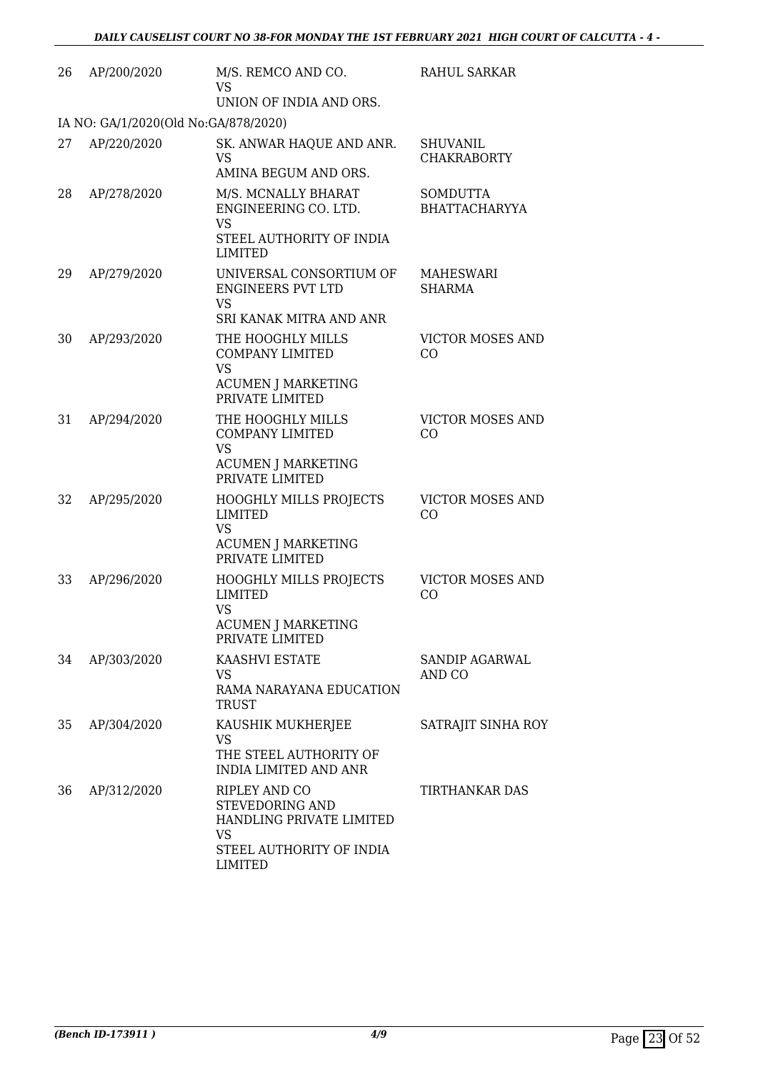| | | | |
|---|---|---|---|
| 26 | AP/200/2020 | M/S. REMCO AND CO.<br>VS<br>UNION OF INDIA AND ORS. | RAHUL SARKAR |
| IA NO: GA/1/2020(Old No:GA/878/2020) | | | |
| 27 | AP/220/2020 | SK. ANWAR HAQUE AND ANR.<br>VS<br>AMINA BEGUM AND ORS. | SHUVANIL CHAKRABORTY |
| 28 | AP/278/2020 | M/S. MCNALLY BHARAT ENGINEERING CO. LTD.<br>VS<br>STEEL AUTHORITY OF INDIA LIMITED | SOMDUTTA BHATTACHARYYA |
| 29 | AP/279/2020 | UNIVERSAL CONSORTIUM OF ENGINEERS PVT LTD<br>VS<br>SRI KANAK MITRA AND ANR | MAHESWARI SHARMA |
| 30 | AP/293/2020 | THE HOOGHLY MILLS COMPANY LIMITED<br>VS<br>ACUMEN J MARKETING PRIVATE LIMITED | VICTOR MOSES AND CO |
| 31 | AP/294/2020 | THE HOOGHLY MILLS COMPANY LIMITED<br>VS<br>ACUMEN J MARKETING PRIVATE LIMITED | VICTOR MOSES AND CO |
| 32 | AP/295/2020 | HOOGHLY MILLS PROJECTS LIMITED<br>VS<br>ACUMEN J MARKETING PRIVATE LIMITED | VICTOR MOSES AND CO |
| 33 | AP/296/2020 | HOOGHLY MILLS PROJECTS LIMITED<br>VS<br>ACUMEN J MARKETING PRIVATE LIMITED | VICTOR MOSES AND CO |
| 34 | AP/303/2020 | KAASHVI ESTATE<br>VS<br>RAMA NARAYANA EDUCATION TRUST | SANDIP AGARWAL AND CO |
| 35 | AP/304/2020 | KAUSHIK MUKHERJEE<br>VS<br>THE STEEL AUTHORITY OF INDIA LIMITED AND ANR | SATRAJIT SINHA ROY |
| 36 | AP/312/2020 | RIPLEY AND CO STEVEDORING AND HANDLING PRIVATE LIMITED<br>VS<br>STEEL AUTHORITY OF INDIA LIMITED | TIRTHANKAR DAS |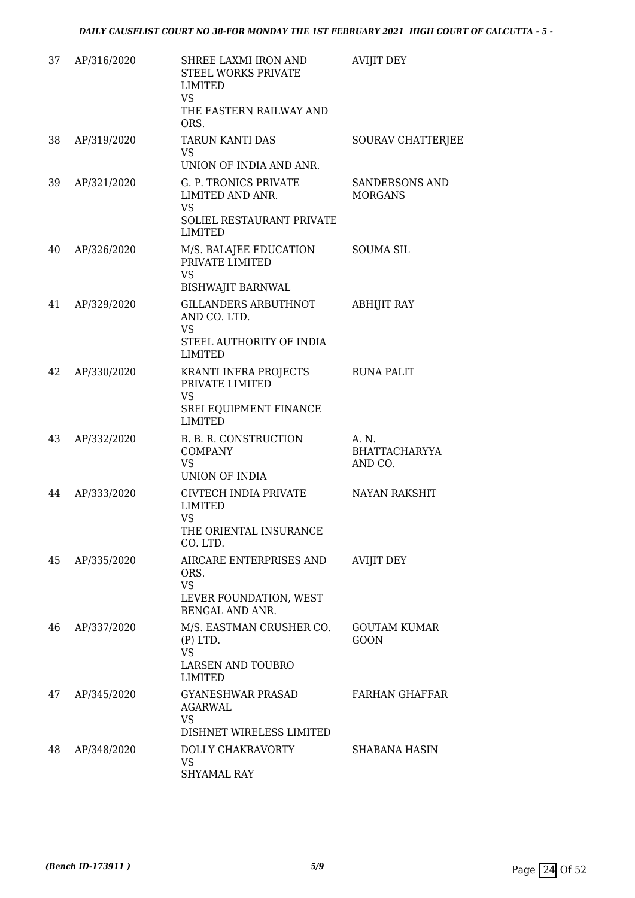| 37 | AP/316/2020 | SHREE LAXMI IRON AND STEEL WORKS PRIVATE LIMITED<br>VS<br>THE EASTERN RAILWAY AND ORS. | AVIJIT DEY |
|---|---|---|---|
| 38 | AP/319/2020 | TARUN KANTI DAS<br>VS<br>UNION OF INDIA AND ANR. | SOURAV CHATTERJEE |
| 39 | AP/321/2020 | G. P. TRONICS PRIVATE LIMITED AND ANR.<br>VS<br>SOLIEL RESTAURANT PRIVATE LIMITED | SANDERSONS AND MORGANS |
| 40 | AP/326/2020 | M/S. BALAJEE EDUCATION PRIVATE LIMITED<br>VS<br>BISHWAJIT BARNWAL | SOUMA SIL |
| 41 | AP/329/2020 | GILLANDERS ARBUTHNOT AND CO. LTD.<br>VS<br>STEEL AUTHORITY OF INDIA LIMITED | ABHIJIT RAY |
| 42 | AP/330/2020 | KRANTI INFRA PROJECTS PRIVATE LIMITED<br>VS<br>SREI EQUIPMENT FINANCE LIMITED | RUNA PALIT |
| 43 | AP/332/2020 | B. B. R. CONSTRUCTION COMPANY<br>VS<br>UNION OF INDIA | A. N. BHATTACHARYYA AND CO. |
| 44 | AP/333/2020 | CIVTECH INDIA PRIVATE LIMITED<br>VS<br>THE ORIENTAL INSURANCE CO. LTD. | NAYAN RAKSHIT |
| 45 | AP/335/2020 | AIRCARE ENTERPRISES AND ORS.<br>VS<br>LEVER FOUNDATION, WEST BENGAL AND ANR. | AVIJIT DEY |
| 46 | AP/337/2020 | M/S. EASTMAN CRUSHER CO. (P) LTD.<br>VS<br>LARSEN AND TOUBRO LIMITED | GOUTAM KUMAR GOON |
| 47 | AP/345/2020 | GYANESHWAR PRASAD AGARWAL<br>VS<br>DISHNET WIRELESS LIMITED | FARHAN GHAFFAR |
| 48 | AP/348/2020 | DOLLY CHAKRAVORTY<br>VS<br>SHYAMAL RAY | SHABANA HASIN |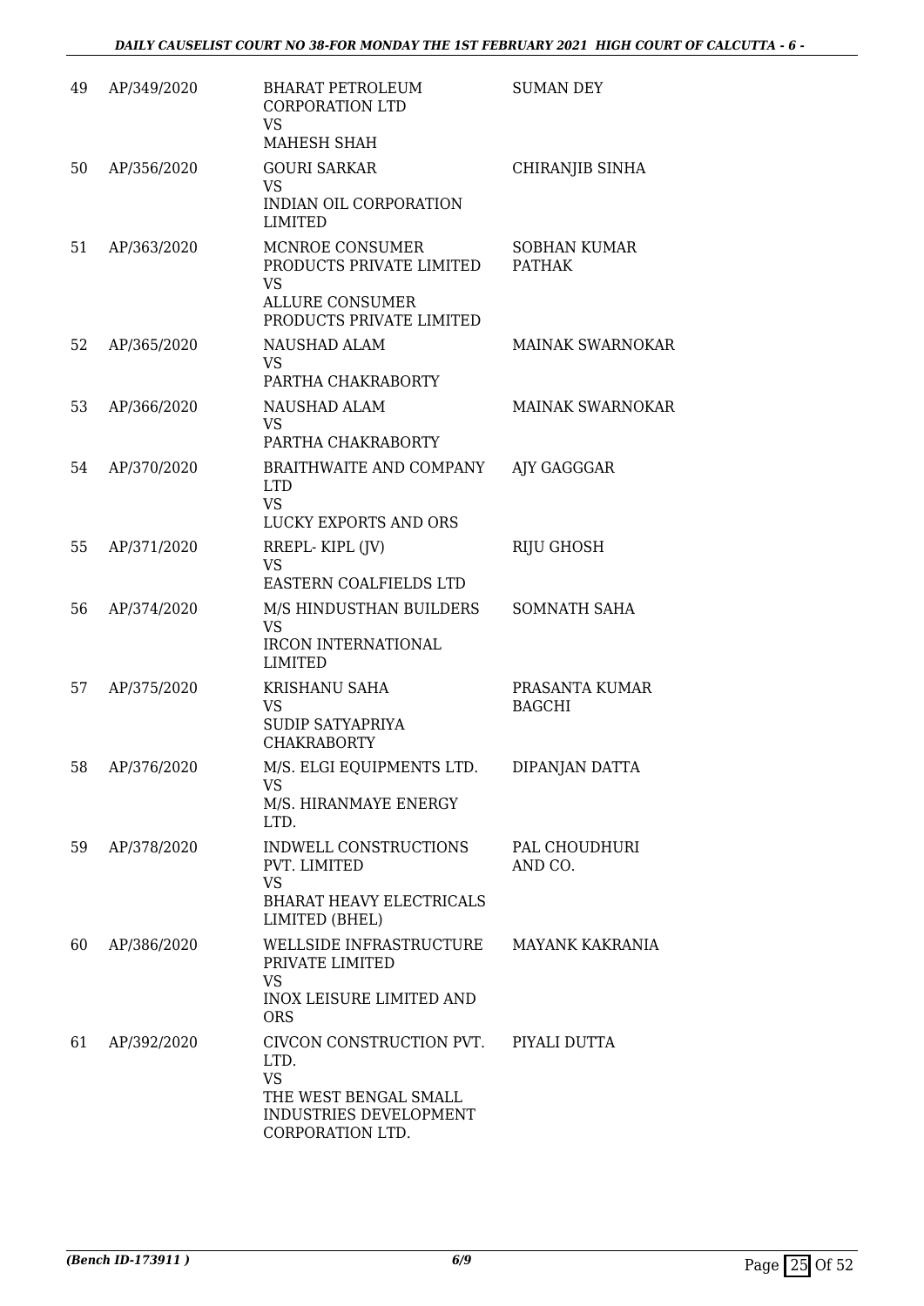| 49 | AP/349/2020 | BHARAT PETROLEUM CORPORATION LTD<br>VS<br>MAHESH SHAH | SUMAN DEY |
|---|---|---|---|
| 50 | AP/356/2020 | GOURI SARKAR<br>VS<br>INDIAN OIL CORPORATION LIMITED | CHIRANJIB SINHA |
| 51 | AP/363/2020 | MCNROE CONSUMER PRODUCTS PRIVATE LIMITED<br>VS<br>ALLURE CONSUMER PRODUCTS PRIVATE LIMITED | SOBHAN KUMAR PATHAK |
| 52 | AP/365/2020 | NAUSHAD ALAM<br>VS<br>PARTHA CHAKRABORTY | MAINAK SWARNOKAR |
| 53 | AP/366/2020 | NAUSHAD ALAM<br>VS<br>PARTHA CHAKRABORTY | MAINAK SWARNOKAR |
| 54 | AP/370/2020 | BRAITHWAITE AND COMPANY LTD<br>VS<br>LUCKY EXPORTS AND ORS | AJY GAGGGAR |
| 55 | AP/371/2020 | RREPL- KIPL (JV)<br>VS<br>EASTERN COALFIELDS LTD | RIJU GHOSH |
| 56 | AP/374/2020 | M/S HINDUSTHAN BUILDERS<br>VS<br>IRCON INTERNATIONAL LIMITED | SOMNATH SAHA |
| 57 | AP/375/2020 | KRISHANU SAHA<br>VS<br>SUDIP SATYAPRIYA CHAKRABORTY | PRASANTA KUMAR BAGCHI |
| 58 | AP/376/2020 | M/S. ELGI EQUIPMENTS LTD.<br>VS<br>M/S. HIRANMAYE ENERGY LTD. | DIPANJAN DATTA |
| 59 | AP/378/2020 | INDWELL CONSTRUCTIONS PVT. LIMITED<br>VS<br>BHARAT HEAVY ELECTRICALS LIMITED (BHEL) | PAL CHOUDHURI AND CO. |
| 60 | AP/386/2020 | WELLSIDE INFRASTRUCTURE PRIVATE LIMITED<br>VS<br>INOX LEISURE LIMITED AND ORS | MAYANK KAKRANIA |
| 61 | AP/392/2020 | CIVCON CONSTRUCTION PVT. LTD.<br>VS<br>THE WEST BENGAL SMALL INDUSTRIES DEVELOPMENT CORPORATION LTD. | PIYALI DUTTA |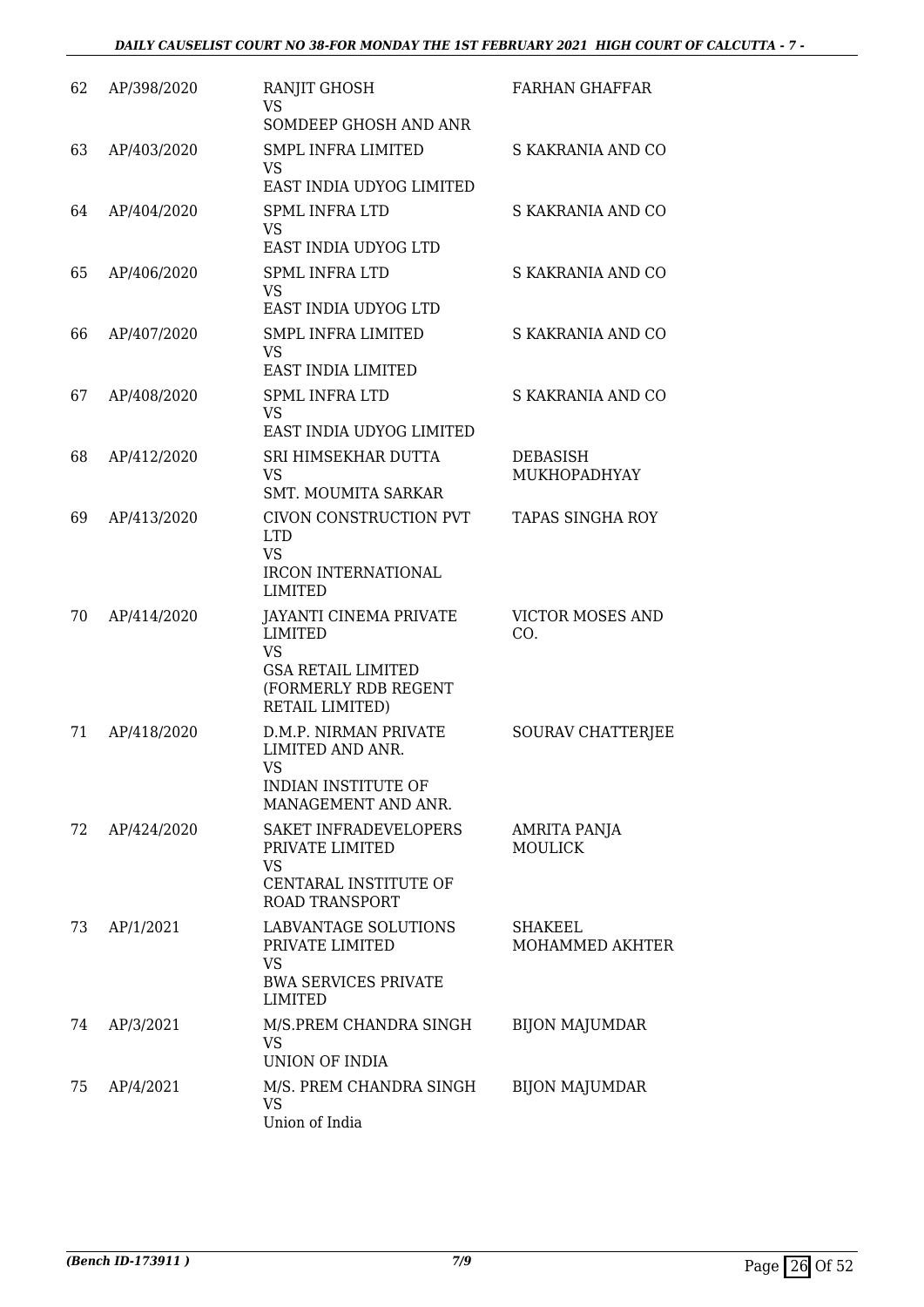| 62 | AP/398/2020 | RANJIT GHOSH<br>VS<br>SOMDEEP GHOSH AND ANR | FARHAN GHAFFAR |
|---|---|---|---|
| 63 | AP/403/2020 | SMPL INFRA LIMITED<br>VS<br>EAST INDIA UDYOG LIMITED | S KAKRANIA AND CO |
| 64 | AP/404/2020 | SPML INFRA LTD<br>VS<br>EAST INDIA UDYOG LTD | S KAKRANIA AND CO |
| 65 | AP/406/2020 | SPML INFRA LTD<br>VS<br>EAST INDIA UDYOG LTD | S KAKRANIA AND CO |
| 66 | AP/407/2020 | SMPL INFRA LIMITED<br>VS<br>EAST INDIA LIMITED | S KAKRANIA AND CO |
| 67 | AP/408/2020 | SPML INFRA LTD<br>VS<br>EAST INDIA UDYOG LIMITED | S KAKRANIA AND CO |
| 68 | AP/412/2020 | SRI HIMSEKHAR DUTTA<br>VS<br>SMT. MOUMITA SARKAR | DEBASISH MUKHOPADHYAY |
| 69 | AP/413/2020 | CIVON CONSTRUCTION PVT LTD<br>VS<br>IRCON INTERNATIONAL LIMITED | TAPAS SINGHA ROY |
| 70 | AP/414/2020 | JAYANTI CINEMA PRIVATE LIMITED<br>VS<br>GSA RETAIL LIMITED (FORMERLY RDB REGENT RETAIL LIMITED) | VICTOR MOSES AND CO. |
| 71 | AP/418/2020 | D.M.P. NIRMAN PRIVATE LIMITED AND ANR.<br>VS<br>INDIAN INSTITUTE OF MANAGEMENT AND ANR. | SOURAV CHATTERJEE |
| 72 | AP/424/2020 | SAKET INFRADEVELOPERS PRIVATE LIMITED<br>VS<br>CENTARAL INSTITUTE OF ROAD TRANSPORT | AMRITA PANJA MOULICK |
| 73 | AP/1/2021 | LABVANTAGE SOLUTIONS PRIVATE LIMITED<br>VS<br>BWA SERVICES PRIVATE LIMITED | SHAKEEL MOHAMMED AKHTER |
| 74 | AP/3/2021 | M/S.PREM CHANDRA SINGH<br>VS<br>UNION OF INDIA | BIJON MAJUMDAR |
| 75 | AP/4/2021 | M/S. PREM CHANDRA SINGH<br>VS<br>Union of India | BIJON MAJUMDAR |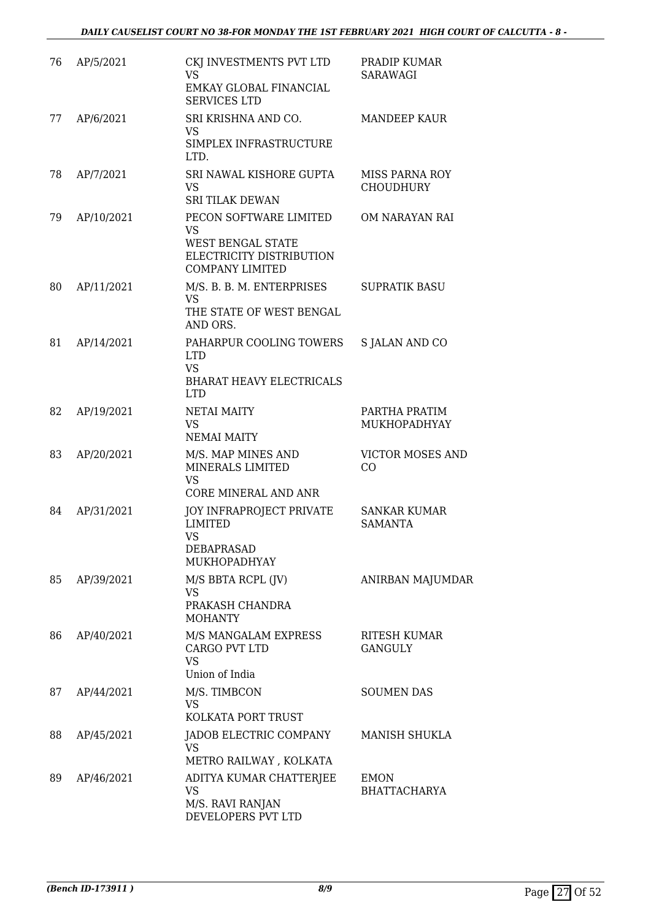| | | | |
|---|---|---|---|
| 76 | AP/5/2021 | CKJ INVESTMENTS PVT LTD<br>VS<br>EMKAY GLOBAL FINANCIAL SERVICES LTD | PRADIP KUMAR SARAWAGI |
| 77 | AP/6/2021 | SRI KRISHNA AND CO.<br>VS<br>SIMPLEX INFRASTRUCTURE LTD. | MANDEEP KAUR |
| 78 | AP/7/2021 | SRI NAWAL KISHORE GUPTA<br>VS<br>SRI TILAK DEWAN | MISS PARNA ROY CHOUDHURY |
| 79 | AP/10/2021 | PECON SOFTWARE LIMITED<br>VS<br>WEST BENGAL STATE ELECTRICITY DISTRIBUTION COMPANY LIMITED | OM NARAYAN RAI |
| 80 | AP/11/2021 | M/S. B. B. M. ENTERPRISES<br>VS<br>THE STATE OF WEST BENGAL AND ORS. | SUPRATIK BASU |
| 81 | AP/14/2021 | PAHARPUR COOLING TOWERS LTD<br>VS<br>BHARAT HEAVY ELECTRICALS LTD | S JALAN AND CO |
| 82 | AP/19/2021 | NETAI MAITY<br>VS<br>NEMAI MAITY | PARTHA PRATIM MUKHOPADHYAY |
| 83 | AP/20/2021 | M/S. MAP MINES AND MINERALS LIMITED<br>VS<br>CORE MINERAL AND ANR | VICTOR MOSES AND CO |
| 84 | AP/31/2021 | JOY INFRAPROJECT PRIVATE LIMITED<br>VS<br>DEBAPRASAD MUKHOPADHYAY | SANKAR KUMAR SAMANTA |
| 85 | AP/39/2021 | M/S BBTA RCPL (JV)<br>VS<br>PRAKASH CHANDRA MOHANTY | ANIRBAN MAJUMDAR |
| 86 | AP/40/2021 | M/S MANGALAM EXPRESS CARGO PVT LTD<br>VS<br>Union of India | RITESH KUMAR GANGULY |
| 87 | AP/44/2021 | M/S. TIMBCON<br>VS<br>KOLKATA PORT TRUST | SOUMEN DAS |
| 88 | AP/45/2021 | JADOB ELECTRIC COMPANY<br>VS<br>METRO RAILWAY , KOLKATA | MANISH SHUKLA |
| 89 | AP/46/2021 | ADITYA KUMAR CHATTERJEE<br>VS<br>M/S. RAVI RANJAN DEVELOPERS PVT LTD | EMON BHATTACHARYA |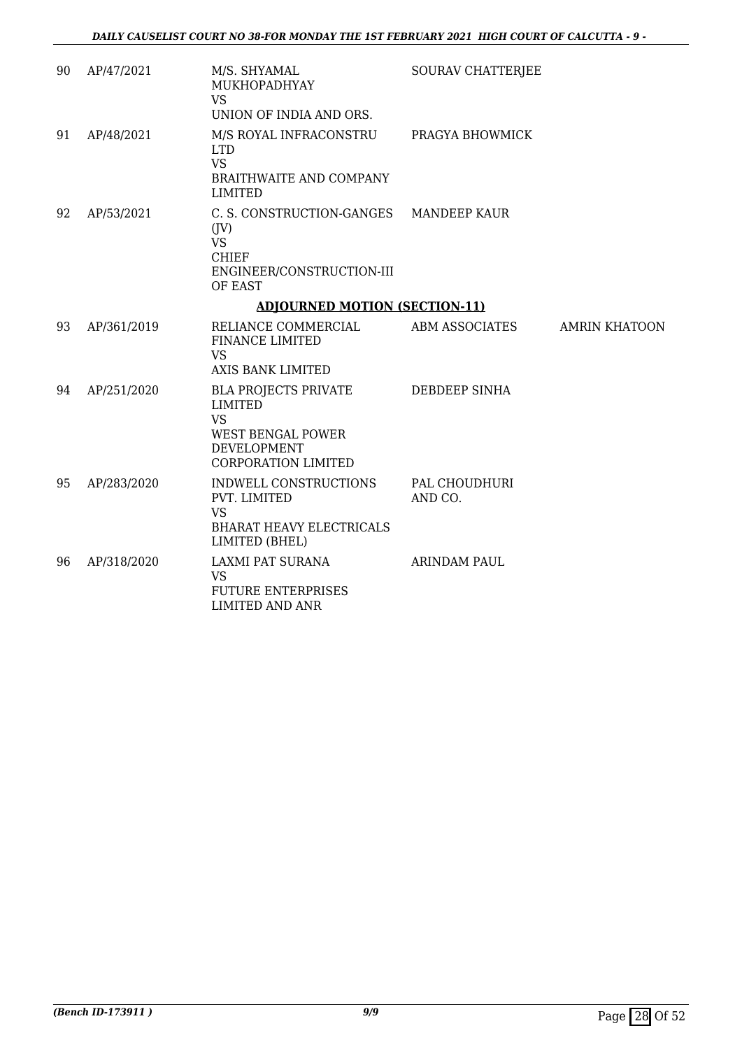| 90 | AP/47/2021 | M/S. SHYAMAL MUKHOPADHYAY VS UNION OF INDIA AND ORS. | SOURAV CHATTERJEE | |
|---|---|---|---|---|
| 91 | AP/48/2021 | M/S ROYAL INFRACONSTRU LTD VS BRAITHWAITE AND COMPANY LIMITED | PRAGYA BHOWMICK | |
| 92 | AP/53/2021 | C. S. CONSTRUCTION-GANGES (JV) VS CHIEF ENGINEER/CONSTRUCTION-III OF EAST | MANDEEP KAUR | |

**ADJOURNED MOTION (SECTION-11)**

| 93 | AP/361/2019 | RELIANCE COMMERCIAL FINANCE LIMITED VS AXIS BANK LIMITED | ABM ASSOCIATES | AMRIN KHATOON |
|---|---|---|---|---|
| 94 | AP/251/2020 | BLA PROJECTS PRIVATE LIMITED VS WEST BENGAL POWER DEVELOPMENT CORPORATION LIMITED | DEBDEEP SINHA | |
| 95 | AP/283/2020 | INDWELL CONSTRUCTIONS PVT. LIMITED VS BHARAT HEAVY ELECTRICALS LIMITED (BHEL) | PAL CHOUDHURI AND CO. | |
| 96 | AP/318/2020 | LAXMI PAT SURANA VS FUTURE ENTERPRISES LIMITED AND ANR | ARINDAM PAUL | |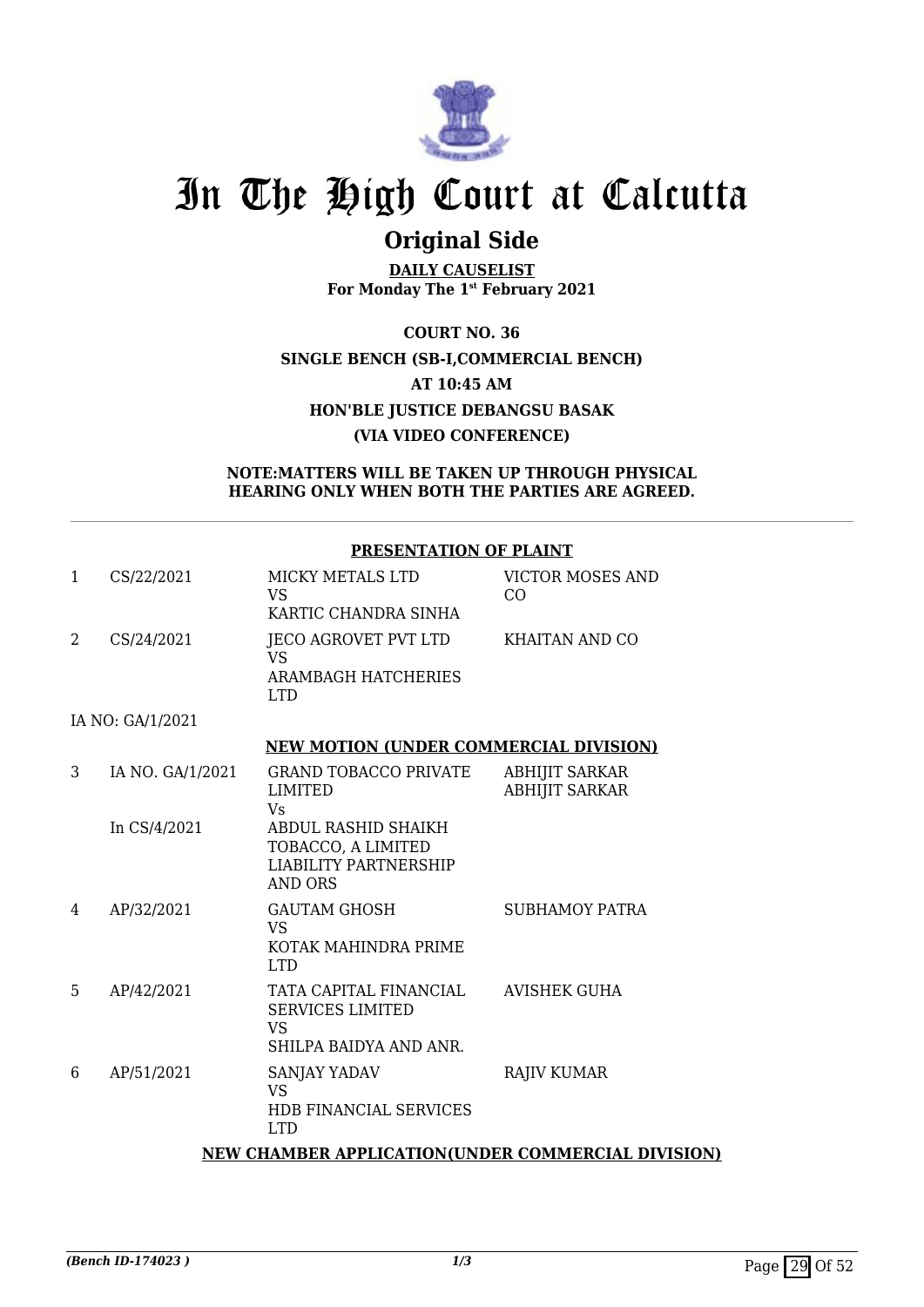# In The High Court at Calcutta

## Original Side

**DAILY CAUSELIST**
**For Monday The 1st February 2021**

**COURT NO. 36**
**SINGLE BENCH (SB-I,COMMERCIAL BENCH)**
**AT 10:45 AM**
**HON'BLE JUSTICE DEBANGSU BASAK**
**(VIA VIDEO CONFERENCE)**

**NOTE:MATTERS WILL BE TAKEN UP THROUGH PHYSICAL HEARING ONLY WHEN BOTH THE PARTIES ARE AGREED.**

**PRESENTATION OF PLAINT**

| | | | |
|---|---|---|---|
| 1 | CS/22/2021 | MICKY METALS LTD<br>VS<br>KARTIC CHANDRA SINHA | VICTOR MOSES AND CO |
| 2 | CS/24/2021 | JECO AGROVET PVT LTD<br>VS<br>ARAMBAGH HATCHERIES LTD | KHAITAN AND CO |
| | IA NO: GA/1/2021 | | |

**NEW MOTION (UNDER COMMERCIAL DIVISION)**

| | | | |
|---|---|---|---|
| 3 | IA NO. GA/1/2021<br><br>In CS/4/2021 | GRAND TOBACCO PRIVATE LIMITED<br>Vs<br>ABDUL RASHID SHAIKH TOBACCO, A LIMITED LIABILITY PARTNERSHIP AND ORS | ABHIJIT SARKAR<br>ABHIJIT SARKAR |
| 4 | AP/32/2021 | GAUTAM GHOSH<br>VS<br>KOTAK MAHINDRA PRIME LTD | SUBHAMOY PATRA |
| 5 | AP/42/2021 | TATA CAPITAL FINANCIAL SERVICES LIMITED<br>VS<br>SHILPA BAIDYA AND ANR. | AVISHEK GUHA |
| 6 | AP/51/2021 | SANJAY YADAV<br>VS<br>HDB FINANCIAL SERVICES LTD | RAJIV KUMAR |

**NEW CHAMBER APPLICATION(UNDER COMMERCIAL DIVISION)**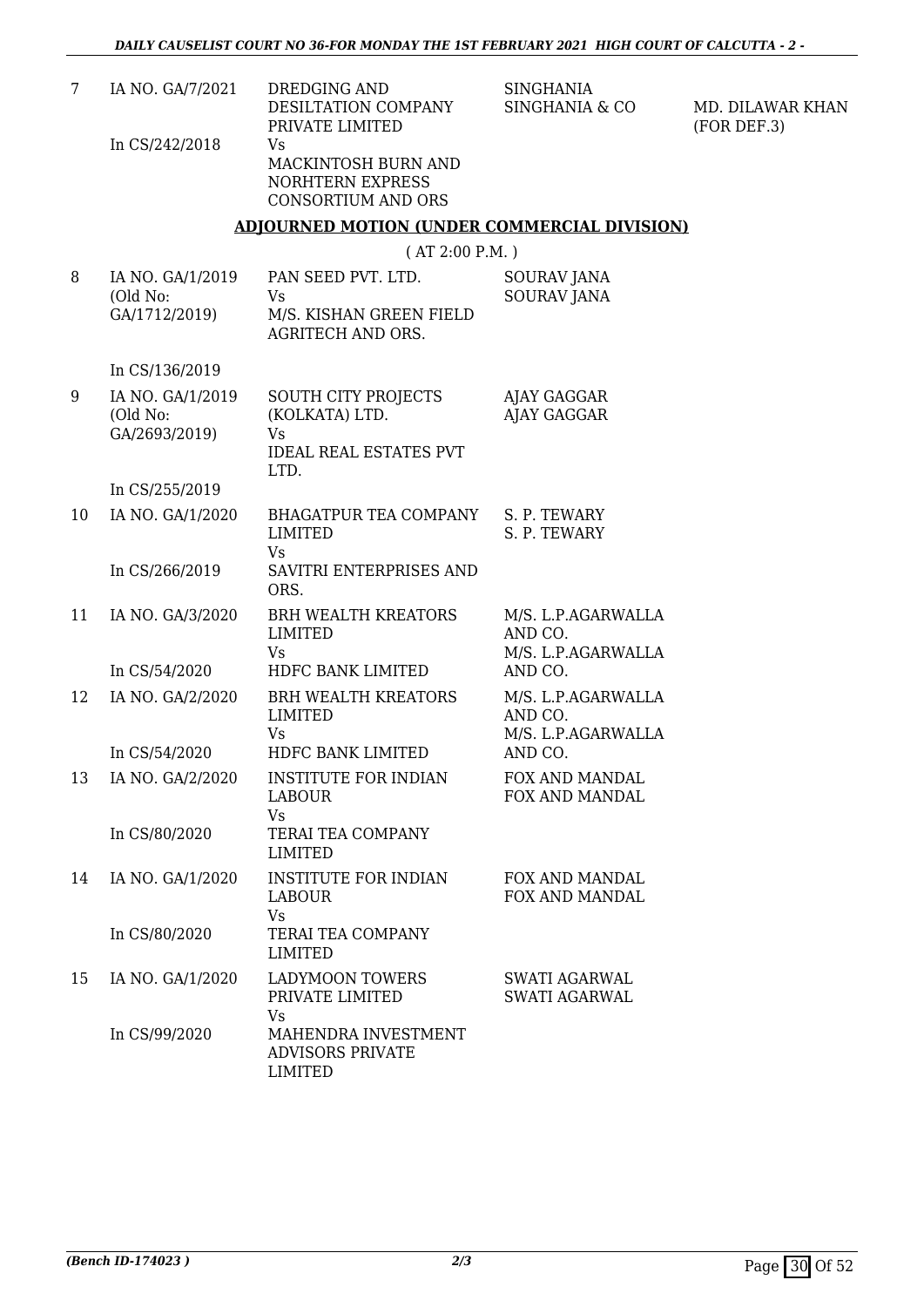| | | | | |
|---|---|---|---|---|
| 7 | IA NO. GA/7/2021<br><br>In CS/242/2018 | DREDGING AND DESILTATION COMPANY PRIVATE LIMITED<br>Vs<br>MACKINTOSH BURN AND NORHTERN EXPRESS CONSORTIUM AND ORS | SINGHANIA<br>SINGHANIA & CO | MD. DILAWAR KHAN (FOR DEF.3) |

**ADJOURNED MOTION (UNDER COMMERCIAL DIVISION)**

( AT 2:00 P.M. )

| | | | |
|---|---|---|---|
| 8 | IA NO. GA/1/2019 (Old No: GA/1712/2019)<br><br>In CS/136/2019 | PAN SEED PVT. LTD.<br>Vs<br>M/S. KISHAN GREEN FIELD AGRITECH AND ORS. | SOURAV JANA<br>SOURAV JANA |
| 9 | IA NO. GA/1/2019 (Old No: GA/2693/2019)<br><br>In CS/255/2019 | SOUTH CITY PROJECTS (KOLKATA) LTD.<br>Vs<br>IDEAL REAL ESTATES PVT LTD. | AJAY GAGGAR<br>AJAY GAGGAR |
| 10 | IA NO. GA/1/2020<br><br>In CS/266/2019 | BHAGATPUR TEA COMPANY LIMITED<br>Vs<br>SAVITRI ENTERPRISES AND ORS. | S. P. TEWARY<br>S. P. TEWARY |
| 11 | IA NO. GA/3/2020<br><br>In CS/54/2020 | BRH WEALTH KREATORS LIMITED<br>Vs<br>HDFC BANK LIMITED | M/S. L.P.AGARWALLA AND CO.<br>M/S. L.P.AGARWALLA AND CO. |
| 12 | IA NO. GA/2/2020<br><br>In CS/54/2020 | BRH WEALTH KREATORS LIMITED<br>Vs<br>HDFC BANK LIMITED | M/S. L.P.AGARWALLA AND CO.<br>M/S. L.P.AGARWALLA AND CO. |
| 13 | IA NO. GA/2/2020<br><br>In CS/80/2020 | INSTITUTE FOR INDIAN LABOUR<br>Vs<br>TERAI TEA COMPANY LIMITED | FOX AND MANDAL<br>FOX AND MANDAL |
| 14 | IA NO. GA/1/2020<br><br>In CS/80/2020 | INSTITUTE FOR INDIAN LABOUR<br>Vs<br>TERAI TEA COMPANY LIMITED | FOX AND MANDAL<br>FOX AND MANDAL |
| 15 | IA NO. GA/1/2020<br><br>In CS/99/2020 | LADYMOON TOWERS PRIVATE LIMITED<br>Vs<br>MAHENDRA INVESTMENT ADVISORS PRIVATE LIMITED | SWATI AGARWAL<br>SWATI AGARWAL |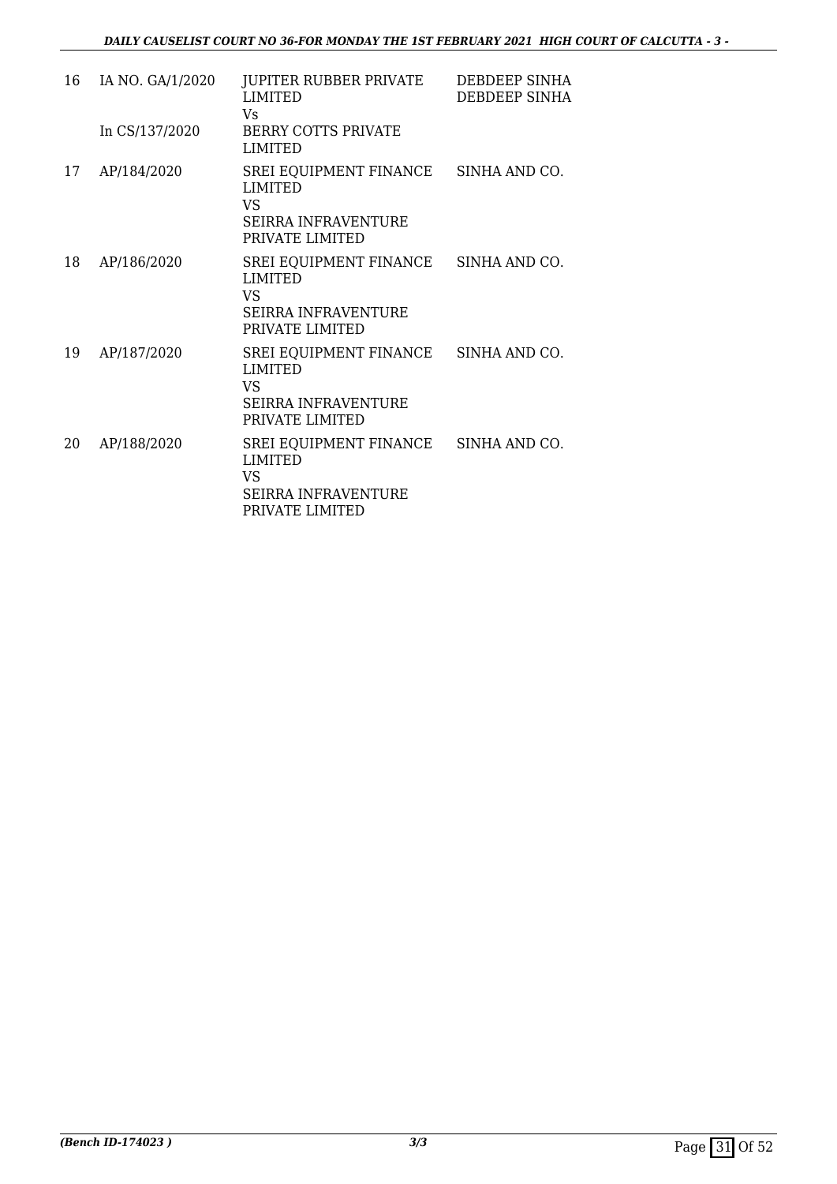| | | | |
|---|---|---|---|
| 16 | IA NO. GA/1/2020<br><br>In CS/137/2020 | JUPITER RUBBER PRIVATE LIMITED<br>Vs<br>BERRY COTTS PRIVATE LIMITED | DEBDEEP SINHA<br>DEBDEEP SINHA |
| 17 | AP/184/2020 | SREI EQUIPMENT FINANCE LIMITED<br>VS<br>SEIRRA INFRAVENTURE PRIVATE LIMITED | SINHA AND CO. |
| 18 | AP/186/2020 | SREI EQUIPMENT FINANCE LIMITED<br>VS<br>SEIRRA INFRAVENTURE PRIVATE LIMITED | SINHA AND CO. |
| 19 | AP/187/2020 | SREI EQUIPMENT FINANCE LIMITED<br>VS<br>SEIRRA INFRAVENTURE PRIVATE LIMITED | SINHA AND CO. |
| 20 | AP/188/2020 | SREI EQUIPMENT FINANCE LIMITED<br>VS<br>SEIRRA INFRAVENTURE PRIVATE LIMITED | SINHA AND CO. |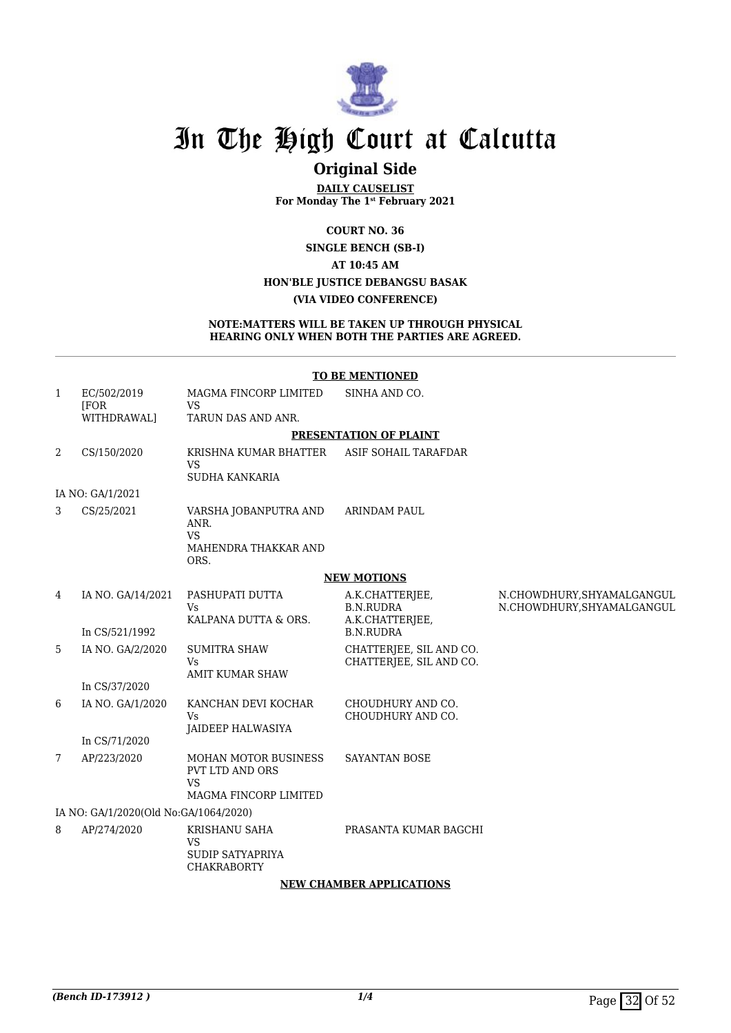# In The High Court at Calcutta

## Original Side

**DAILY CAUSELIST**
**For Monday The 1st February 2021**

**COURT NO. 36**
**SINGLE BENCH (SB-I)**
**AT 10:45 AM**
**HON'BLE JUSTICE DEBANGSU BASAK**
**(VIA VIDEO CONFERENCE)**

**NOTE:MATTERS WILL BE TAKEN UP THROUGH PHYSICAL HEARING ONLY WHEN BOTH THE PARTIES ARE AGREED.**

**TO BE MENTIONED**

| | | | | |
|---|---|---|---|---|
| 1 | EC/502/2019 [FOR WITHDRAWAL] | MAGMA FINCORP LIMITED VS TARUN DAS AND ANR. | SINHA AND CO. | |

**PRESENTATION OF PLAINT**

| | | | | |
|---|---|---|---|---|
| 2 | CS/150/2020 | KRISHNA KUMAR BHATTER VS SUDHA KANKARIA | ASIF SOHAIL TARAFDAR | |
| | IA NO: GA/1/2021 | | | |
| 3 | CS/25/2021 | VARSHA JOBANPUTRA AND ANR. VS MAHENDRA THAKKAR AND ORS. | ARINDAM PAUL | |

**NEW MOTIONS**

| | | | | |
|---|---|---|---|---|
| 4 | IA NO. GA/14/2021 In CS/521/1992 | PASHUPATI DUTTA Vs KALPANA DUTTA & ORS. | A.K.CHATTERJEE, B.N.RUDRA A.K.CHATTERJEE, B.N.RUDRA | N.CHOWDHURY,SHYAMALGANGUL N.CHOWDHURY,SHYAMALGANGUL |
| 5 | IA NO. GA/2/2020 In CS/37/2020 | SUMITRA SHAW Vs AMIT KUMAR SHAW | CHATTERJEE, SIL AND CO. CHATTERJEE, SIL AND CO. | |
| 6 | IA NO. GA/1/2020 In CS/71/2020 | KANCHAN DEVI KOCHAR Vs JAIDEEP HALWASIYA | CHOUDHURY AND CO. CHOUDHURY AND CO. | |
| 7 | AP/223/2020 | MOHAN MOTOR BUSINESS PVT LTD AND ORS VS MAGMA FINCORP LIMITED | SAYANTAN BOSE | |
| | IA NO: GA/1/2020(Old No:GA/1064/2020) | | | |
| 8 | AP/274/2020 | KRISHANU SAHA VS SUDIP SATYAPRIYA CHAKRABORTY | PRASANTA KUMAR BAGCHI | |

**NEW CHAMBER APPLICATIONS**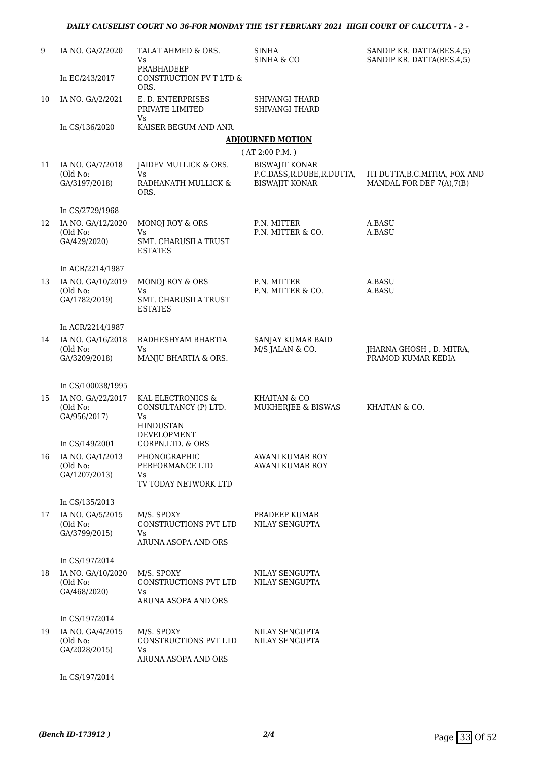| | | | | |
|---|---|---|---|---|
| 9 | IA NO. GA/2/2020<br><br>In EC/243/2017 | TALAT AHMED & ORS.<br>Vs<br>PRABHADEEP CONSTRUCTION PV T LTD & ORS. | SINHA<br>SINHA & CO | SANDIP KR. DATTA(RES.4,5)<br>SANDIP KR. DATTA(RES.4,5) |
| 10 | IA NO. GA/2/2021<br><br>In CS/136/2020 | E. D. ENTERPRISES PRIVATE LIMITED<br>Vs<br>KAISER BEGUM AND ANR. | SHIVANGI THARD<br>SHIVANGI THARD | |

**ADJOURNED MOTION**

( AT 2:00 P.M. )

| | | | | |
|---|---|---|---|---|
| 11 | IA NO. GA/7/2018<br>(Old No: GA/3197/2018)<br><br>In CS/2729/1968 | JAIDEV MULLICK & ORS.<br>Vs<br>RADHANATH MULLICK & ORS. | BISWAJIT KONAR<br>P.C.DASS,R.DUBE,R.DUTTA, BISWAJIT KONAR | ITI DUTTA,B.C.MITRA, FOX AND MANDAL FOR DEF 7(A),7(B) |
| 12 | IA NO. GA/12/2020<br>(Old No: GA/429/2020)<br><br>In ACR/2214/1987 | MONOJ ROY & ORS<br>Vs<br>SMT. CHARUSILA TRUST ESTATES | P.N. MITTER<br>P.N. MITTER & CO. | A.BASU<br>A.BASU |
| 13 | IA NO. GA/10/2019<br>(Old No: GA/1782/2019)<br><br>In ACR/2214/1987 | MONOJ ROY & ORS<br>Vs<br>SMT. CHARUSILA TRUST ESTATES | P.N. MITTER<br>P.N. MITTER & CO. | A.BASU<br>A.BASU |
| 14 | IA NO. GA/16/2018<br>(Old No: GA/3209/2018)<br><br>In CS/100038/1995 | RADHESHYAM BHARTIA<br>Vs<br>MANJU BHARTIA & ORS. | SANJAY KUMAR BAID<br>M/S JALAN & CO. | JHARNA GHOSH , D. MITRA, PRAMOD KUMAR KEDIA |
| 15 | IA NO. GA/22/2017<br>(Old No: GA/956/2017)<br><br>In CS/149/2001 | KAL ELECTRONICS & CONSULTANCY (P) LTD.<br>Vs<br>HINDUSTAN DEVELOPMENT CORPN.LTD. & ORS | KHAITAN & CO<br>MUKHERJEE & BISWAS | KHAITAN & CO. |
| 16 | IA NO. GA/1/2013<br>(Old No: GA/1207/2013)<br><br>In CS/135/2013 | PHONOGRAPHIC PERFORMANCE LTD<br>Vs<br>TV TODAY NETWORK LTD | AWANI KUMAR ROY<br>AWANI KUMAR ROY | |
| 17 | IA NO. GA/5/2015<br>(Old No: GA/3799/2015)<br><br>In CS/197/2014 | M/S. SPOXY CONSTRUCTIONS PVT LTD<br>Vs<br>ARUNA ASOPA AND ORS | PRADEEP KUMAR<br>NILAY SENGUPTA | |
| 18 | IA NO. GA/10/2020<br>(Old No: GA/468/2020)<br><br>In CS/197/2014 | M/S. SPOXY CONSTRUCTIONS PVT LTD<br>Vs<br>ARUNA ASOPA AND ORS | NILAY SENGUPTA<br>NILAY SENGUPTA | |
| 19 | IA NO. GA/4/2015<br>(Old No: GA/2028/2015)<br><br>In CS/197/2014 | M/S. SPOXY CONSTRUCTIONS PVT LTD<br>Vs<br>ARUNA ASOPA AND ORS | NILAY SENGUPTA<br>NILAY SENGUPTA | |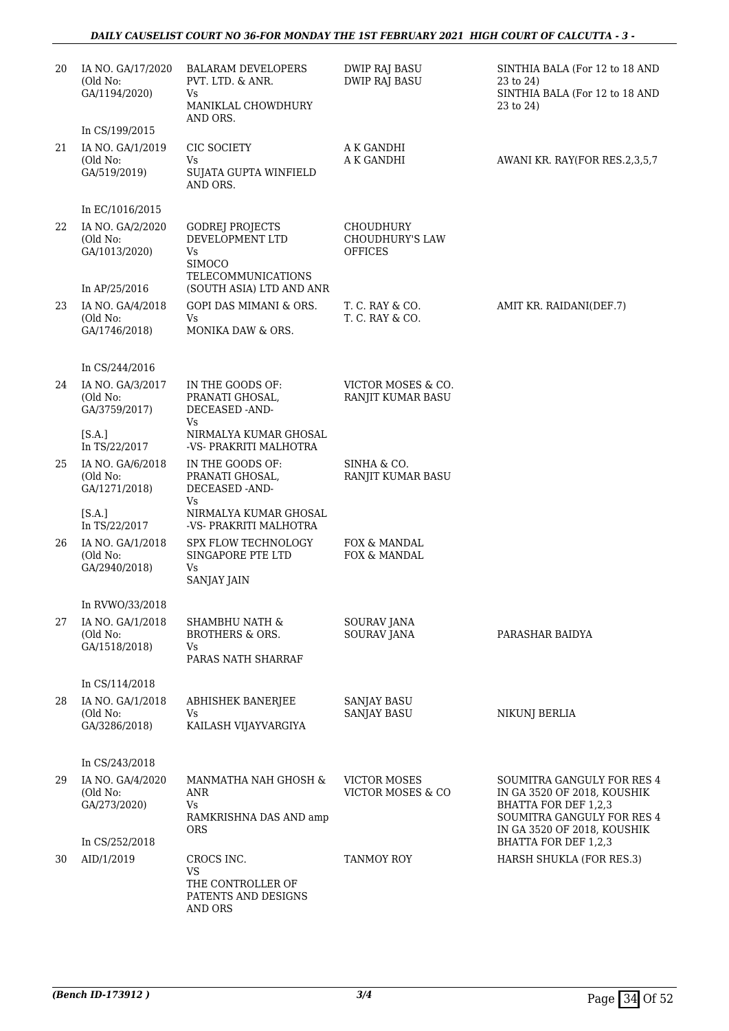| | | | | |
|---|---|---|---|---|
| 20 | IA NO. GA/17/2020 (Old No: GA/1194/2020)<br><br>In CS/199/2015 | BALARAM DEVELOPERS PVT. LTD. & ANR.<br>Vs<br>MANIKLAL CHOWDHURY AND ORS. | DWIP RAJ BASU<br>DWIP RAJ BASU | SINTHIA BALA (For 12 to 18 AND 23 to 24)<br>SINTHIA BALA (For 12 to 18 AND 23 to 24) |
| 21 | IA NO. GA/1/2019 (Old No: GA/519/2019)<br><br>In EC/1016/2015 | CIC SOCIETY<br>Vs<br>SUJATA GUPTA WINFIELD AND ORS. | A K GANDHI<br>A K GANDHI | AWANI KR. RAY(FOR RES.2,3,5,7 |
| 22 | IA NO. GA/2/2020 (Old No: GA/1013/2020)<br><br>In AP/25/2016 | GODREJ PROJECTS DEVELOPMENT LTD<br>Vs<br>SIMOCO TELECOMMUNICATIONS (SOUTH ASIA) LTD AND ANR | CHOUDHURY<br>CHOUDHURY'S LAW OFFICES | |
| 23 | IA NO. GA/4/2018 (Old No: GA/1746/2018)<br><br>In CS/244/2016 | GOPI DAS MIMANI & ORS.<br>Vs<br>MONIKA DAW & ORS. | T. C. RAY & CO.<br>T. C. RAY & CO. | AMIT KR. RAIDANI(DEF.7) |
| 24 | IA NO. GA/3/2017 (Old No: GA/3759/2017)<br><br>[S.A.]<br>In TS/22/2017 | IN THE GOODS OF: PRANATI GHOSAL, DECEASED -AND-<br>Vs<br>NIRMALYA KUMAR GHOSAL -VS- PRAKRITI MALHOTRA | VICTOR MOSES & CO.<br>RANJIT KUMAR BASU | |
| 25 | IA NO. GA/6/2018 (Old No: GA/1271/2018)<br><br>[S.A.]<br>In TS/22/2017 | IN THE GOODS OF: PRANATI GHOSAL, DECEASED -AND-<br>Vs<br>NIRMALYA KUMAR GHOSAL -VS- PRAKRITI MALHOTRA | SINHA & CO.<br>RANJIT KUMAR BASU | |
| 26 | IA NO. GA/1/2018 (Old No: GA/2940/2018)<br><br>In RVWO/33/2018 | SPX FLOW TECHNOLOGY SINGAPORE PTE LTD<br>Vs<br>SANJAY JAIN | FOX & MANDAL<br>FOX & MANDAL | |
| 27 | IA NO. GA/1/2018 (Old No: GA/1518/2018)<br><br>In CS/114/2018 | SHAMBHU NATH & BROTHERS & ORS.<br>Vs<br>PARAS NATH SHARRAF | SOURAV JANA<br>SOURAV JANA | PARASHAR BAIDYA |
| 28 | IA NO. GA/1/2018 (Old No: GA/3286/2018)<br><br>In CS/243/2018 | ABHISHEK BANERJEE<br>Vs<br>KAILASH VIJAYVARGIYA | SANJAY BASU<br>SANJAY BASU | NIKUNJ BERLIA |
| 29 | IA NO. GA/4/2020 (Old No: GA/273/2020)<br><br>In CS/252/2018 | MANMATHA NAH GHOSH & ANR<br>Vs<br>RAMKRISHNA DAS AND amp ORS | VICTOR MOSES<br>VICTOR MOSES & CO | SOUMITRA GANGULY FOR RES 4 IN GA 3520 OF 2018, KOUSHIK BHATTA FOR DEF 1,2,3<br>SOUMITRA GANGULY FOR RES 4 IN GA 3520 OF 2018, KOUSHIK BHATTA FOR DEF 1,2,3 |
| 30 | AID/1/2019 | CROCS INC.<br>VS<br>THE CONTROLLER OF PATENTS AND DESIGNS AND ORS | TANMOY ROY | HARSH SHUKLA (FOR RES.3) |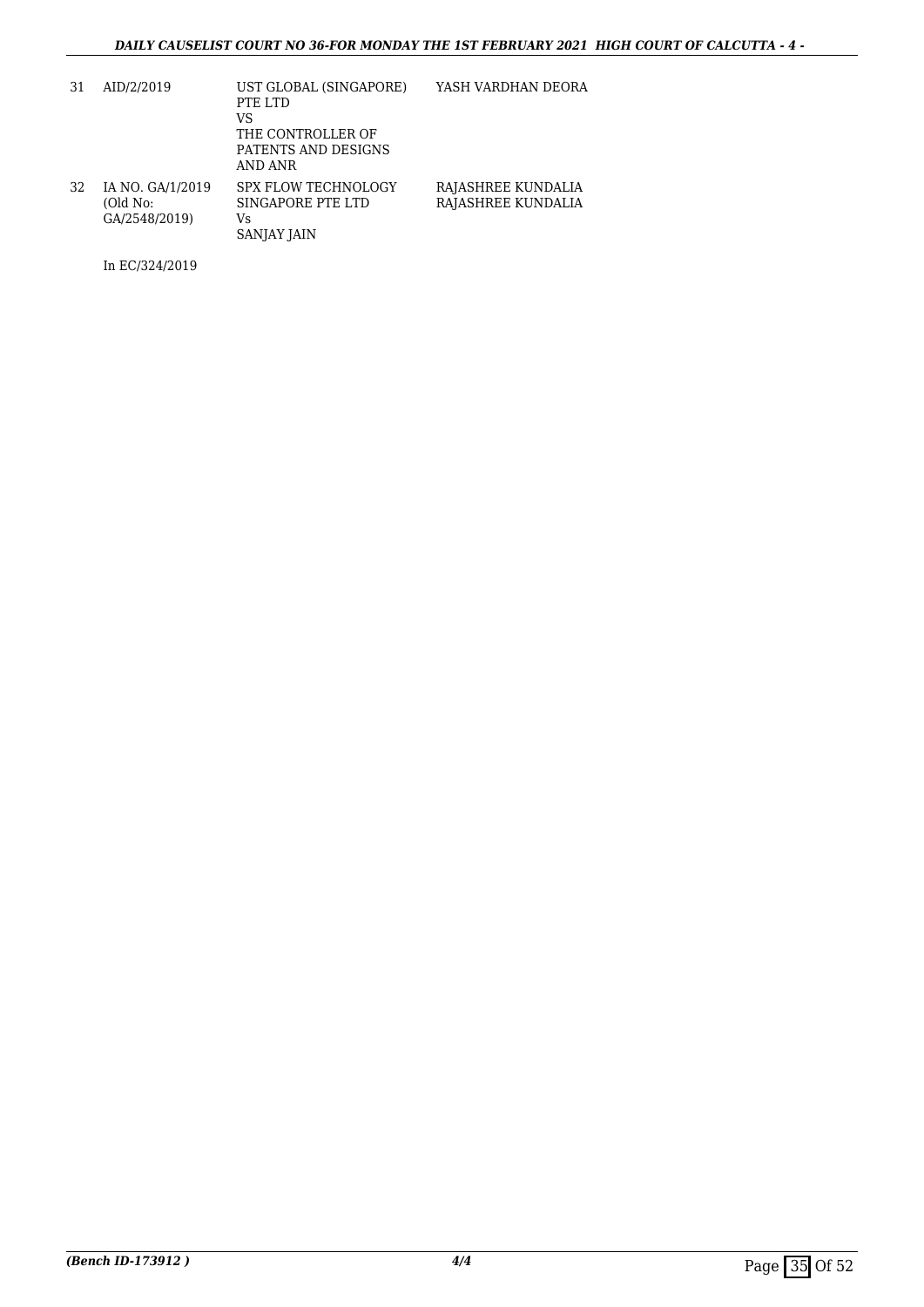| | | | |
|---|---|---|---|
| 31 | AID/2/2019 | UST GLOBAL (SINGAPORE) PTE LTD<br>VS<br>THE CONTROLLER OF PATENTS AND DESIGNS AND ANR | YASH VARDHAN DEORA |
| 32 | IA NO. GA/1/2019<br>(Old No:<br>GA/2548/2019) | SPX FLOW TECHNOLOGY SINGAPORE PTE LTD<br>Vs<br>SANJAY JAIN | RAJASHREE KUNDALIA<br>RAJASHREE KUNDALIA |

In EC/324/2019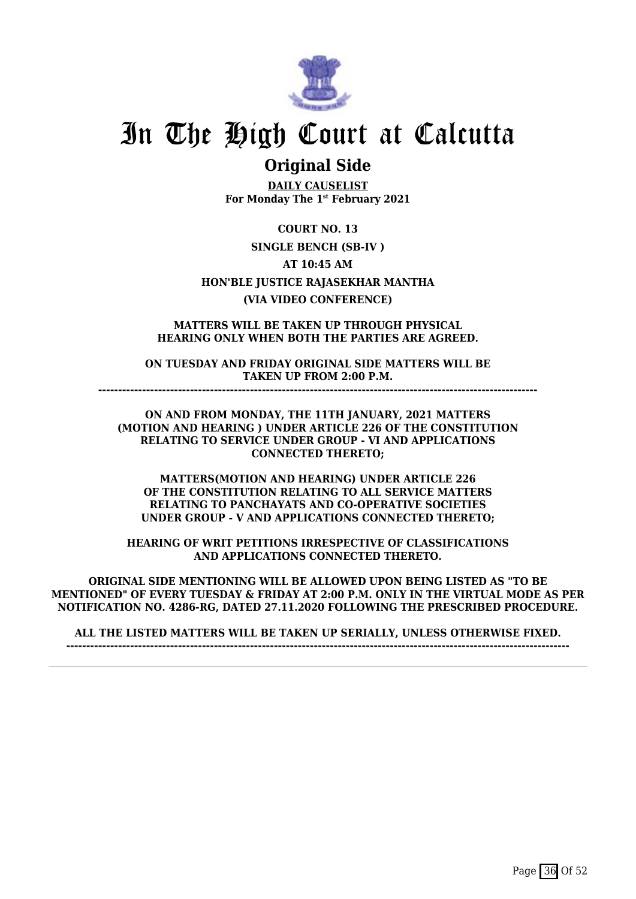# In The High Court at Calcutta

## Original Side

**DAILY CAUSELIST**
**For Monday The 1st February 2021**

**COURT NO. 13**

**SINGLE BENCH (SB-IV )**

**AT 10:45 AM**

**HON'BLE JUSTICE RAJASEKHAR MANTHA**

**(VIA VIDEO CONFERENCE)**

**MATTERS WILL BE TAKEN UP THROUGH PHYSICAL HEARING ONLY WHEN BOTH THE PARTIES ARE AGREED.**

**ON TUESDAY AND FRIDAY ORIGINAL SIDE MATTERS WILL BE TAKEN UP FROM 2:00 P.M.**

**------------------------------------------------------------------------------------------------------------**

**ON AND FROM MONDAY, THE 11TH JANUARY, 2021 MATTERS (MOTION AND HEARING ) UNDER ARTICLE 226 OF THE CONSTITUTION RELATING TO SERVICE UNDER GROUP - VI AND APPLICATIONS CONNECTED THERETO;**

**MATTERS(MOTION AND HEARING) UNDER ARTICLE 226 OF THE CONSTITUTION RELATING TO ALL SERVICE MATTERS RELATING TO PANCHAYATS AND CO-OPERATIVE SOCIETIES UNDER GROUP - V AND APPLICATIONS CONNECTED THERETO;**

**HEARING OF WRIT PETITIONS IRRESPECTIVE OF CLASSIFICATIONS AND APPLICATIONS CONNECTED THERETO.**

**ORIGINAL SIDE MENTIONING WILL BE ALLOWED UPON BEING LISTED AS "TO BE MENTIONED" OF EVERY TUESDAY & FRIDAY AT 2:00 P.M. ONLY IN THE VIRTUAL MODE AS PER NOTIFICATION NO. 4286-RG, DATED 27.11.2020 FOLLOWING THE PRESCRIBED PROCEDURE.**

**ALL THE LISTED MATTERS WILL BE TAKEN UP SERIALLY, UNLESS OTHERWISE FIXED.**

**----------------------------------------------------------------------------------------------------------------------------**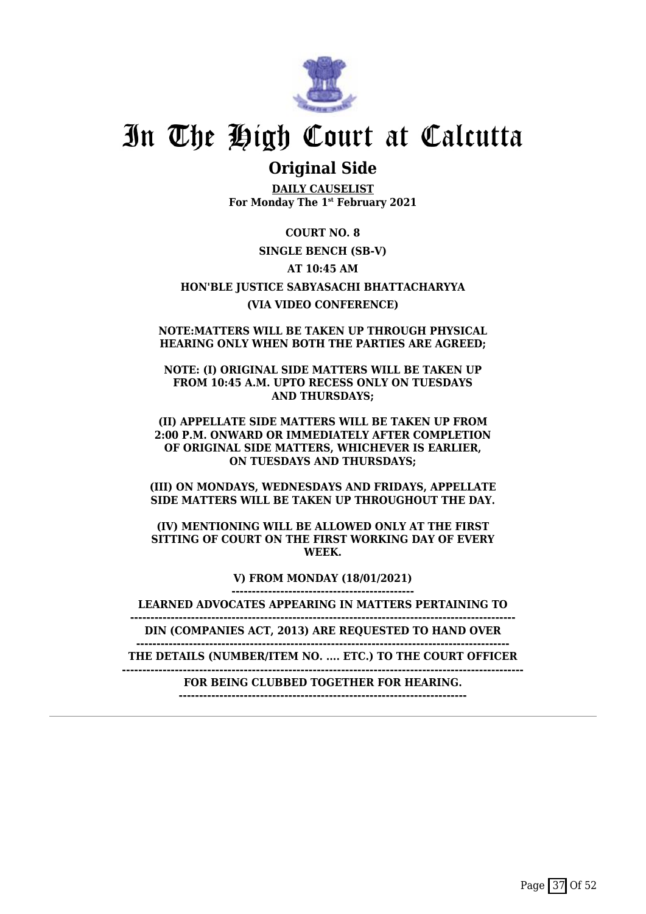# In The High Court at Calcutta

## Original Side

**DAILY CAUSELIST**
**For Monday The 1st February 2021**

**COURT NO. 8**

**SINGLE BENCH (SB-V)**

**AT 10:45 AM**

**HON'BLE JUSTICE SABYASACHI BHATTACHARYYA**

**(VIA VIDEO CONFERENCE)**

**NOTE:MATTERS WILL BE TAKEN UP THROUGH PHYSICAL HEARING ONLY WHEN BOTH THE PARTIES ARE AGREED;**

**NOTE: (I) ORIGINAL SIDE MATTERS WILL BE TAKEN UP FROM 10:45 A.M. UPTO RECESS ONLY ON TUESDAYS AND THURSDAYS;**

**(II) APPELLATE SIDE MATTERS WILL BE TAKEN UP FROM 2:00 P.M. ONWARD OR IMMEDIATELY AFTER COMPLETION OF ORIGINAL SIDE MATTERS, WHICHEVER IS EARLIER, ON TUESDAYS AND THURSDAYS;**

**(III) ON MONDAYS, WEDNESDAYS AND FRIDAYS, APPELLATE SIDE MATTERS WILL BE TAKEN UP THROUGHOUT THE DAY.**

**(IV) MENTIONING WILL BE ALLOWED ONLY AT THE FIRST SITTING OF COURT ON THE FIRST WORKING DAY OF EVERY WEEK.**

**V) FROM MONDAY (18/01/2021)**

**LEARNED ADVOCATES APPEARING IN MATTERS PERTAINING TO**

**DIN (COMPANIES ACT, 2013) ARE REQUESTED TO HAND OVER**

**THE DETAILS (NUMBER/ITEM NO. .... ETC.) TO THE COURT OFFICER**

**FOR BEING CLUBBED TOGETHER FOR HEARING.**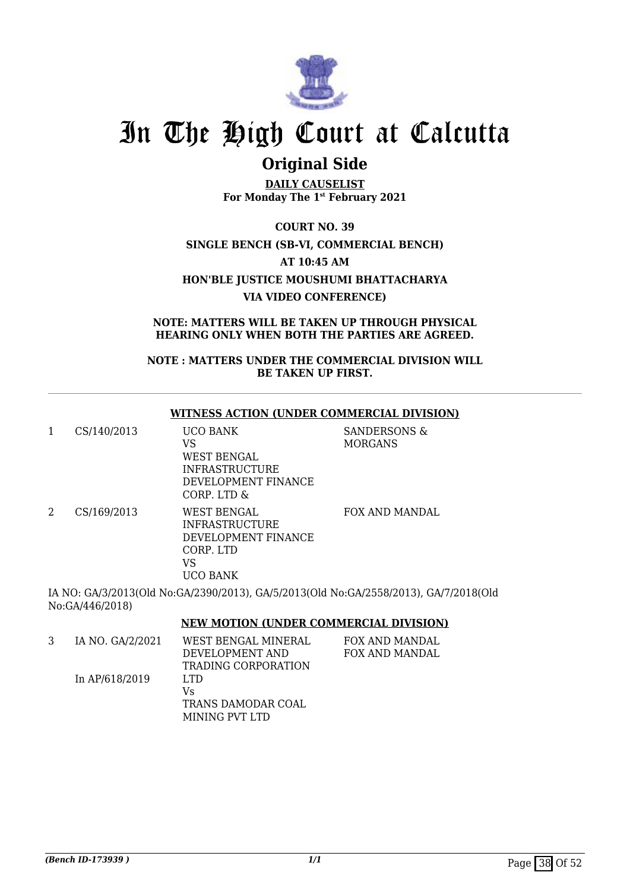# In The High Court at Calcutta

## Original Side

**DAILY CAUSELIST**
**For Monday The 1st February 2021**

**COURT NO. 39**
**SINGLE BENCH (SB-VI, COMMERCIAL BENCH)**
**AT 10:45 AM**
**HON'BLE JUSTICE MOUSHUMI BHATTACHARYA**
**VIA VIDEO CONFERENCE)**

**NOTE: MATTERS WILL BE TAKEN UP THROUGH PHYSICAL HEARING ONLY WHEN BOTH THE PARTIES ARE AGREED.**

**NOTE : MATTERS UNDER THE COMMERCIAL DIVISION WILL BE TAKEN UP FIRST.**

---

### WITNESS ACTION (UNDER COMMERCIAL DIVISION)

| | | | |
|---|---|---|---|
| 1 | CS/140/2013 | UCO BANK<br>VS<br>WEST BENGAL INFRASTRUCTURE DEVELOPMENT FINANCE CORP. LTD & | SANDERSONS & MORGANS |
| 2 | CS/169/2013 | WEST BENGAL INFRASTRUCTURE DEVELOPMENT FINANCE CORP. LTD<br>VS<br>UCO BANK | FOX AND MANDAL |

IA NO: GA/3/2013(Old No:GA/2390/2013), GA/5/2013(Old No:GA/2558/2013), GA/7/2018(Old No:GA/446/2018)

### NEW MOTION (UNDER COMMERCIAL DIVISION)

| | | | |
|---|---|---|---|
| 3 | IA NO. GA/2/2021<br><br>In AP/618/2019 | WEST BENGAL MINERAL DEVELOPMENT AND TRADING CORPORATION LTD<br>Vs<br>TRANS DAMODAR COAL MINING PVT LTD | FOX AND MANDAL<br>FOX AND MANDAL |

*(Bench ID-173939 )* 1/1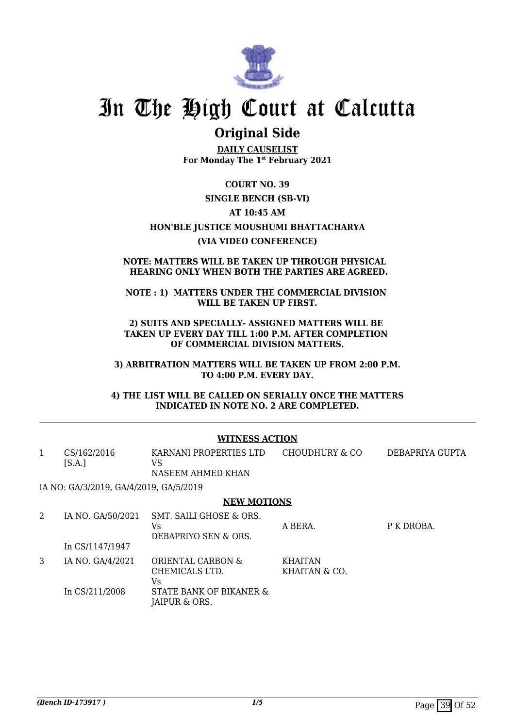# In The High Court at Calcutta

## Original Side

**DAILY CAUSELIST**
**For Monday The 1st February 2021**

**COURT NO. 39**

**SINGLE BENCH (SB-VI)**

**AT 10:45 AM**

**HON'BLE JUSTICE MOUSHUMI BHATTACHARYA**

**(VIA VIDEO CONFERENCE)**

**NOTE: MATTERS WILL BE TAKEN UP THROUGH PHYSICAL HEARING ONLY WHEN BOTH THE PARTIES ARE AGREED.**

**NOTE : 1) MATTERS UNDER THE COMMERCIAL DIVISION WILL BE TAKEN UP FIRST.**

**2) SUITS AND SPECIALLY- ASSIGNED MATTERS WILL BE TAKEN UP EVERY DAY TILL 1:00 P.M. AFTER COMPLETION OF COMMERCIAL DIVISION MATTERS.**

**3) ARBITRATION MATTERS WILL BE TAKEN UP FROM 2:00 P.M. TO 4:00 P.M. EVERY DAY.**

**4) THE LIST WILL BE CALLED ON SERIALLY ONCE THE MATTERS INDICATED IN NOTE NO. 2 ARE COMPLETED.**

---

**WITNESS ACTION**

| | | | | |
|---|---|---|---|---|
| 1 | CS/162/2016 [S.A.] | KARNANI PROPERTIES LTD VS NASEEM AHMED KHAN | CHOUDHURY & CO | DEBAPRIYA GUPTA |

IA NO: GA/3/2019, GA/4/2019, GA/5/2019

**NEW MOTIONS**

| | | | | |
|---|---|---|---|---|
| 2 | IA NO. GA/50/2021 In CS/1147/1947 | SMT. SAILI GHOSE & ORS. Vs DEBAPRIYO SEN & ORS. | A BERA. | P K DROBA. |
| 3 | IA NO. GA/4/2021 In CS/211/2008 | ORIENTAL CARBON & CHEMICALS LTD. Vs STATE BANK OF BIKANER & JAIPUR & ORS. | KHAITAN KHAITAN & CO. | |

*(Bench ID-173917 )* 1/5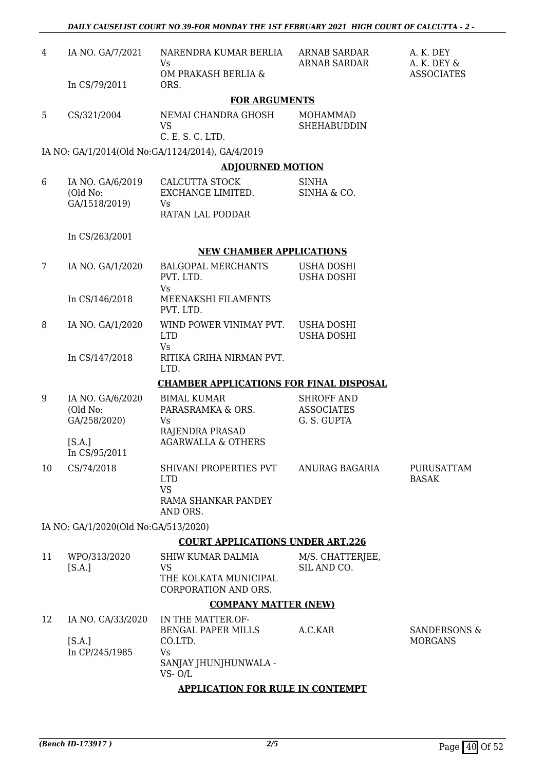| | | | | |
|---|---|---|---|---|
| 4 | IA NO. GA/7/2021<br><br>In CS/79/2011 | NARENDRA KUMAR BERLIA<br>Vs<br>OM PRAKASH BERLIA & ORS. | ARNAB SARDAR<br>ARNAB SARDAR | A. K. DEY<br>A. K. DEY & ASSOCIATES |

**FOR ARGUMENTS**

| | | | | |
|---|---|---|---|---|
| 5 | CS/321/2004 | NEMAI CHANDRA GHOSH<br>VS<br>C. E. S. C. LTD. | MOHAMMAD SHEHABUDDIN | |

IA NO: GA/1/2014(Old No:GA/1124/2014), GA/4/2019

**ADJOURNED MOTION**

| | | | | |
|---|---|---|---|---|
| 6 | IA NO. GA/6/2019<br>(Old No: GA/1518/2019)<br><br>In CS/263/2001 | CALCUTTA STOCK EXCHANGE LIMITED.<br>Vs<br>RATAN LAL PODDAR | SINHA<br>SINHA & CO. | |

**NEW CHAMBER APPLICATIONS**

| | | | | |
|---|---|---|---|---|
| 7 | IA NO. GA/1/2020<br><br>In CS/146/2018 | BALGOPAL MERCHANTS PVT. LTD.<br>Vs<br>MEENAKSHI FILAMENTS PVT. LTD. | USHA DOSHI<br>USHA DOSHI | |
| 8 | IA NO. GA/1/2020<br><br>In CS/147/2018 | WIND POWER VINIMAY PVT. LTD<br>Vs<br>RITIKA GRIHA NIRMAN PVT. LTD. | USHA DOSHI<br>USHA DOSHI | |

**CHAMBER APPLICATIONS FOR FINAL DISPOSAL**

| | | | | |
|---|---|---|---|---|
| 9 | IA NO. GA/6/2020<br>(Old No: GA/258/2020)<br><br>[S.A.]<br>In CS/95/2011 | BIMAL KUMAR PARASRAMKA & ORS.<br>Vs<br>RAJENDRA PRASAD AGARWALLA & OTHERS | SHROFF AND ASSOCIATES<br>G. S. GUPTA | |
| 10 | CS/74/2018 | SHIVANI PROPERTIES PVT LTD<br>VS<br>RAMA SHANKAR PANDEY AND ORS. | ANURAG BAGARIA | PURUSATTAM BASAK |

IA NO: GA/1/2020(Old No:GA/513/2020)

**COURT APPLICATIONS UNDER ART.226**

| | | | | |
|---|---|---|---|---|
| 11 | WPO/313/2020<br>[S.A.] | SHIW KUMAR DALMIA<br>VS<br>THE KOLKATA MUNICIPAL CORPORATION AND ORS. | M/S. CHATTERJEE, SIL AND CO. | |

**COMPANY MATTER (NEW)**

| | | | | |
|---|---|---|---|---|
| 12 | IA NO. CA/33/2020<br><br>[S.A.]<br>In CP/245/1985 | IN THE MATTER.OF-BENGAL PAPER MILLS CO.LTD.<br>Vs<br>SANJAY JHUNJHUNWALA -VS- O/L | A.C.KAR | SANDERSONS & MORGANS |

**APPLICATION FOR RULE IN CONTEMPT**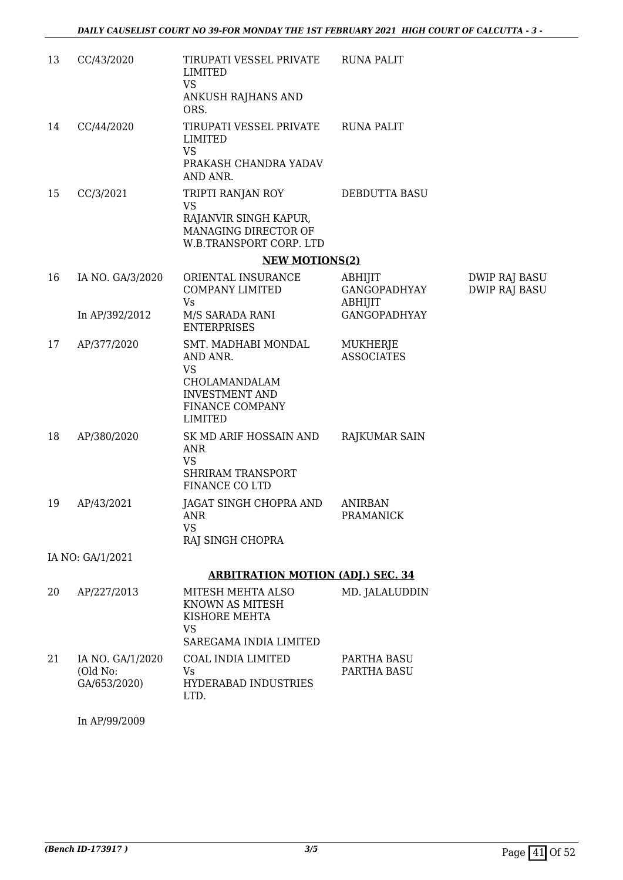| | | | | |
|---|---|---|---|---|
| 13 | CC/43/2020 | TIRUPATI VESSEL PRIVATE LIMITED<br>VS<br>ANKUSH RAJHANS AND ORS. | RUNA PALIT | |
| 14 | CC/44/2020 | TIRUPATI VESSEL PRIVATE LIMITED<br>VS<br>PRAKASH CHANDRA YADAV AND ANR. | RUNA PALIT | |
| 15 | CC/3/2021 | TRIPTI RANJAN ROY<br>VS<br>RAJANVIR SINGH KAPUR, MANAGING DIRECTOR OF W.B.TRANSPORT CORP. LTD | DEBDUTTA BASU | |

**NEW MOTIONS(2)**

| | | | | |
|---|---|---|---|---|
| 16 | IA NO. GA/3/2020<br><br>In AP/392/2012 | ORIENTAL INSURANCE COMPANY LIMITED<br>Vs<br>M/S SARADA RANI ENTERPRISES | ABHIJIT GANGOPADHYAY<br>ABHIJIT GANGOPADHYAY | DWIP RAJ BASU<br>DWIP RAJ BASU |
| 17 | AP/377/2020 | SMT. MADHABI MONDAL AND ANR.<br>VS<br>CHOLAMANDALAM INVESTMENT AND FINANCE COMPANY LIMITED | MUKHERJE ASSOCIATES | |
| 18 | AP/380/2020 | SK MD ARIF HOSSAIN AND ANR<br>VS<br>SHRIRAM TRANSPORT FINANCE CO LTD | RAJKUMAR SAIN | |
| 19 | AP/43/2021 | JAGAT SINGH CHOPRA AND ANR<br>VS<br>RAJ SINGH CHOPRA | ANIRBAN PRAMANICK | |

IA NO: GA/1/2021

**ARBITRATION MOTION (ADJ.) SEC. 34**

| | | | | |
|---|---|---|---|---|
| 20 | AP/227/2013 | MITESH MEHTA ALSO KNOWN AS MITESH KISHORE MEHTA<br>VS<br>SAREGAMA INDIA LIMITED | MD. JALALUDDIN | |
| 21 | IA NO. GA/1/2020 (Old No: GA/653/2020)<br><br>In AP/99/2009 | COAL INDIA LIMITED<br>Vs<br>HYDERABAD INDUSTRIES LTD. | PARTHA BASU<br>PARTHA BASU | |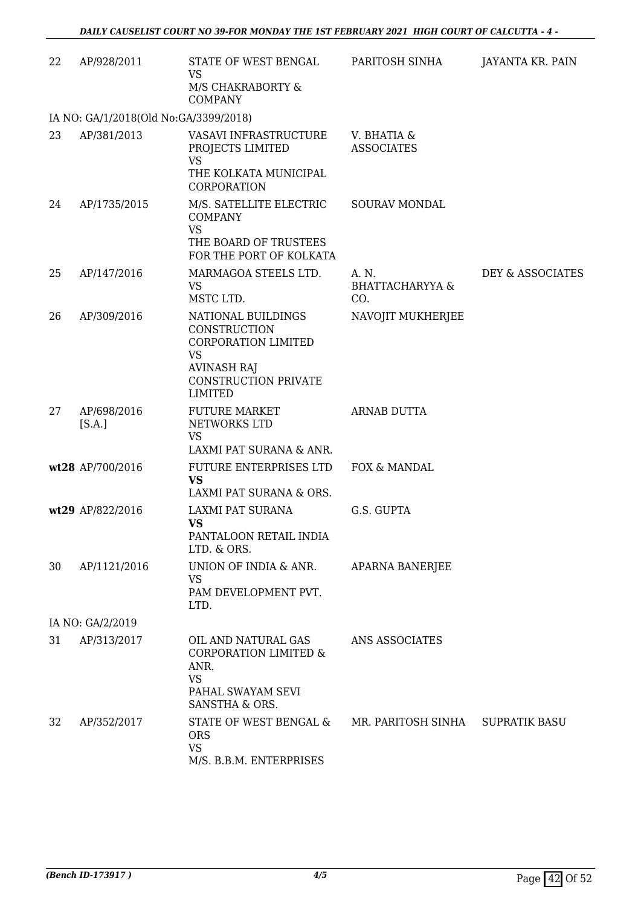| | | | | |
|---|---|---|---|---|
| 22 | AP/928/2011 | STATE OF WEST BENGAL<br>VS<br>M/S CHAKRABORTY & COMPANY | PARITOSH SINHA | JAYANTA KR. PAIN |
| IA NO: GA/1/2018(Old No:GA/3399/2018) | | | | |
| 23 | AP/381/2013 | VASAVI INFRASTRUCTURE PROJECTS LIMITED<br>VS<br>THE KOLKATA MUNICIPAL CORPORATION | V. BHATIA & ASSOCIATES | |
| 24 | AP/1735/2015 | M/S. SATELLITE ELECTRIC COMPANY<br>VS<br>THE BOARD OF TRUSTEES FOR THE PORT OF KOLKATA | SOURAV MONDAL | |
| 25 | AP/147/2016 | MARMAGOA STEELS LTD.<br>VS<br>MSTC LTD. | A. N. BHATTACHARYYA & CO. | DEY & ASSOCIATES |
| 26 | AP/309/2016 | NATIONAL BUILDINGS CONSTRUCTION CORPORATION LIMITED<br>VS<br>AVINASH RAJ CONSTRUCTION PRIVATE LIMITED | NAVOJIT MUKHERJEE | |
| 27 | AP/698/2016 [S.A.] | FUTURE MARKET NETWORKS LTD<br>VS<br>LAXMI PAT SURANA & ANR. | ARNAB DUTTA | |
| **wt28** | AP/700/2016 | FUTURE ENTERPRISES LTD<br>**VS**<br>LAXMI PAT SURANA & ORS. | FOX & MANDAL | |
| **wt29** | AP/822/2016 | LAXMI PAT SURANA<br>**VS**<br>PANTALOON RETAIL INDIA LTD. & ORS. | G.S. GUPTA | |
| 30 | AP/1121/2016 | UNION OF INDIA & ANR.<br>VS<br>PAM DEVELOPMENT PVT. LTD. | APARNA BANERJEE | |
| IA NO: GA/2/2019 | | | | |
| 31 | AP/313/2017 | OIL AND NATURAL GAS CORPORATION LIMITED & ANR.<br>VS<br>PAHAL SWAYAM SEVI SANSTHA & ORS. | ANS ASSOCIATES | |
| 32 | AP/352/2017 | STATE OF WEST BENGAL & ORS<br>VS<br>M/S. B.B.M. ENTERPRISES | MR. PARITOSH SINHA | SUPRATIK BASU |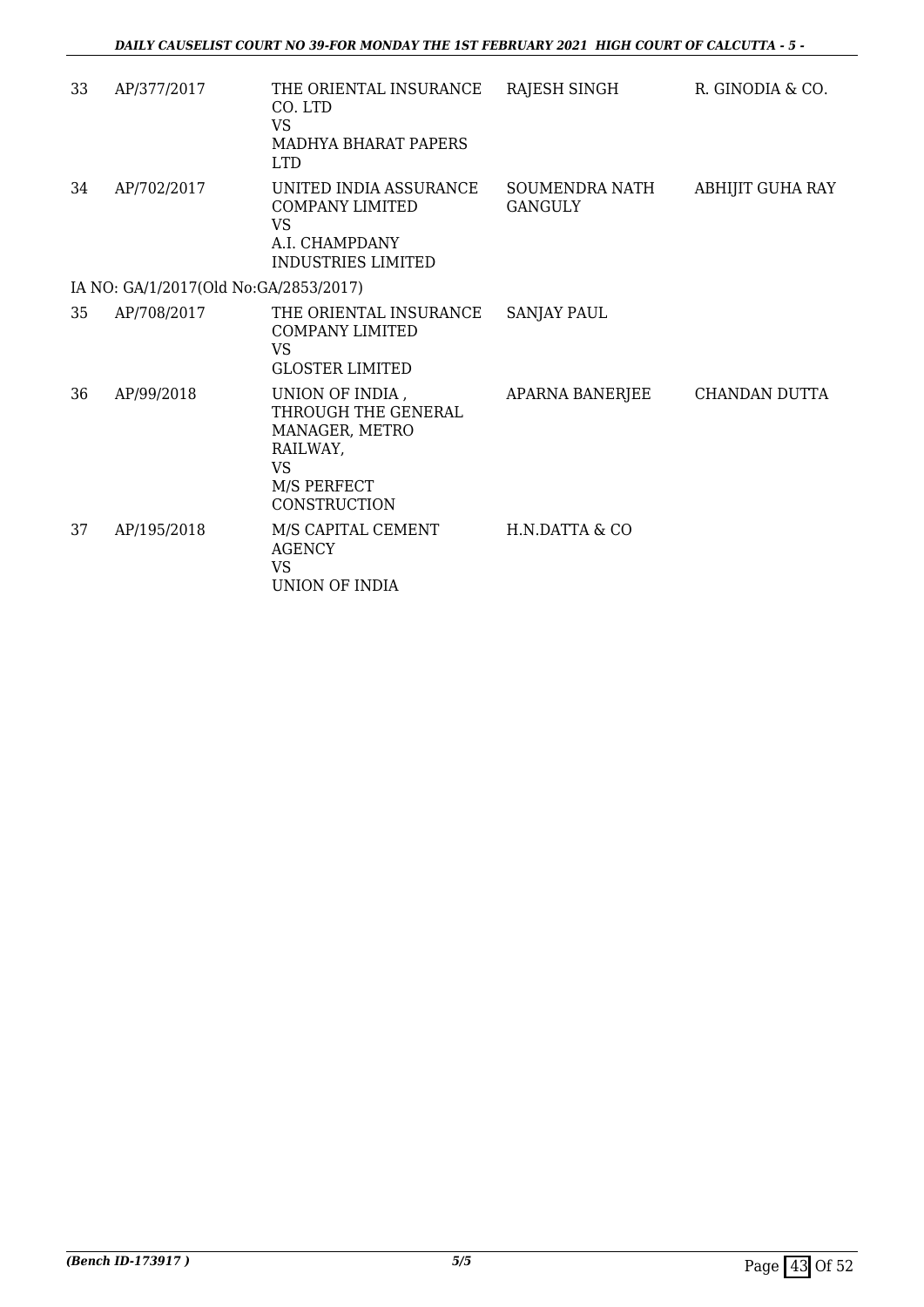| | | | | |
|---|---|---|---|---|
| 33 | AP/377/2017 | THE ORIENTAL INSURANCE CO. LTD VS MADHYA BHARAT PAPERS LTD | RAJESH SINGH | R. GINODIA & CO. |
| 34 | AP/702/2017 | UNITED INDIA ASSURANCE COMPANY LIMITED VS A.I. CHAMPDANY INDUSTRIES LIMITED | SOUMENDRA NATH GANGULY | ABHIJIT GUHA RAY |
| | IA NO: GA/1/2017(Old No:GA/2853/2017) | | | |
| 35 | AP/708/2017 | THE ORIENTAL INSURANCE COMPANY LIMITED VS GLOSTER LIMITED | SANJAY PAUL | |
| 36 | AP/99/2018 | UNION OF INDIA , THROUGH THE GENERAL MANAGER, METRO RAILWAY, VS M/S PERFECT CONSTRUCTION | APARNA BANERJEE | CHANDAN DUTTA |
| 37 | AP/195/2018 | M/S CAPITAL CEMENT AGENCY VS UNION OF INDIA | H.N.DATTA & CO | |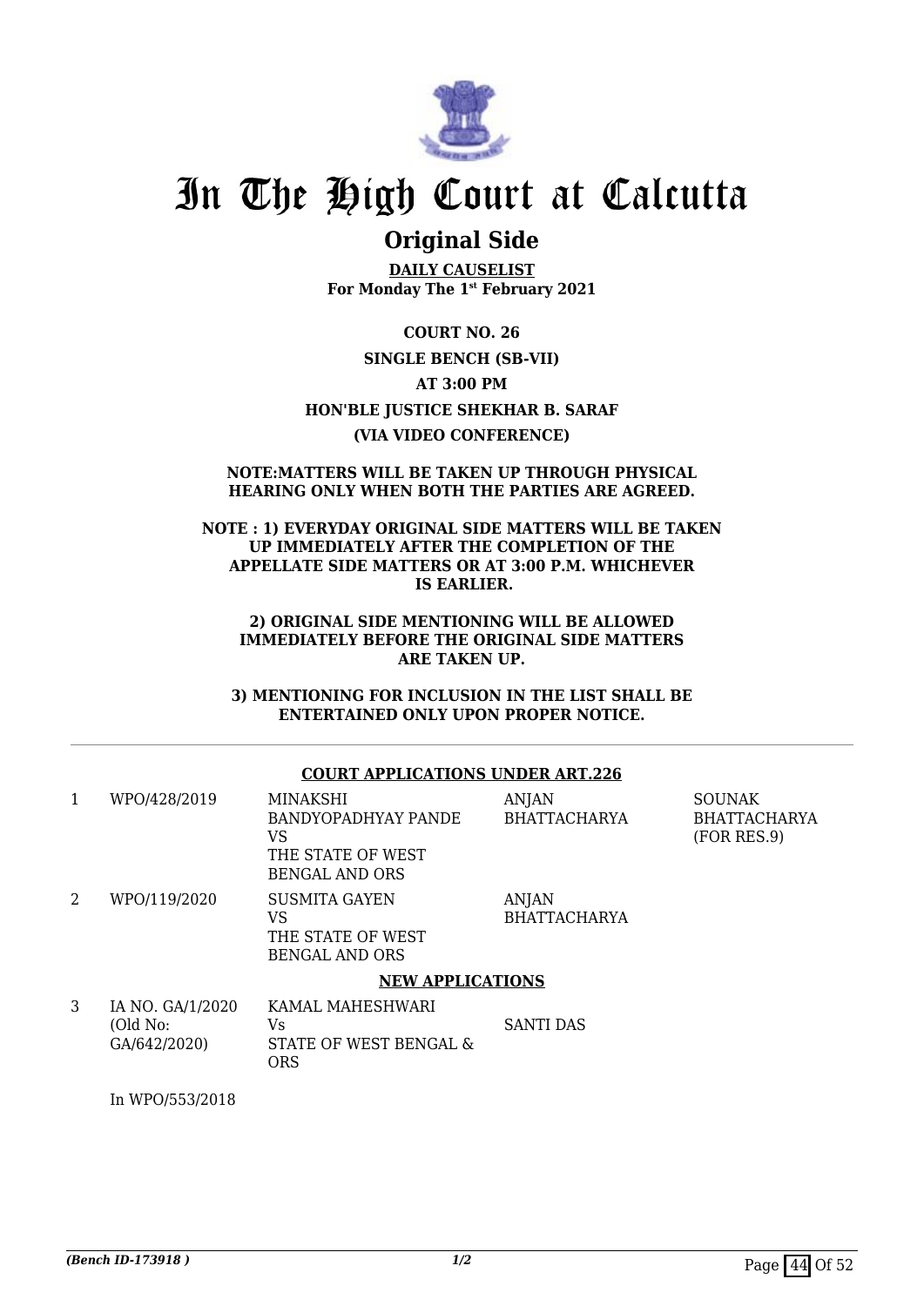# In The High Court at Calcutta

## Original Side

**DAILY CAUSELIST**
**For Monday The 1st February 2021**

**COURT NO. 26**

**SINGLE BENCH (SB-VII)**

**AT 3:00 PM**

**HON'BLE JUSTICE SHEKHAR B. SARAF**

**(VIA VIDEO CONFERENCE)**

**NOTE:MATTERS WILL BE TAKEN UP THROUGH PHYSICAL HEARING ONLY WHEN BOTH THE PARTIES ARE AGREED.**

**NOTE : 1) EVERYDAY ORIGINAL SIDE MATTERS WILL BE TAKEN UP IMMEDIATELY AFTER THE COMPLETION OF THE APPELLATE SIDE MATTERS OR AT 3:00 P.M. WHICHEVER IS EARLIER.**

**2) ORIGINAL SIDE MENTIONING WILL BE ALLOWED IMMEDIATELY BEFORE THE ORIGINAL SIDE MATTERS ARE TAKEN UP.**

**3) MENTIONING FOR INCLUSION IN THE LIST SHALL BE ENTERTAINED ONLY UPON PROPER NOTICE.**

---

**COURT APPLICATIONS UNDER ART.226**

| | | | | |
|---|---|---|---|---|
| 1 | WPO/428/2019 | MINAKSHI BANDYOPADHYAY PANDE<br>VS<br>THE STATE OF WEST BENGAL AND ORS | ANJAN BHATTACHARYA | SOUNAK BHATTACHARYA (FOR RES.9) |
| 2 | WPO/119/2020 | SUSMITA GAYEN<br>VS<br>THE STATE OF WEST BENGAL AND ORS | ANJAN BHATTACHARYA | |

**NEW APPLICATIONS**

| | | | | |
|---|---|---|---|---|
| 3 | IA NO. GA/1/2020 (Old No: GA/642/2020)<br><br>In WPO/553/2018 | KAMAL MAHESHWARI<br>Vs<br>STATE OF WEST BENGAL & ORS | SANTI DAS | |

*(Bench ID-173918 )* 1/2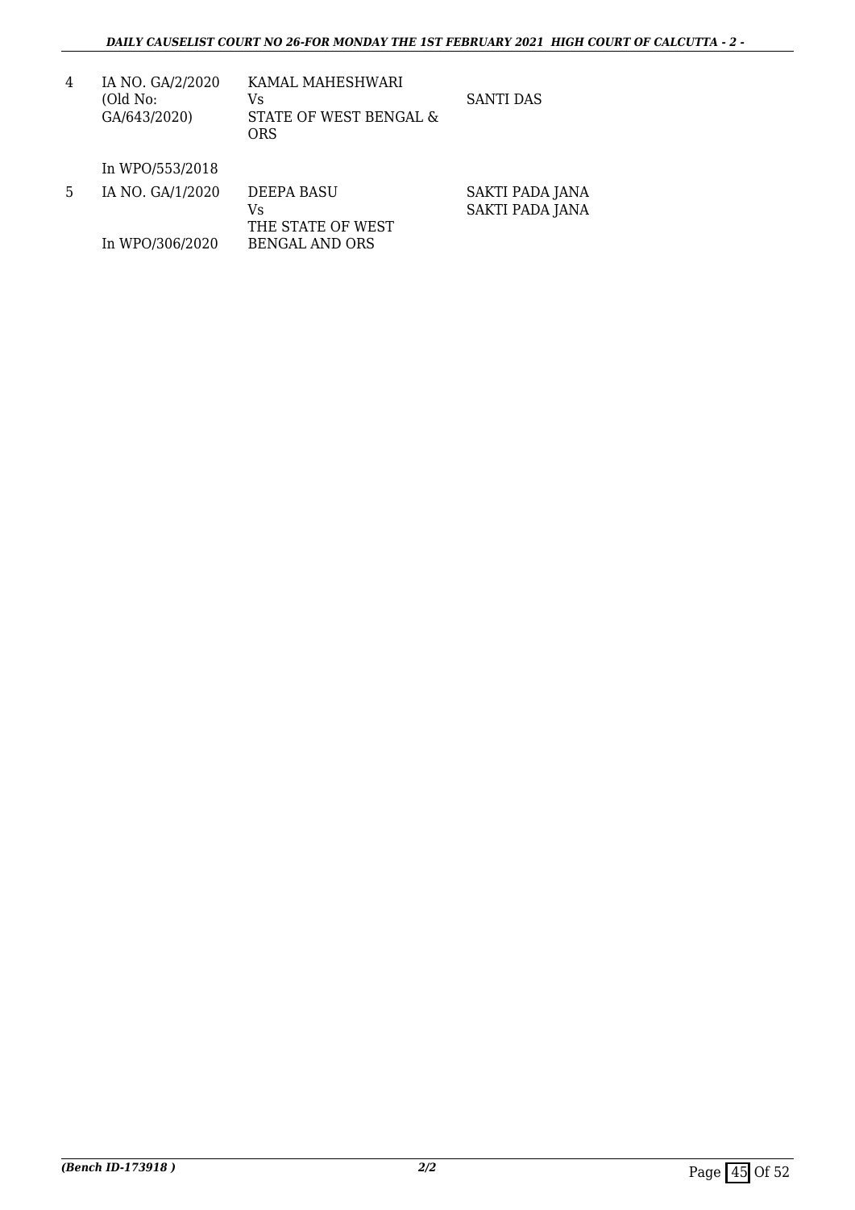| | | | |
|---|---|---|---|
| 4 | IA NO. GA/2/2020 (Old No: GA/643/2020) In WPO/553/2018 | KAMAL MAHESHWARI Vs STATE OF WEST BENGAL & ORS | SANTI DAS |
| 5 | IA NO. GA/1/2020 In WPO/306/2020 | DEEPA BASU Vs THE STATE OF WEST BENGAL AND ORS | SAKTI PADA JANA SAKTI PADA JANA |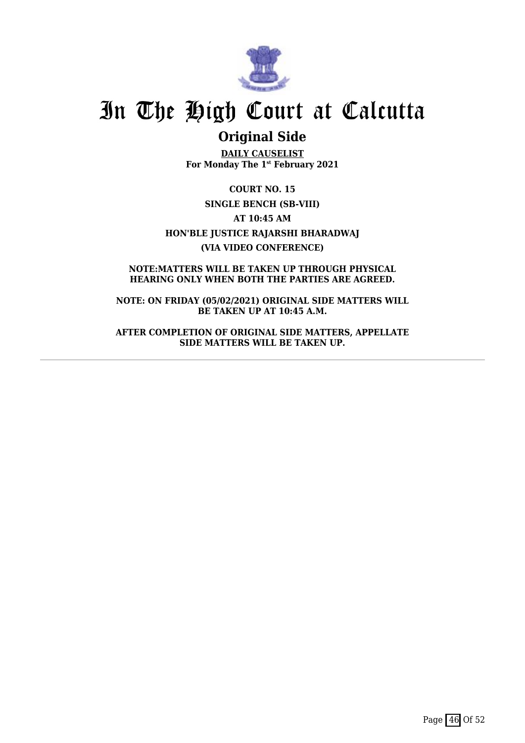# In The High Court at Calcutta

## Original Side

**DAILY CAUSELIST**
**For Monday The 1st February 2021**

**COURT NO. 15**

**SINGLE BENCH (SB-VIII)**

**AT 10:45 AM**

**HON'BLE JUSTICE RAJARSHI BHARADWAJ**

**(VIA VIDEO CONFERENCE)**

**NOTE:MATTERS WILL BE TAKEN UP THROUGH PHYSICAL HEARING ONLY WHEN BOTH THE PARTIES ARE AGREED.**

**NOTE: ON FRIDAY (05/02/2021) ORIGINAL SIDE MATTERS WILL BE TAKEN UP AT 10:45 A.M.**

**AFTER COMPLETION OF ORIGINAL SIDE MATTERS, APPELLATE SIDE MATTERS WILL BE TAKEN UP.**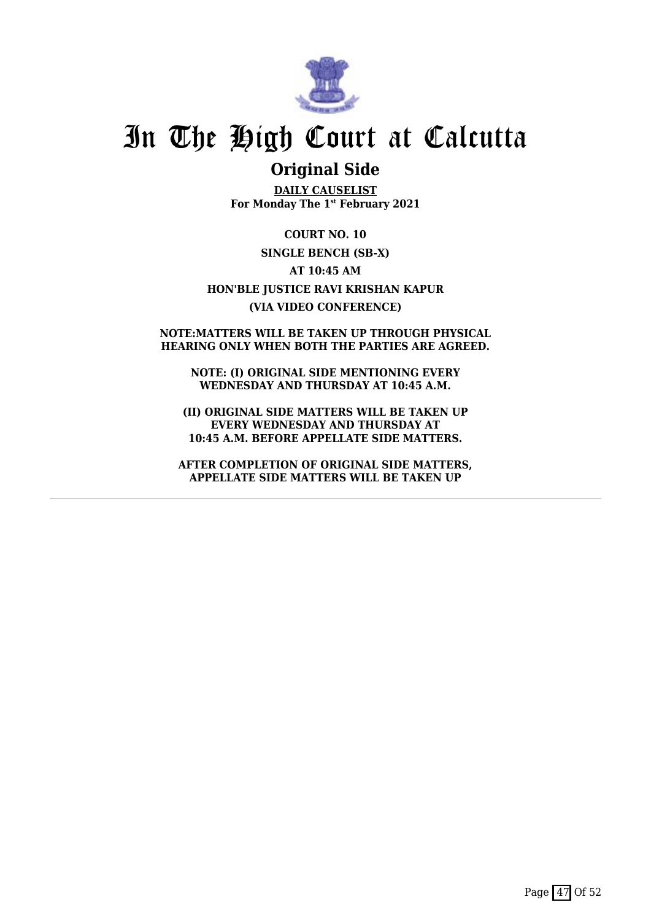# In The High Court at Calcutta

## Original Side

**DAILY CAUSELIST**
**For Monday The 1st February 2021**

**COURT NO. 10**

**SINGLE BENCH (SB-X)**

**AT 10:45 AM**

**HON'BLE JUSTICE RAVI KRISHAN KAPUR**

**(VIA VIDEO CONFERENCE)**

**NOTE:MATTERS WILL BE TAKEN UP THROUGH PHYSICAL HEARING ONLY WHEN BOTH THE PARTIES ARE AGREED.**

**NOTE: (I) ORIGINAL SIDE MENTIONING EVERY WEDNESDAY AND THURSDAY AT 10:45 A.M.**

**(II) ORIGINAL SIDE MATTERS WILL BE TAKEN UP EVERY WEDNESDAY AND THURSDAY AT 10:45 A.M. BEFORE APPELLATE SIDE MATTERS.**

**AFTER COMPLETION OF ORIGINAL SIDE MATTERS, APPELLATE SIDE MATTERS WILL BE TAKEN UP**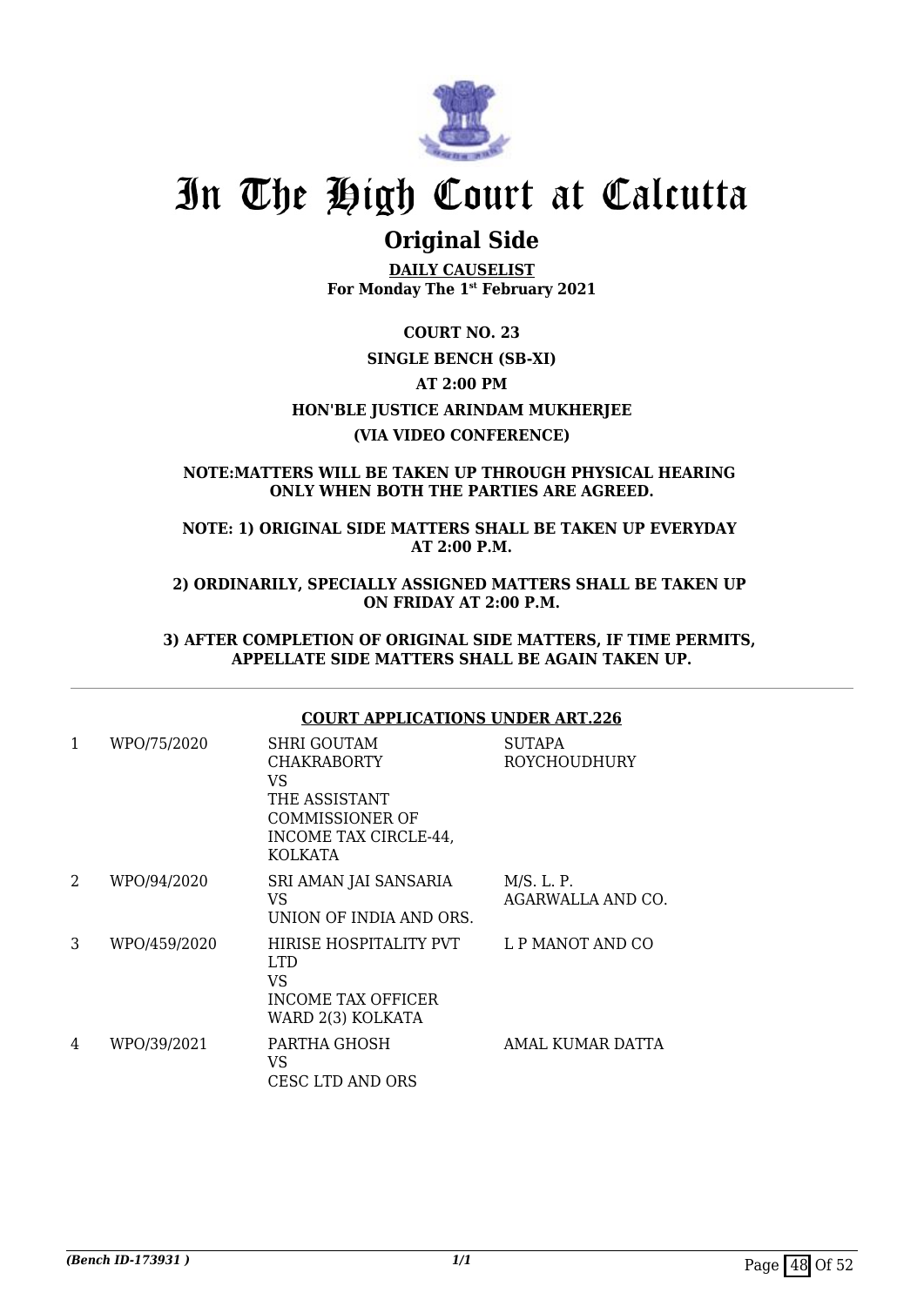# In The High Court at Calcutta

## Original Side

**DAILY CAUSELIST**
**For Monday The 1st February 2021**

**COURT NO. 23**

**SINGLE BENCH (SB-XI)**

**AT 2:00 PM**

**HON'BLE JUSTICE ARINDAM MUKHERJEE**

**(VIA VIDEO CONFERENCE)**

**NOTE:MATTERS WILL BE TAKEN UP THROUGH PHYSICAL HEARING ONLY WHEN BOTH THE PARTIES ARE AGREED.**

**NOTE: 1) ORIGINAL SIDE MATTERS SHALL BE TAKEN UP EVERYDAY AT 2:00 P.M.**

**2) ORDINARILY, SPECIALLY ASSIGNED MATTERS SHALL BE TAKEN UP ON FRIDAY AT 2:00 P.M.**

**3) AFTER COMPLETION OF ORIGINAL SIDE MATTERS, IF TIME PERMITS, APPELLATE SIDE MATTERS SHALL BE AGAIN TAKEN UP.**

**COURT APPLICATIONS UNDER ART.226**

| | | | |
|---|---|---|---|
| 1 | WPO/75/2020 | SHRI GOUTAM CHAKRABORTY VS THE ASSISTANT COMMISSIONER OF INCOME TAX CIRCLE-44, KOLKATA | SUTAPA ROYCHOUDHURY |
| 2 | WPO/94/2020 | SRI AMAN JAI SANSARIA VS UNION OF INDIA AND ORS. | M/S. L. P. AGARWALLA AND CO. |
| 3 | WPO/459/2020 | HIRISE HOSPITALITY PVT LTD VS INCOME TAX OFFICER WARD 2(3) KOLKATA | L P MANOT AND CO |
| 4 | WPO/39/2021 | PARTHA GHOSH VS CESC LTD AND ORS | AMAL KUMAR DATTA |

*(Bench ID-173931 )*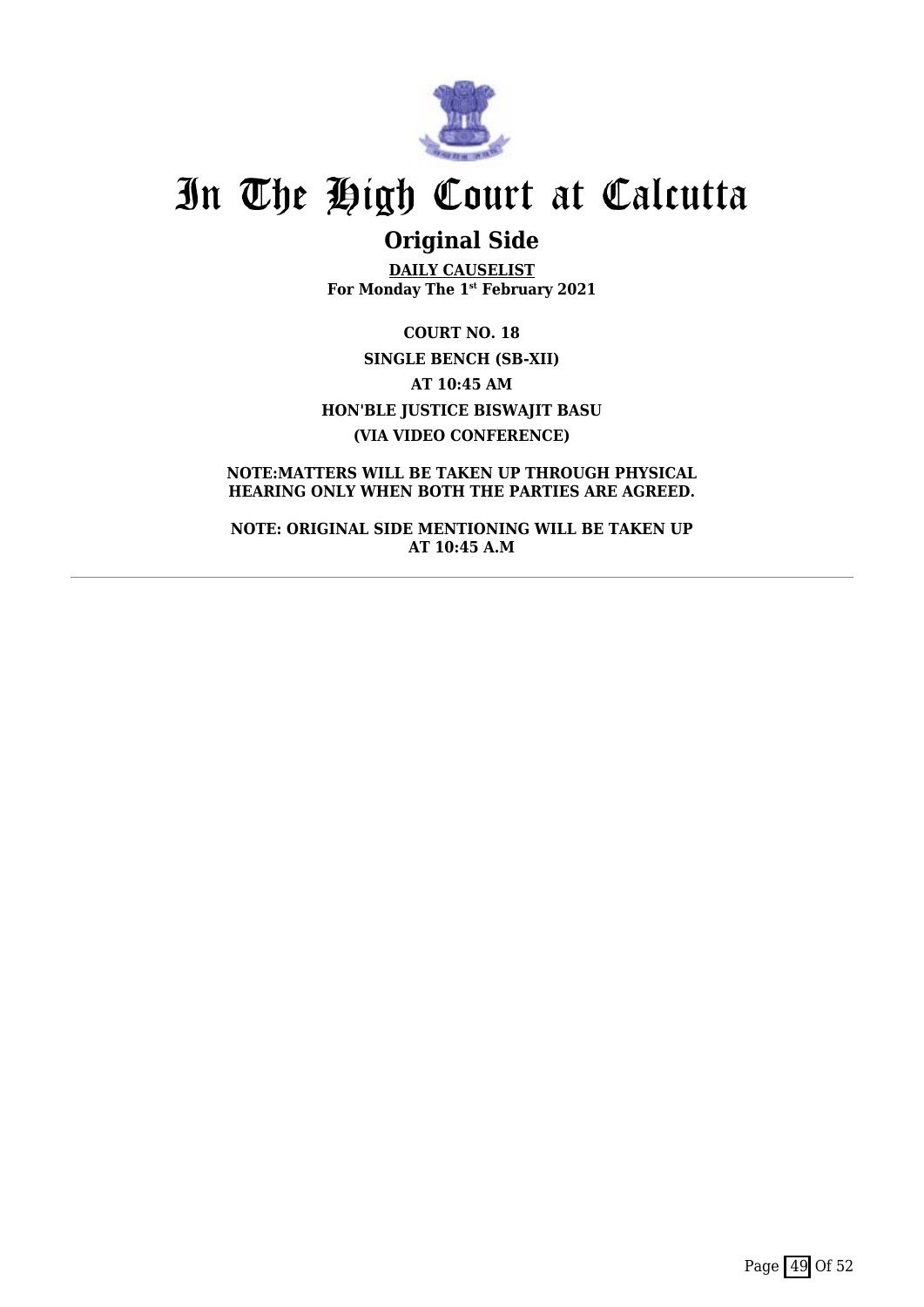# In The High Court at Calcutta

## Original Side

**DAILY CAUSELIST**
**For Monday The 1st February 2021**

**COURT NO. 18**

**SINGLE BENCH (SB-XII)**

**AT 10:45 AM**

**HON'BLE JUSTICE BISWAJIT BASU**

**(VIA VIDEO CONFERENCE)**

**NOTE:MATTERS WILL BE TAKEN UP THROUGH PHYSICAL HEARING ONLY WHEN BOTH THE PARTIES ARE AGREED.**

**NOTE: ORIGINAL SIDE MENTIONING WILL BE TAKEN UP AT 10:45 A.M**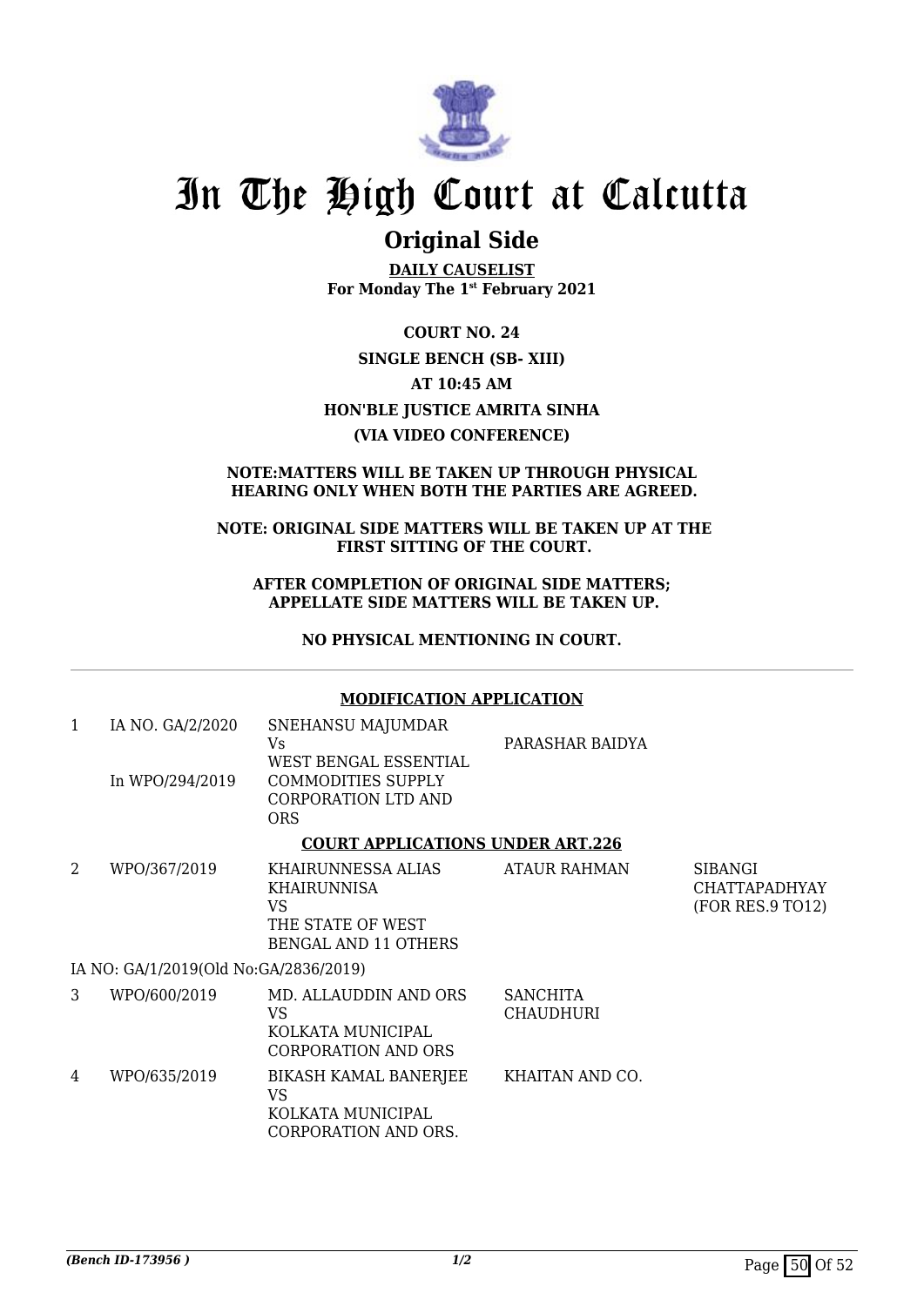# In The High Court at Calcutta

## Original Side

**DAILY CAUSELIST**
**For Monday The 1st February 2021**

**COURT NO. 24**

**SINGLE BENCH (SB- XIII)**

**AT 10:45 AM**

**HON'BLE JUSTICE AMRITA SINHA**

**(VIA VIDEO CONFERENCE)**

**NOTE:MATTERS WILL BE TAKEN UP THROUGH PHYSICAL HEARING ONLY WHEN BOTH THE PARTIES ARE AGREED.**

**NOTE: ORIGINAL SIDE MATTERS WILL BE TAKEN UP AT THE FIRST SITTING OF THE COURT.**

**AFTER COMPLETION OF ORIGINAL SIDE MATTERS; APPELLATE SIDE MATTERS WILL BE TAKEN UP.**

**NO PHYSICAL MENTIONING IN COURT.**

**MODIFICATION APPLICATION**

| | | | | |
|---|---|---|---|---|
| 1 | IA NO. GA/2/2020<br>In WPO/294/2019 | SNEHANSU MAJUMDAR<br>Vs<br>WEST BENGAL ESSENTIAL COMMODITIES SUPPLY CORPORATION LTD AND ORS | PARASHAR BAIDYA | |

**COURT APPLICATIONS UNDER ART.226**

| | | | | |
|---|---|---|---|---|
| 2 | WPO/367/2019 | KHAIRUNNESSA ALIAS KHAIRUNNISA<br>VS<br>THE STATE OF WEST BENGAL AND 11 OTHERS | ATAUR RAHMAN | SIBANGI CHATTAPADHYAY (FOR RES.9 TO12) |
| | IA NO: GA/1/2019(Old No:GA/2836/2019) | | | |
| 3 | WPO/600/2019 | MD. ALLAUDDIN AND ORS<br>VS<br>KOLKATA MUNICIPAL CORPORATION AND ORS | SANCHITA CHAUDHURI | |
| 4 | WPO/635/2019 | BIKASH KAMAL BANERJEE<br>VS<br>KOLKATA MUNICIPAL CORPORATION AND ORS. | KHAITAN AND CO. | |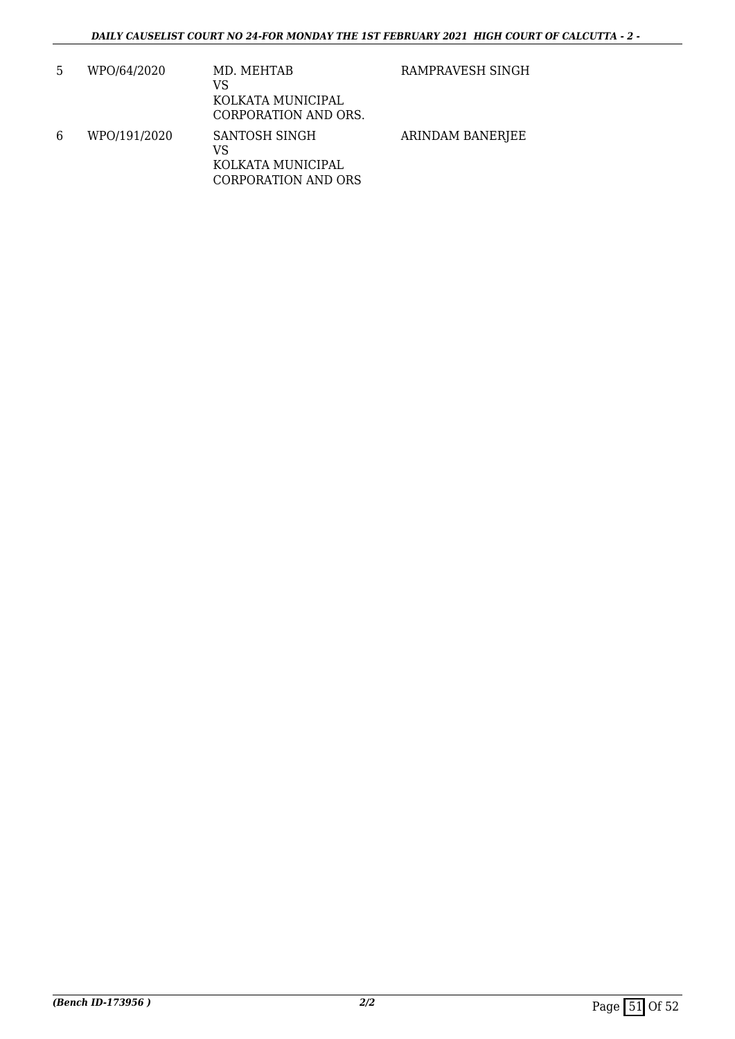| | | | |
|---|---|---|---|
| 5 | WPO/64/2020 | MD. MEHTAB<br>VS<br>KOLKATA MUNICIPAL CORPORATION AND ORS. | RAMPRAVESH SINGH |
| 6 | WPO/191/2020 | SANTOSH SINGH<br>VS<br>KOLKATA MUNICIPAL CORPORATION AND ORS | ARINDAM BANERJEE |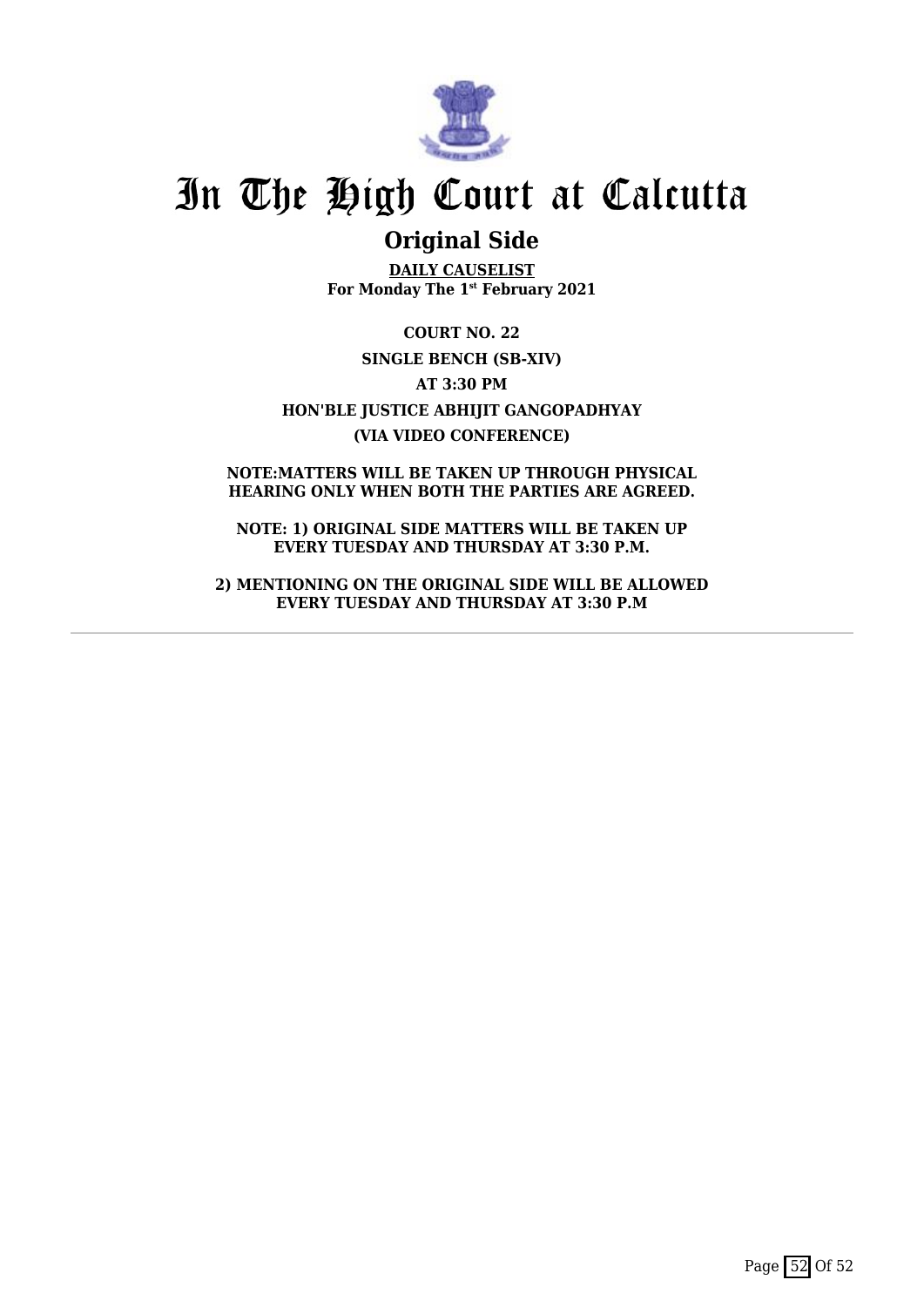# In The High Court at Calcutta

## Original Side

**DAILY CAUSELIST**
**For Monday The 1st February 2021**

**COURT NO. 22**

**SINGLE BENCH (SB-XIV)**

**AT 3:30 PM**

**HON'BLE JUSTICE ABHIJIT GANGOPADHYAY**

**(VIA VIDEO CONFERENCE)**

**NOTE:MATTERS WILL BE TAKEN UP THROUGH PHYSICAL HEARING ONLY WHEN BOTH THE PARTIES ARE AGREED.**

**NOTE: 1) ORIGINAL SIDE MATTERS WILL BE TAKEN UP EVERY TUESDAY AND THURSDAY AT 3:30 P.M.**

**2) MENTIONING ON THE ORIGINAL SIDE WILL BE ALLOWED EVERY TUESDAY AND THURSDAY AT 3:30 P.M**